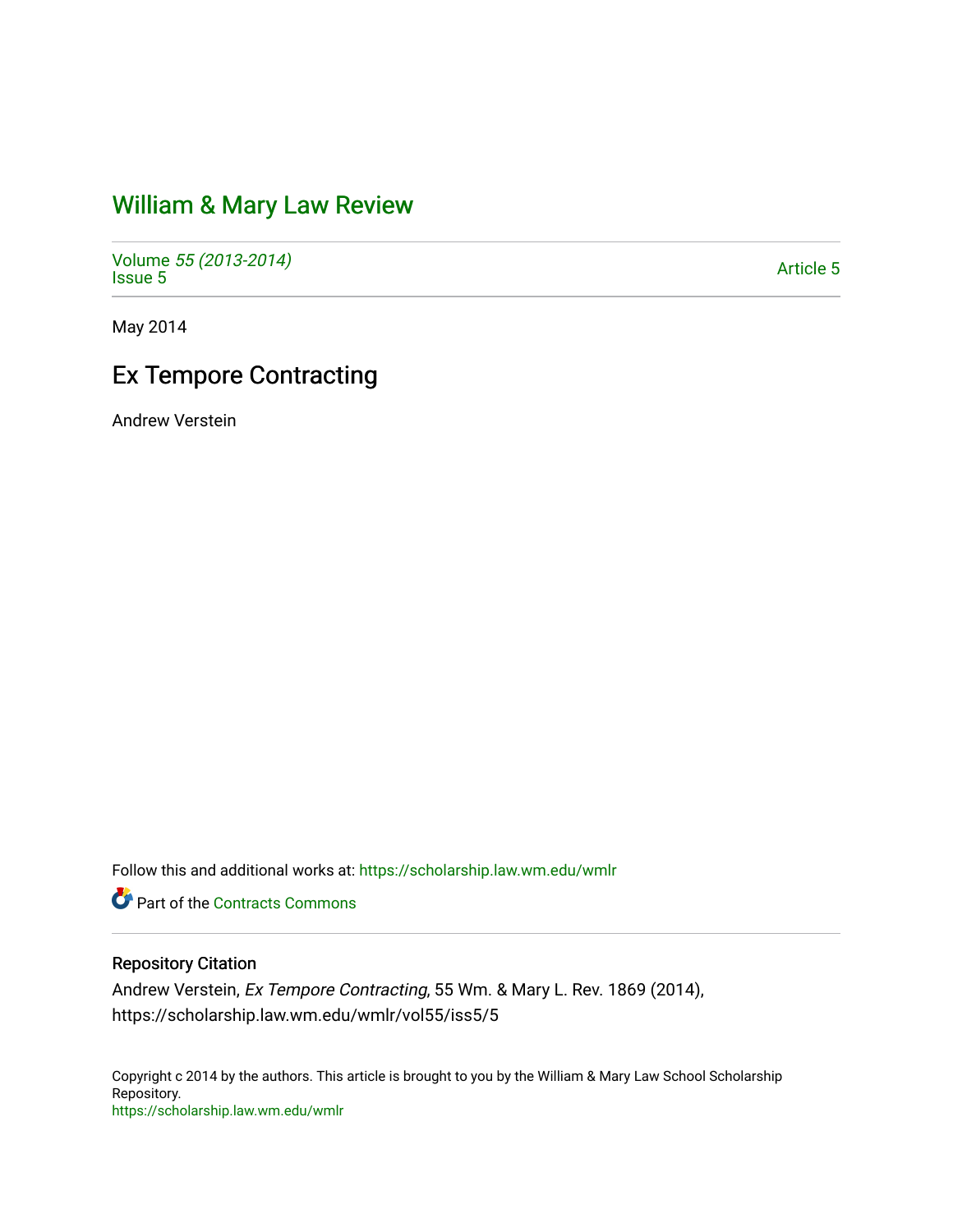# William & Mary Law Review

Volume *55 (2013-2014)*
Issue 5

Article 5

May 2014

## Ex Tempore Contracting

Andrew Verstein

Follow this and additional works at: https://scholarship.law.wm.edu/wmlr

Part of the Contracts Commons

### Repository Citation

Andrew Verstein, *Ex Tempore Contracting*, 55 Wm. & Mary L. Rev. 1869 (2014), https://scholarship.law.wm.edu/wmlr/vol55/iss5/5

Copyright c 2014 by the authors. This article is brought to you by the William & Mary Law School Scholarship Repository.
https://scholarship.law.wm.edu/wmlr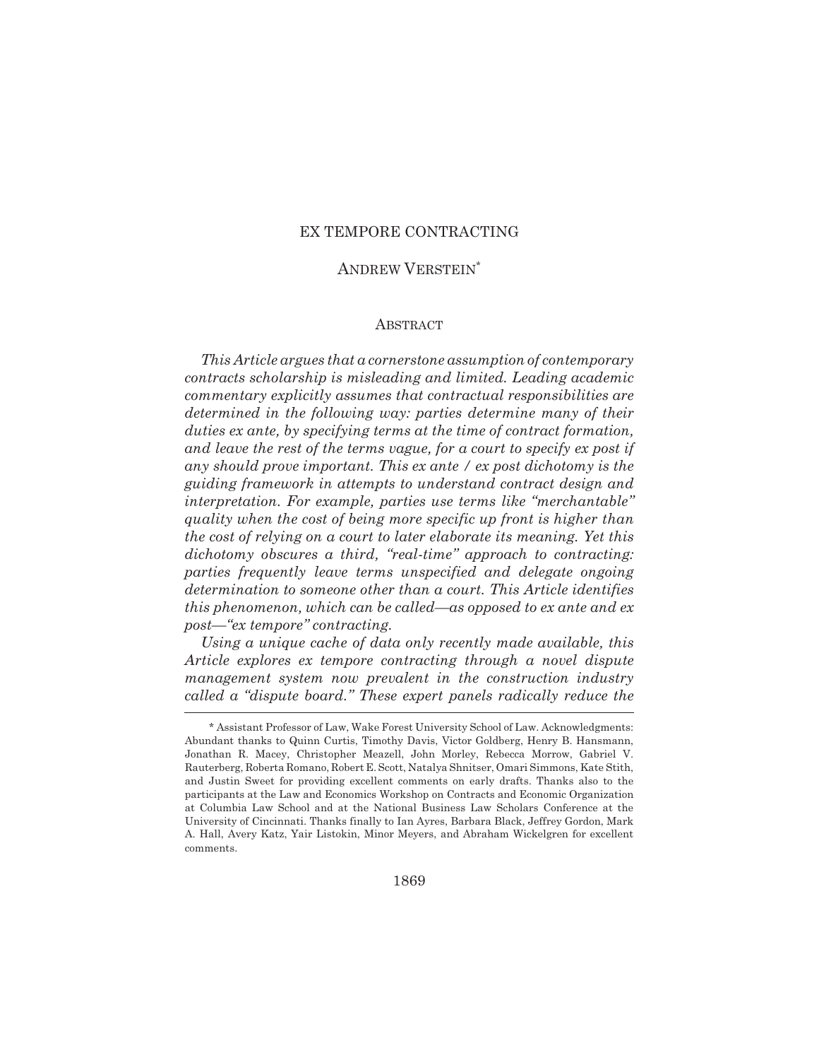# EX TEMPORE CONTRACTING

## ANDREW VERSTEIN[*]

### ABSTRACT

*This Article argues that a cornerstone assumption of contemporary contracts scholarship is misleading and limited. Leading academic commentary explicitly assumes that contractual responsibilities are determined in the following way: parties determine many of their duties ex ante, by specifying terms at the time of contract formation, and leave the rest of the terms vague, for a court to specify ex post if any should prove important. This ex ante / ex post dichotomy is the guiding framework in attempts to understand contract design and interpretation. For example, parties use terms like "merchantable" quality when the cost of being more specific up front is higher than the cost of relying on a court to later elaborate its meaning. Yet this dichotomy obscures a third, "real-time" approach to contracting: parties frequently leave terms unspecified and delegate ongoing determination to someone other than a court. This Article identifies this phenomenon, which can be called—as opposed to ex ante and ex post—"ex tempore" contracting.*

*Using a unique cache of data only recently made available, this Article explores ex tempore contracting through a novel dispute management system now prevalent in the construction industry called a "dispute board." These expert panels radically reduce the*

---

[*] Assistant Professor of Law, Wake Forest University School of Law. Acknowledgments: Abundant thanks to Quinn Curtis, Timothy Davis, Victor Goldberg, Henry B. Hansmann, Jonathan R. Macey, Christopher Meazell, John Morley, Rebecca Morrow, Gabriel V. Rauterberg, Roberta Romano, Robert E. Scott, Natalya Shnitser, Omari Simmons, Kate Stith, and Justin Sweet for providing excellent comments on early drafts. Thanks also to the participants at the Law and Economics Workshop on Contracts and Economic Organization at Columbia Law School and at the National Business Law Scholars Conference at the University of Cincinnati. Thanks finally to Ian Ayres, Barbara Black, Jeffrey Gordon, Mark A. Hall, Avery Katz, Yair Listokin, Minor Meyers, and Abraham Wickelgren for excellent comments.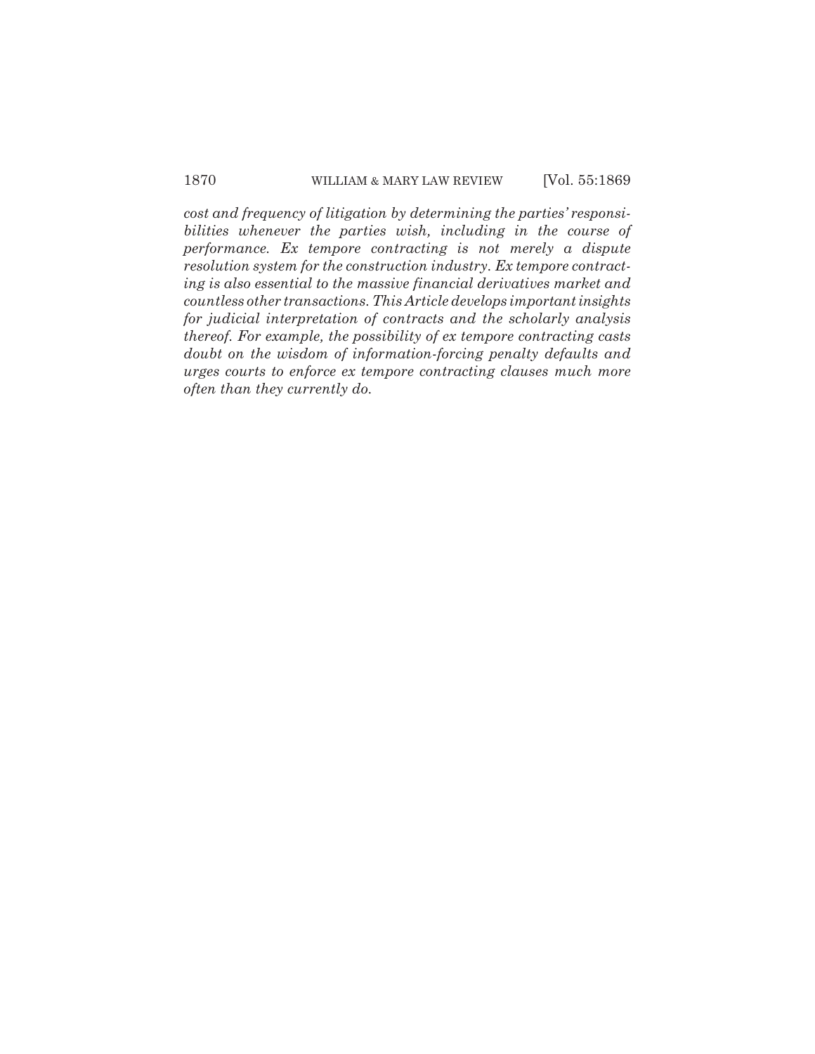*cost and frequency of litigation by determining the parties' responsibilities whenever the parties wish, including in the course of performance. Ex tempore contracting is not merely a dispute resolution system for the construction industry. Ex tempore contracting is also essential to the massive financial derivatives market and countless other transactions. This Article develops important insights for judicial interpretation of contracts and the scholarly analysis thereof. For example, the possibility of ex tempore contracting casts doubt on the wisdom of information-forcing penalty defaults and urges courts to enforce ex tempore contracting clauses much more often than they currently do.*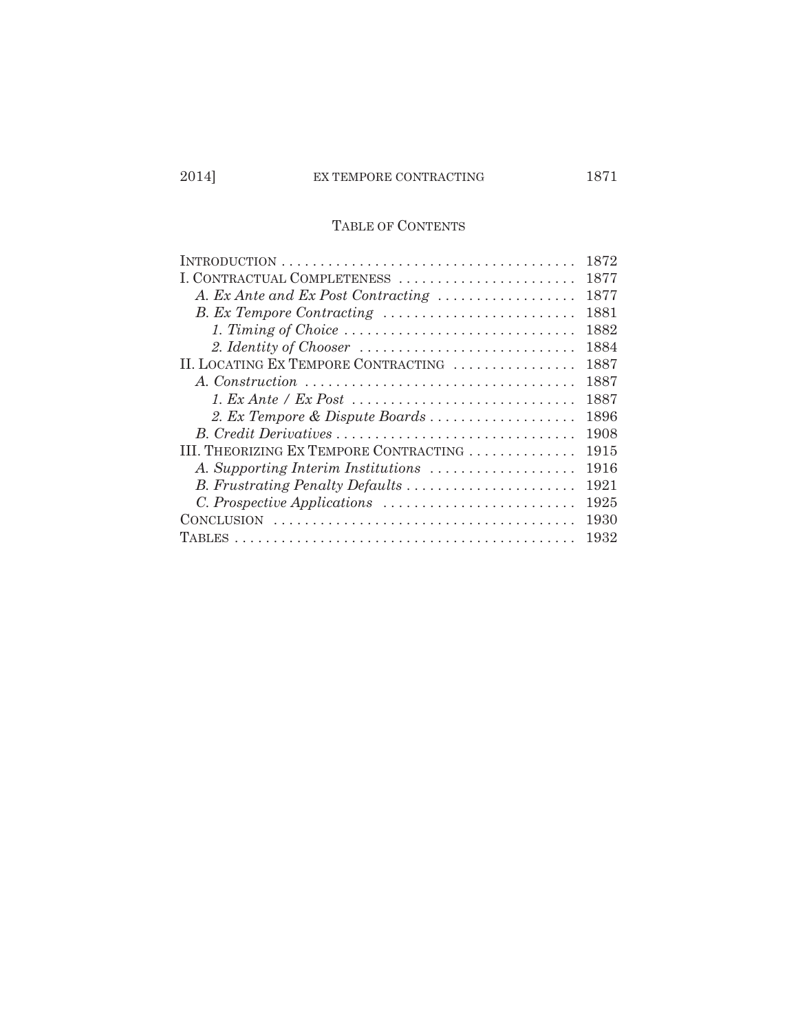## Table of Contents

| | |
|---|---|
| Introduction | 1872 |
| I. Contractual Completeness | 1877 |
| *A. Ex Ante and Ex Post Contracting* | 1877 |
| *B. Ex Tempore Contracting* | 1881 |
| *1. Timing of Choice* | 1882 |
| *2. Identity of Chooser* | 1884 |
| II. Locating Ex Tempore Contracting | 1887 |
| *A. Construction* | 1887 |
| *1. Ex Ante / Ex Post* | 1887 |
| *2. Ex Tempore & Dispute Boards* | 1896 |
| *B. Credit Derivatives* | 1908 |
| III. Theorizing Ex Tempore Contracting | 1915 |
| *A. Supporting Interim Institutions* | 1916 |
| *B. Frustrating Penalty Defaults* | 1921 |
| *C. Prospective Applications* | 1925 |
| Conclusion | 1930 |
| Tables | 1932 |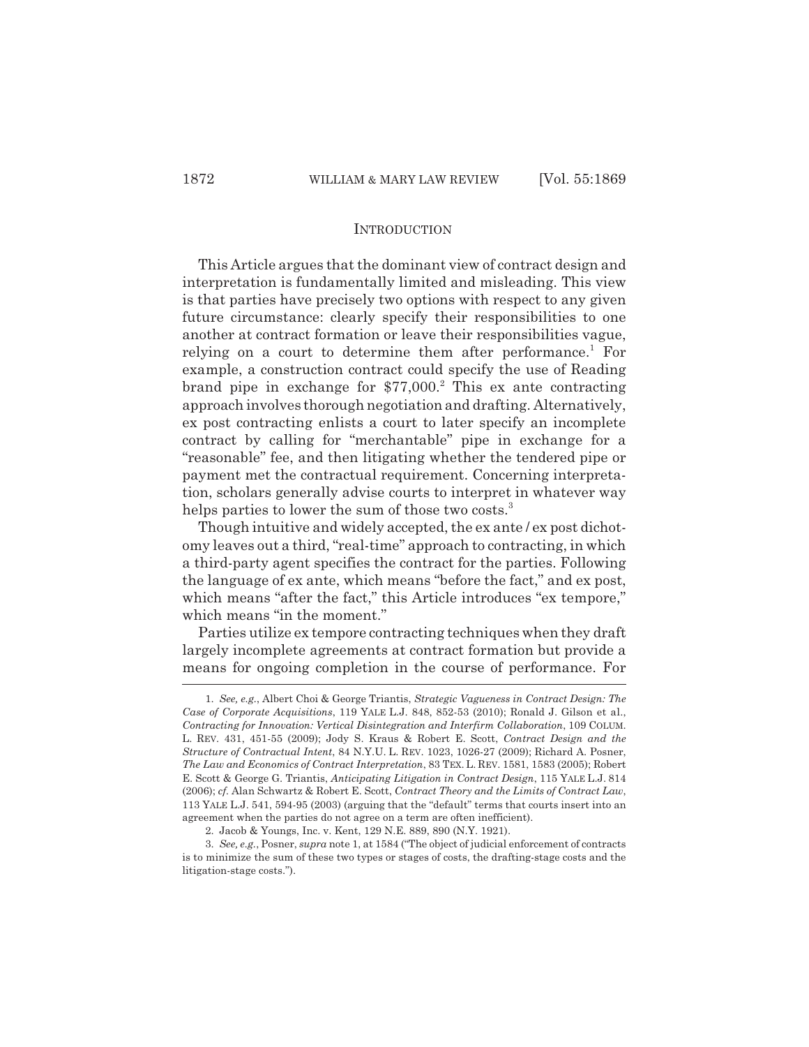## INTRODUCTION

This Article argues that the dominant view of contract design and interpretation is fundamentally limited and misleading. This view is that parties have precisely two options with respect to any given future circumstance: clearly specify their responsibilities to one another at contract formation or leave their responsibilities vague, relying on a court to determine them after performance.[1] For example, a construction contract could specify the use of Reading brand pipe in exchange for $77,000.[2] This ex ante contracting approach involves thorough negotiation and drafting. Alternatively, ex post contracting enlists a court to later specify an incomplete contract by calling for "merchantable" pipe in exchange for a "reasonable" fee, and then litigating whether the tendered pipe or payment met the contractual requirement. Concerning interpretation, scholars generally advise courts to interpret in whatever way helps parties to lower the sum of those two costs.[3]

Though intuitive and widely accepted, the ex ante / ex post dichotomy leaves out a third, "real-time" approach to contracting, in which a third-party agent specifies the contract for the parties. Following the language of ex ante, which means "before the fact," and ex post, which means "after the fact," this Article introduces "ex tempore," which means "in the moment."

Parties utilize ex tempore contracting techniques when they draft largely incomplete agreements at contract formation but provide a means for ongoing completion in the course of performance. For

---

1. *See, e.g.*, Albert Choi & George Triantis, *Strategic Vagueness in Contract Design: The Case of Corporate Acquisitions*, 119 YALE L.J. 848, 852-53 (2010); Ronald J. Gilson et al., *Contracting for Innovation: Vertical Disintegration and Interfirm Collaboration*, 109 COLUM. L. REV. 431, 451-55 (2009); Jody S. Kraus & Robert E. Scott, *Contract Design and the Structure of Contractual Intent*, 84 N.Y.U. L. REV. 1023, 1026-27 (2009); Richard A. Posner, *The Law and Economics of Contract Interpretation*, 83 TEX. L. REV. 1581, 1583 (2005); Robert E. Scott & George G. Triantis, *Anticipating Litigation in Contract Design*, 115 YALE L.J. 814 (2006); *cf.* Alan Schwartz & Robert E. Scott, *Contract Theory and the Limits of Contract Law*, 113 YALE L.J. 541, 594-95 (2003) (arguing that the "default" terms that courts insert into an agreement when the parties do not agree on a term are often inefficient).

2. Jacob & Youngs, Inc. v. Kent, 129 N.E. 889, 890 (N.Y. 1921).

3. *See, e.g.*, Posner, *supra* note 1, at 1584 ("The object of judicial enforcement of contracts is to minimize the sum of these two types or stages of costs, the drafting-stage costs and the litigation-stage costs.").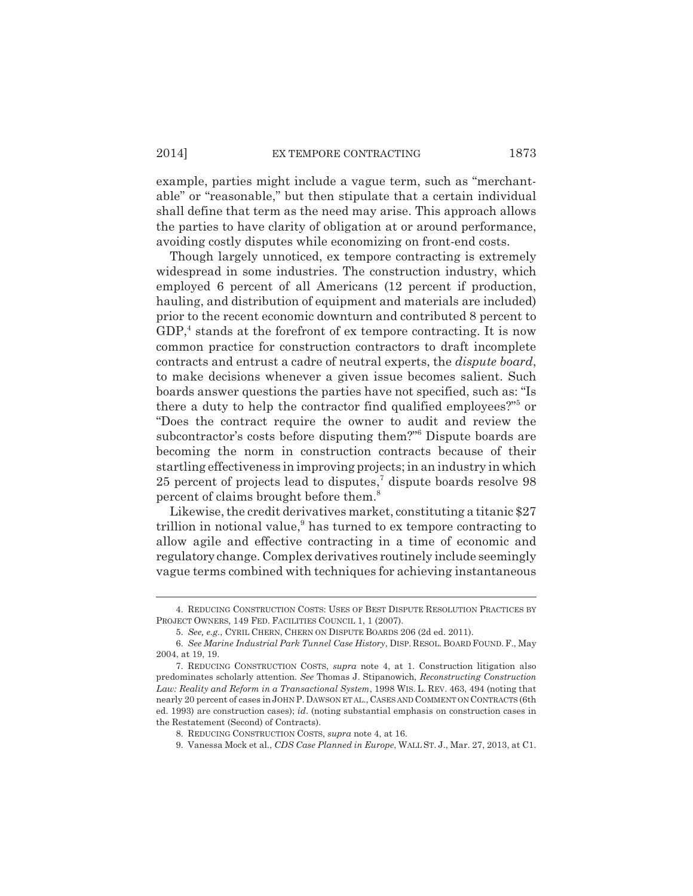example, parties might include a vague term, such as "merchantable" or "reasonable," but then stipulate that a certain individual shall define that term as the need may arise. This approach allows the parties to have clarity of obligation at or around performance, avoiding costly disputes while economizing on front-end costs.

Though largely unnoticed, ex tempore contracting is extremely widespread in some industries. The construction industry, which employed 6 percent of all Americans (12 percent if production, hauling, and distribution of equipment and materials are included) prior to the recent economic downturn and contributed 8 percent to GDP,[4] stands at the forefront of ex tempore contracting. It is now common practice for construction contractors to draft incomplete contracts and entrust a cadre of neutral experts, the *dispute board*, to make decisions whenever a given issue becomes salient. Such boards answer questions the parties have not specified, such as: "Is there a duty to help the contractor find qualified employees?"[5] or "Does the contract require the owner to audit and review the subcontractor's costs before disputing them?"[6] Dispute boards are becoming the norm in construction contracts because of their startling effectiveness in improving projects; in an industry in which 25 percent of projects lead to disputes,[7] dispute boards resolve 98 percent of claims brought before them.[8]

Likewise, the credit derivatives market, constituting a titanic $27 trillion in notional value,[9] has turned to ex tempore contracting to allow agile and effective contracting in a time of economic and regulatory change. Complex derivatives routinely include seemingly vague terms combined with techniques for achieving instantaneous

---

4. REDUCING CONSTRUCTION COSTS: USES OF BEST DISPUTE RESOLUTION PRACTICES BY PROJECT OWNERS, 149 FED. FACILITIES COUNCIL 1, 1 (2007).

5. *See, e.g.*, CYRIL CHERN, CHERN ON DISPUTE BOARDS 206 (2d ed. 2011).

6. *See Marine Industrial Park Tunnel Case History*, DISP. RESOL. BOARD FOUND. F., May 2004, at 19, 19.

7. REDUCING CONSTRUCTION COSTS, *supra* note 4, at 1. Construction litigation also predominates scholarly attention. *See* Thomas J. Stipanowich, *Reconstructing Construction Law: Reality and Reform in a Transactional System*, 1998 WIS. L. REV. 463, 494 (noting that nearly 20 percent of cases in JOHN P. DAWSON ET AL., CASES AND COMMENT ON CONTRACTS (6th ed. 1993) are construction cases); *id*. (noting substantial emphasis on construction cases in the Restatement (Second) of Contracts).

8. REDUCING CONSTRUCTION COSTS, *supra* note 4, at 16.

9. Vanessa Mock et al., *CDS Case Planned in Europe*, WALL ST. J., Mar. 27, 2013, at C1.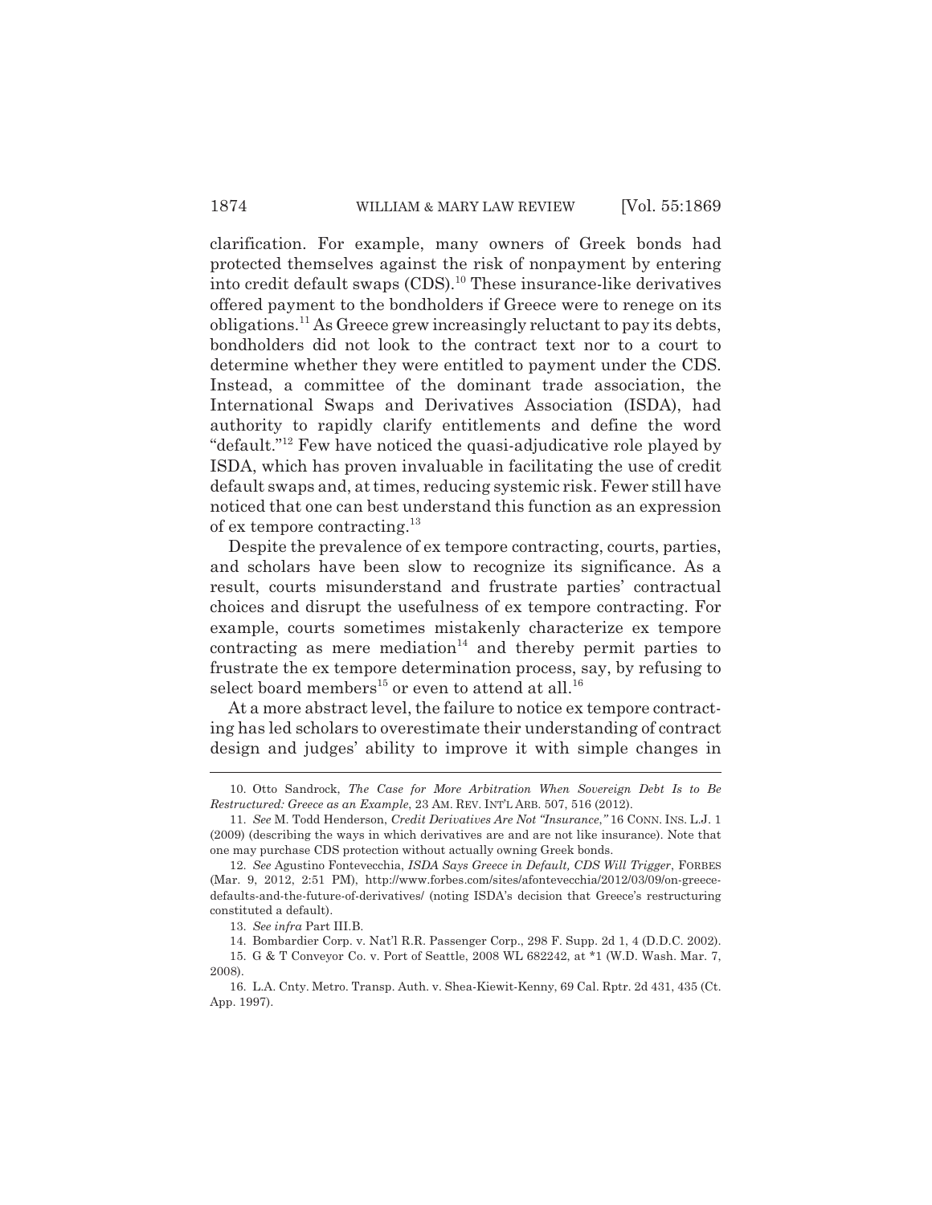clarification. For example, many owners of Greek bonds had protected themselves against the risk of nonpayment by entering into credit default swaps (CDS).[10] These insurance-like derivatives offered payment to the bondholders if Greece were to renege on its obligations.[11] As Greece grew increasingly reluctant to pay its debts, bondholders did not look to the contract text nor to a court to determine whether they were entitled to payment under the CDS. Instead, a committee of the dominant trade association, the International Swaps and Derivatives Association (ISDA), had authority to rapidly clarify entitlements and define the word "default."[12] Few have noticed the quasi-adjudicative role played by ISDA, which has proven invaluable in facilitating the use of credit default swaps and, at times, reducing systemic risk. Fewer still have noticed that one can best understand this function as an expression of ex tempore contracting.[13]

Despite the prevalence of ex tempore contracting, courts, parties, and scholars have been slow to recognize its significance. As a result, courts misunderstand and frustrate parties' contractual choices and disrupt the usefulness of ex tempore contracting. For example, courts sometimes mistakenly characterize ex tempore contracting as mere mediation[14] and thereby permit parties to frustrate the ex tempore determination process, say, by refusing to select board members[15] or even to attend at all.[16]

At a more abstract level, the failure to notice ex tempore contracting has led scholars to overestimate their understanding of contract design and judges' ability to improve it with simple changes in

---

10. Otto Sandrock, *The Case for More Arbitration When Sovereign Debt Is to Be Restructured: Greece as an Example*, 23 AM. REV. INT'L ARB. 507, 516 (2012).

11. *See* M. Todd Henderson, *Credit Derivatives Are Not "Insurance,"* 16 CONN. INS. L.J. 1 (2009) (describing the ways in which derivatives are and are not like insurance). Note that one may purchase CDS protection without actually owning Greek bonds.

12. *See* Agustino Fontevecchia, *ISDA Says Greece in Default, CDS Will Trigger*, FORBES (Mar. 9, 2012, 2:51 PM), http://www.forbes.com/sites/afontevecchia/2012/03/09/on-greece-defaults-and-the-future-of-derivatives/ (noting ISDA's decision that Greece's restructuring constituted a default).

13. *See infra* Part III.B.

14. Bombardier Corp. v. Nat'l R.R. Passenger Corp., 298 F. Supp. 2d 1, 4 (D.D.C. 2002).

15. G & T Conveyor Co. v. Port of Seattle, 2008 WL 682242, at *1 (W.D. Wash. Mar. 7, 2008).

16. L.A. Cnty. Metro. Transp. Auth. v. Shea-Kiewit-Kenny, 69 Cal. Rptr. 2d 431, 435 (Ct. App. 1997).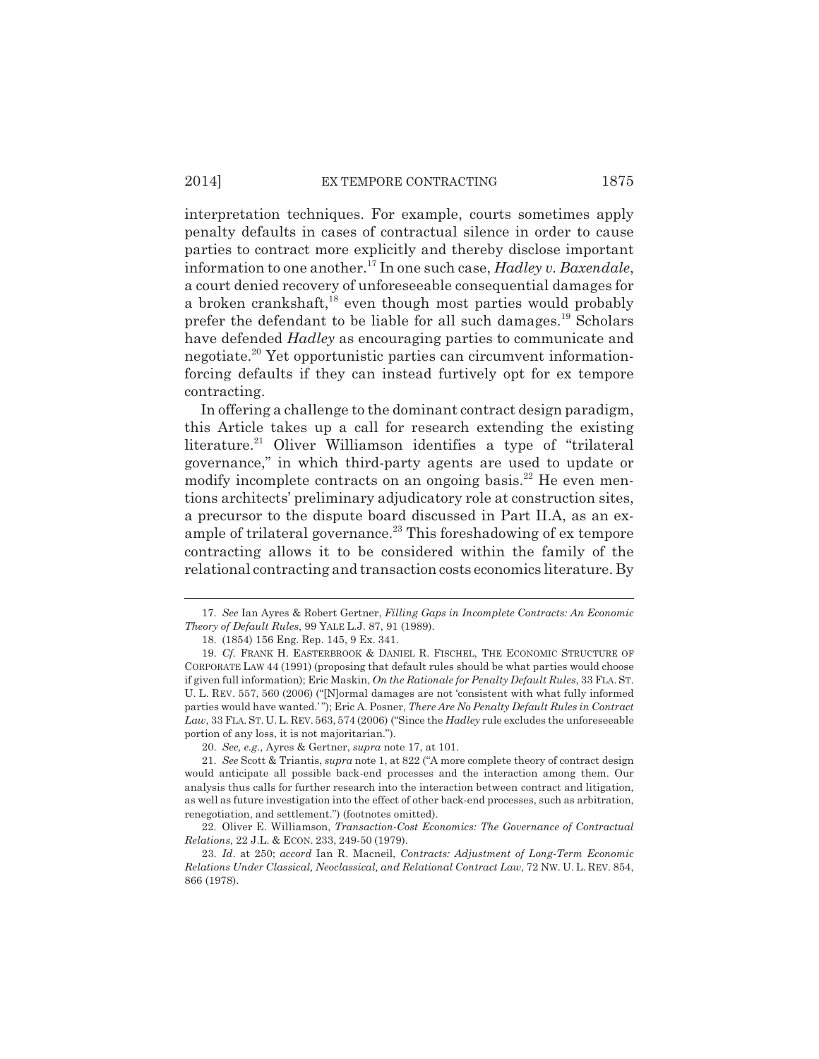interpretation techniques. For example, courts sometimes apply penalty defaults in cases of contractual silence in order to cause parties to contract more explicitly and thereby disclose important information to one another.[17] In one such case, *Hadley v. Baxendale*, a court denied recovery of unforeseeable consequential damages for a broken crankshaft,[18] even though most parties would probably prefer the defendant to be liable for all such damages.[19] Scholars have defended *Hadley* as encouraging parties to communicate and negotiate.[20] Yet opportunistic parties can circumvent information-forcing defaults if they can instead furtively opt for ex tempore contracting.

In offering a challenge to the dominant contract design paradigm, this Article takes up a call for research extending the existing literature.[21] Oliver Williamson identifies a type of "trilateral governance," in which third-party agents are used to update or modify incomplete contracts on an ongoing basis.[22] He even mentions architects' preliminary adjudicatory role at construction sites, a precursor to the dispute board discussed in Part II.A, as an example of trilateral governance.[23] This foreshadowing of ex tempore contracting allows it to be considered within the family of the relational contracting and transaction costs economics literature. By

---

17. *See* Ian Ayres & Robert Gertner, *Filling Gaps in Incomplete Contracts: An Economic Theory of Default Rules*, 99 YALE L.J. 87, 91 (1989).

18. (1854) 156 Eng. Rep. 145, 9 Ex. 341.

19. *Cf.* FRANK H. EASTERBROOK & DANIEL R. FISCHEL, THE ECONOMIC STRUCTURE OF CORPORATE LAW 44 (1991) (proposing that default rules should be what parties would choose if given full information); Eric Maskin, *On the Rationale for Penalty Default Rules*, 33 FLA. ST. U. L. REV. 557, 560 (2006) ("[N]ormal damages are not 'consistent with what fully informed parties would have wanted.'"); Eric A. Posner, *There Are No Penalty Default Rules in Contract Law*, 33 FLA. ST. U. L. REV. 563, 574 (2006) ("Since the *Hadley* rule excludes the unforeseeable portion of any loss, it is not majoritarian.").

20. *See, e.g.*, Ayres & Gertner, *supra* note 17, at 101.

21. *See* Scott & Triantis, *supra* note 1, at 822 ("A more complete theory of contract design would anticipate all possible back-end processes and the interaction among them. Our analysis thus calls for further research into the interaction between contract and litigation, as well as future investigation into the effect of other back-end processes, such as arbitration, renegotiation, and settlement.") (footnotes omitted).

22. Oliver E. Williamson, *Transaction-Cost Economics: The Governance of Contractual Relations*, 22 J.L. & ECON. 233, 249-50 (1979).

23. *Id.* at 250; *accord* Ian R. Macneil, *Contracts: Adjustment of Long-Term Economic Relations Under Classical, Neoclassical, and Relational Contract Law*, 72 NW. U. L. REV. 854, 866 (1978).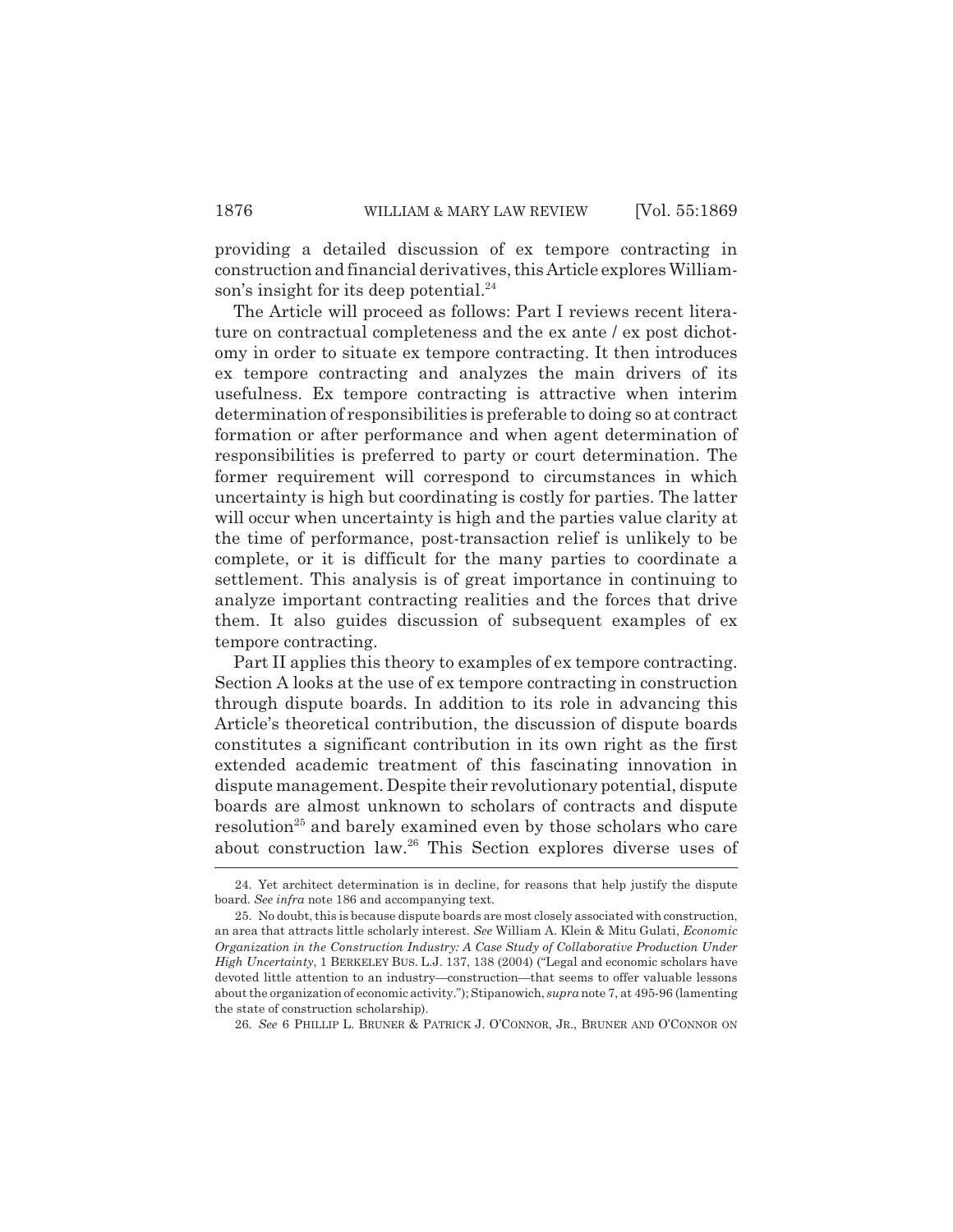providing a detailed discussion of ex tempore contracting in construction and financial derivatives, this Article explores Williamson's insight for its deep potential.[24]

The Article will proceed as follows: Part I reviews recent literature on contractual completeness and the ex ante / ex post dichotomy in order to situate ex tempore contracting. It then introduces ex tempore contracting and analyzes the main drivers of its usefulness. Ex tempore contracting is attractive when interim determination of responsibilities is preferable to doing so at contract formation or after performance and when agent determination of responsibilities is preferred to party or court determination. The former requirement will correspond to circumstances in which uncertainty is high but coordinating is costly for parties. The latter will occur when uncertainty is high and the parties value clarity at the time of performance, post-transaction relief is unlikely to be complete, or it is difficult for the many parties to coordinate a settlement. This analysis is of great importance in continuing to analyze important contracting realities and the forces that drive them. It also guides discussion of subsequent examples of ex tempore contracting.

Part II applies this theory to examples of ex tempore contracting. Section A looks at the use of ex tempore contracting in construction through dispute boards. In addition to its role in advancing this Article's theoretical contribution, the discussion of dispute boards constitutes a significant contribution in its own right as the first extended academic treatment of this fascinating innovation in dispute management. Despite their revolutionary potential, dispute boards are almost unknown to scholars of contracts and dispute resolution[25] and barely examined even by those scholars who care about construction law.[26] This Section explores diverse uses of

---

24. Yet architect determination is in decline, for reasons that help justify the dispute board. *See infra* note 186 and accompanying text.

25. No doubt, this is because dispute boards are most closely associated with construction, an area that attracts little scholarly interest. *See* William A. Klein & Mitu Gulati, *Economic Organization in the Construction Industry: A Case Study of Collaborative Production Under High Uncertainty*, 1 BERKELEY BUS. L.J. 137, 138 (2004) ("Legal and economic scholars have devoted little attention to an industry—construction—that seems to offer valuable lessons about the organization of economic activity."); Stipanowich, *supra* note 7, at 495-96 (lamenting the state of construction scholarship).

26. *See* 6 PHILLIP L. BRUNER & PATRICK J. O'CONNOR, JR., BRUNER AND O'CONNOR ON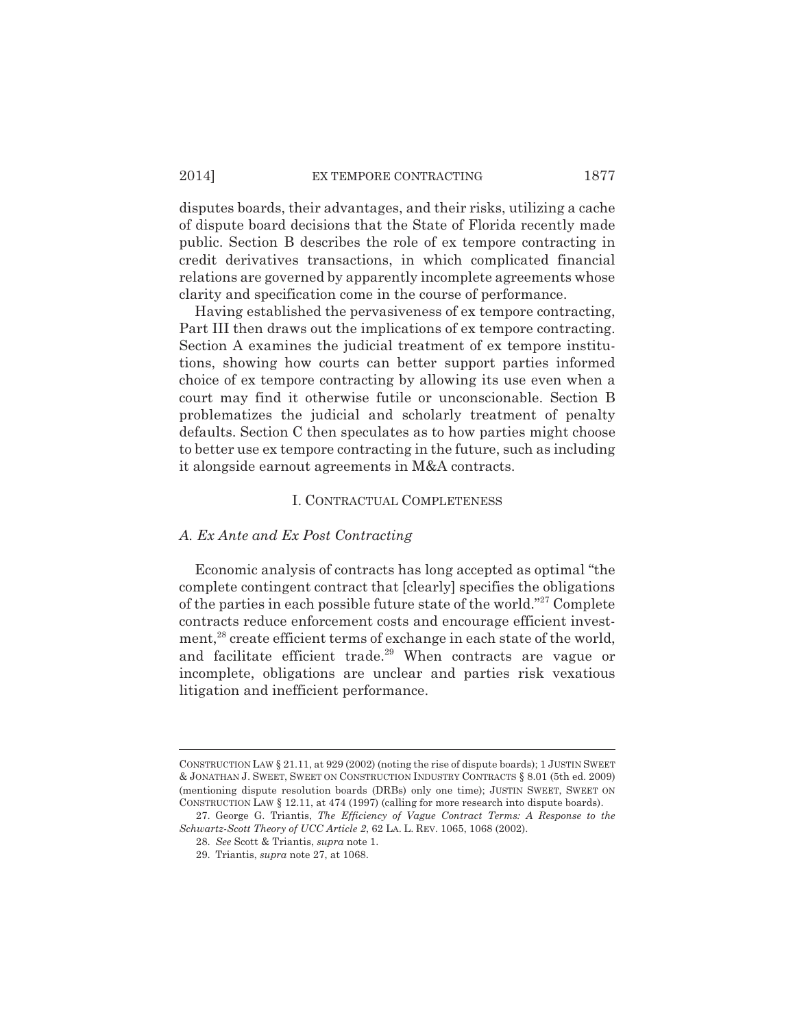disputes boards, their advantages, and their risks, utilizing a cache of dispute board decisions that the State of Florida recently made public. Section B describes the role of ex tempore contracting in credit derivatives transactions, in which complicated financial relations are governed by apparently incomplete agreements whose clarity and specification come in the course of performance.

Having established the pervasiveness of ex tempore contracting, Part III then draws out the implications of ex tempore contracting. Section A examines the judicial treatment of ex tempore institutions, showing how courts can better support parties informed choice of ex tempore contracting by allowing its use even when a court may find it otherwise futile or unconscionable. Section B problematizes the judicial and scholarly treatment of penalty defaults. Section C then speculates as to how parties might choose to better use ex tempore contracting in the future, such as including it alongside earnout agreements in M&A contracts.

## I. CONTRACTUAL COMPLETENESS

### *A. Ex Ante and Ex Post Contracting*

Economic analysis of contracts has long accepted as optimal "the complete contingent contract that [clearly] specifies the obligations of the parties in each possible future state of the world."[27] Complete contracts reduce enforcement costs and encourage efficient investment,[28] create efficient terms of exchange in each state of the world, and facilitate efficient trade.[29] When contracts are vague or incomplete, obligations are unclear and parties risk vexatious litigation and inefficient performance.

---

CONSTRUCTION LAW § 21.11, at 929 (2002) (noting the rise of dispute boards); 1 JUSTIN SWEET & JONATHAN J. SWEET, SWEET ON CONSTRUCTION INDUSTRY CONTRACTS § 8.01 (5th ed. 2009) (mentioning dispute resolution boards (DRBs) only one time); JUSTIN SWEET, SWEET ON CONSTRUCTION LAW § 12.11, at 474 (1997) (calling for more research into dispute boards).

27. George G. Triantis, *The Efficiency of Vague Contract Terms: A Response to the Schwartz-Scott Theory of UCC Article 2*, 62 LA. L. REV. 1065, 1068 (2002).

28. *See* Scott & Triantis, *supra* note 1.

29. Triantis, *supra* note 27, at 1068.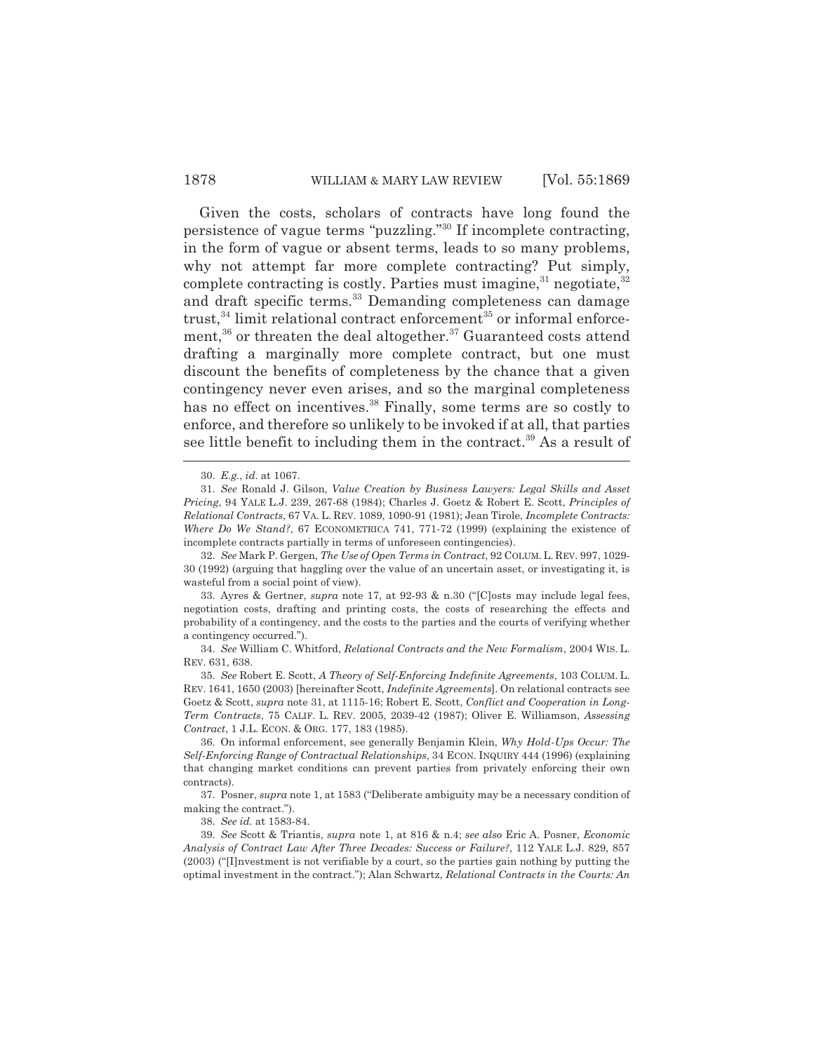Given the costs, scholars of contracts have long found the persistence of vague terms "puzzling."[30] If incomplete contracting, in the form of vague or absent terms, leads to so many problems, why not attempt far more complete contracting? Put simply, complete contracting is costly. Parties must imagine,[31] negotiate,[32] and draft specific terms.[33] Demanding completeness can damage trust,[34] limit relational contract enforcement[35] or informal enforcement,[36] or threaten the deal altogether.[37] Guaranteed costs attend drafting a marginally more complete contract, but one must discount the benefits of completeness by the chance that a given contingency never even arises, and so the marginal completeness has no effect on incentives.[38] Finally, some terms are so costly to enforce, and therefore so unlikely to be invoked if at all, that parties see little benefit to including them in the contract.[39] As a result of

---

30. *E.g.*, *id.* at 1067.

31. *See* Ronald J. Gilson, *Value Creation by Business Lawyers: Legal Skills and Asset Pricing*, 94 YALE L.J. 239, 267-68 (1984); Charles J. Goetz & Robert E. Scott, *Principles of Relational Contracts*, 67 VA. L. REV. 1089, 1090-91 (1981); Jean Tirole, *Incomplete Contracts: Where Do We Stand?*, 67 ECONOMETRICA 741, 771-72 (1999) (explaining the existence of incomplete contracts partially in terms of unforeseen contingencies).

32. *See* Mark P. Gergen, *The Use of Open Terms in Contract*, 92 COLUM. L. REV. 997, 1029-30 (1992) (arguing that haggling over the value of an uncertain asset, or investigating it, is wasteful from a social point of view).

33. Ayres & Gertner, *supra* note 17, at 92-93 & n.30 ("[C]osts may include legal fees, negotiation costs, drafting and printing costs, the costs of researching the effects and probability of a contingency, and the costs to the parties and the courts of verifying whether a contingency occurred.").

34. *See* William C. Whitford, *Relational Contracts and the New Formalism*, 2004 WIS. L. REV. 631, 638.

35. *See* Robert E. Scott, *A Theory of Self-Enforcing Indefinite Agreements*, 103 COLUM. L. REV. 1641, 1650 (2003) [hereinafter Scott, *Indefinite Agreements*]. On relational contracts see Goetz & Scott, *supra* note 31, at 1115-16; Robert E. Scott, *Conflict and Cooperation in Long-Term Contracts*, 75 CALIF. L. REV. 2005, 2039-42 (1987); Oliver E. Williamson, *Assessing Contract*, 1 J.L. ECON. & ORG. 177, 183 (1985).

36. On informal enforcement, see generally Benjamin Klein, *Why Hold-Ups Occur: The Self-Enforcing Range of Contractual Relationships*, 34 ECON. INQUIRY 444 (1996) (explaining that changing market conditions can prevent parties from privately enforcing their own contracts).

37. Posner, *supra* note 1, at 1583 ("Deliberate ambiguity may be a necessary condition of making the contract.").

38. *See id.* at 1583-84.

39. *See* Scott & Triantis, *supra* note 1, at 816 & n.4; *see also* Eric A. Posner, *Economic Analysis of Contract Law After Three Decades: Success or Failure?*, 112 YALE L.J. 829, 857 (2003) ("[I]nvestment is not verifiable by a court, so the parties gain nothing by putting the optimal investment in the contract."); Alan Schwartz, *Relational Contracts in the Courts: An*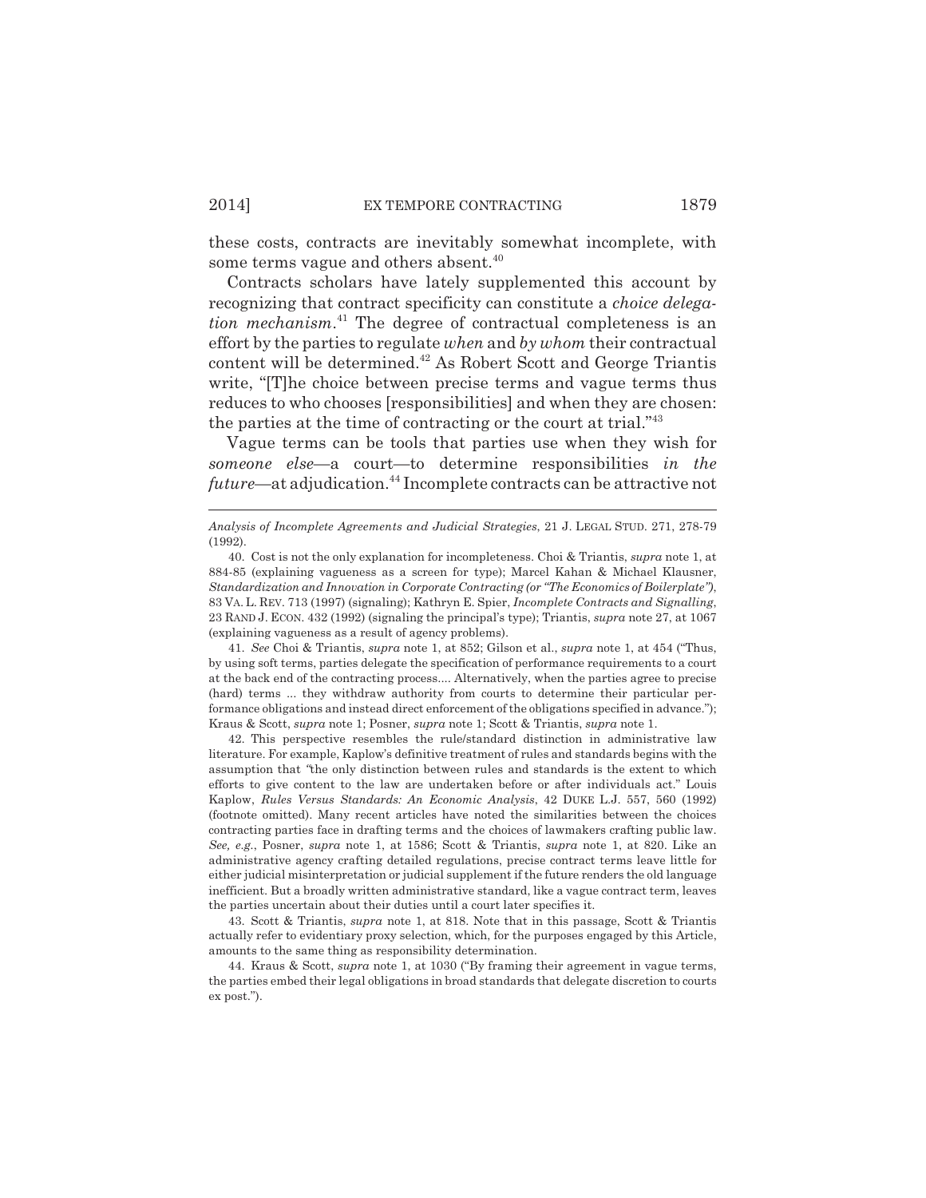these costs, contracts are inevitably somewhat incomplete, with some terms vague and others absent.[40]

Contracts scholars have lately supplemented this account by recognizing that contract specificity can constitute a *choice delegation mechanism*.[41] The degree of contractual completeness is an effort by the parties to regulate *when* and *by whom* their contractual content will be determined.[42] As Robert Scott and George Triantis write, "[T]he choice between precise terms and vague terms thus reduces to who chooses [responsibilities] and when they are chosen: the parties at the time of contracting or the court at trial."[43]

Vague terms can be tools that parties use when they wish for *someone else*—a court—to determine responsibilities *in the future*—at adjudication.[44] Incomplete contracts can be attractive not

---

*Analysis of Incomplete Agreements and Judicial Strategies*, 21 J. LEGAL STUD. 271, 278-79 (1992).

40. Cost is not the only explanation for incompleteness. Choi & Triantis, *supra* note 1, at 884-85 (explaining vagueness as a screen for type); Marcel Kahan & Michael Klausner, *Standardization and Innovation in Corporate Contracting (or "The Economics of Boilerplate")*, 83 VA. L. REV. 713 (1997) (signaling); Kathryn E. Spier, *Incomplete Contracts and Signalling*, 23 RAND J. ECON. 432 (1992) (signaling the principal's type); Triantis, *supra* note 27, at 1067 (explaining vagueness as a result of agency problems).

41. *See* Choi & Triantis, *supra* note 1, at 852; Gilson et al., *supra* note 1, at 454 ("Thus, by using soft terms, parties delegate the specification of performance requirements to a court at the back end of the contracting process.... Alternatively, when the parties agree to precise (hard) terms ... they withdraw authority from courts to determine their particular performance obligations and instead direct enforcement of the obligations specified in advance."); Kraus & Scott, *supra* note 1; Posner, *supra* note 1; Scott & Triantis, *supra* note 1.

42. This perspective resembles the rule/standard distinction in administrative law literature. For example, Kaplow's definitive treatment of rules and standards begins with the assumption that "the only distinction between rules and standards is the extent to which efforts to give content to the law are undertaken before or after individuals act." Louis Kaplow, *Rules Versus Standards: An Economic Analysis*, 42 DUKE L.J. 557, 560 (1992) (footnote omitted). Many recent articles have noted the similarities between the choices contracting parties face in drafting terms and the choices of lawmakers crafting public law. *See, e.g.*, Posner, *supra* note 1, at 1586; Scott & Triantis, *supra* note 1, at 820. Like an administrative agency crafting detailed regulations, precise contract terms leave little for either judicial misinterpretation or judicial supplement if the future renders the old language inefficient. But a broadly written administrative standard, like a vague contract term, leaves the parties uncertain about their duties until a court later specifies it.

43. Scott & Triantis, *supra* note 1, at 818. Note that in this passage, Scott & Triantis actually refer to evidentiary proxy selection, which, for the purposes engaged by this Article, amounts to the same thing as responsibility determination.

44. Kraus & Scott, *supra* note 1, at 1030 ("By framing their agreement in vague terms, the parties embed their legal obligations in broad standards that delegate discretion to courts ex post.").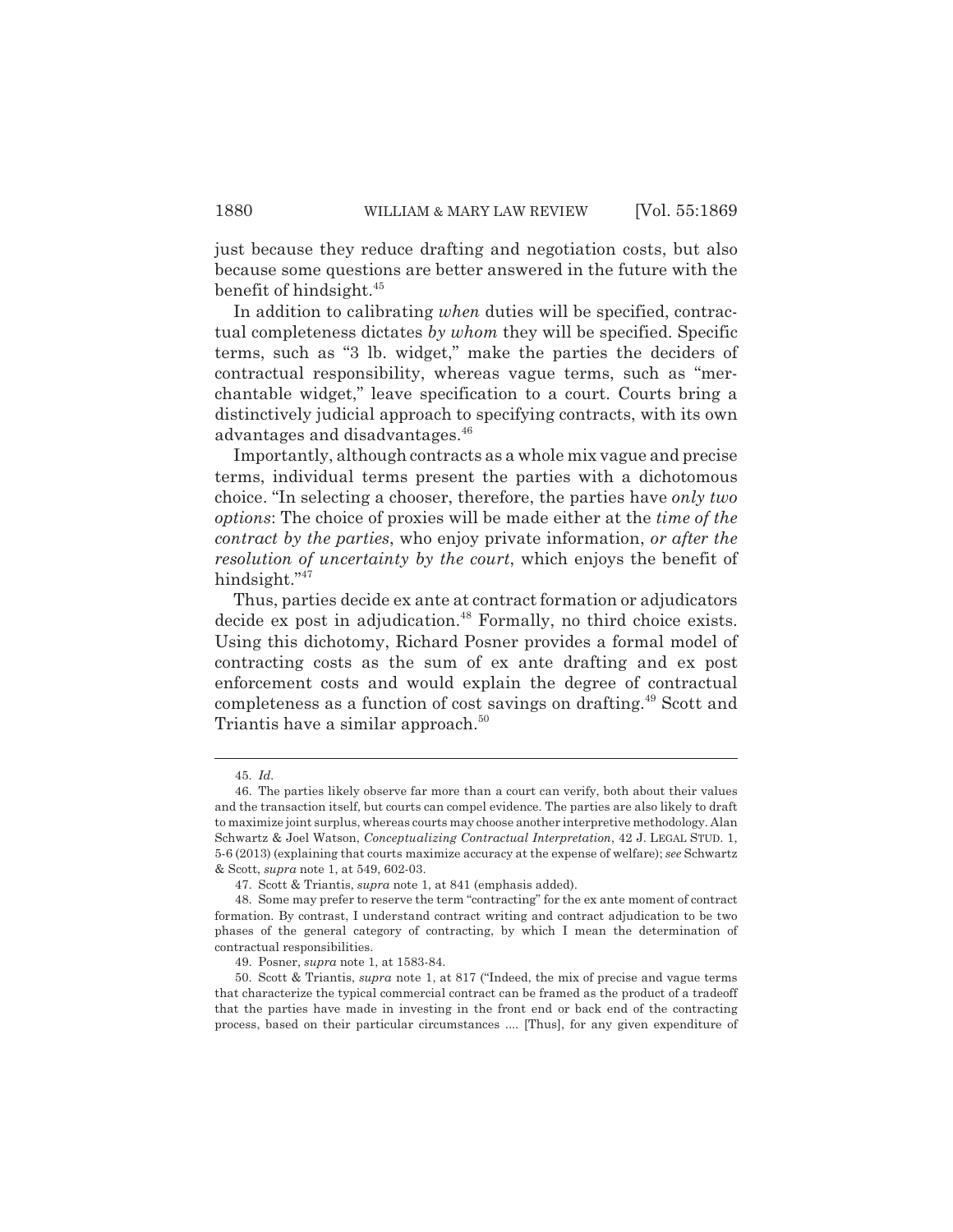just because they reduce drafting and negotiation costs, but also because some questions are better answered in the future with the benefit of hindsight.[45]

In addition to calibrating *when* duties will be specified, contractual completeness dictates *by whom* they will be specified. Specific terms, such as "3 lb. widget," make the parties the deciders of contractual responsibility, whereas vague terms, such as "merchantable widget," leave specification to a court. Courts bring a distinctively judicial approach to specifying contracts, with its own advantages and disadvantages.[46]

Importantly, although contracts as a whole mix vague and precise terms, individual terms present the parties with a dichotomous choice. "In selecting a chooser, therefore, the parties have *only two options*: The choice of proxies will be made either at the *time of the contract by the parties*, who enjoy private information, *or after the resolution of uncertainty by the court*, which enjoys the benefit of hindsight."[47]

Thus, parties decide ex ante at contract formation or adjudicators decide ex post in adjudication.[48] Formally, no third choice exists. Using this dichotomy, Richard Posner provides a formal model of contracting costs as the sum of ex ante drafting and ex post enforcement costs and would explain the degree of contractual completeness as a function of cost savings on drafting.[49] Scott and Triantis have a similar approach.[50]

---

45. *Id.*

46. The parties likely observe far more than a court can verify, both about their values and the transaction itself, but courts can compel evidence. The parties are also likely to draft to maximize joint surplus, whereas courts may choose another interpretive methodology. Alan Schwartz & Joel Watson, *Conceptualizing Contractual Interpretation*, 42 J. LEGAL STUD. 1, 5-6 (2013) (explaining that courts maximize accuracy at the expense of welfare); *see* Schwartz & Scott, *supra* note 1, at 549, 602-03.

47. Scott & Triantis, *supra* note 1, at 841 (emphasis added).

48. Some may prefer to reserve the term "contracting" for the ex ante moment of contract formation. By contrast, I understand contract writing and contract adjudication to be two phases of the general category of contracting, by which I mean the determination of contractual responsibilities.

49. Posner, *supra* note 1, at 1583-84.

50. Scott & Triantis, *supra* note 1, at 817 ("Indeed, the mix of precise and vague terms that characterize the typical commercial contract can be framed as the product of a tradeoff that the parties have made in investing in the front end or back end of the contracting process, based on their particular circumstances .... [Thus], for any given expenditure of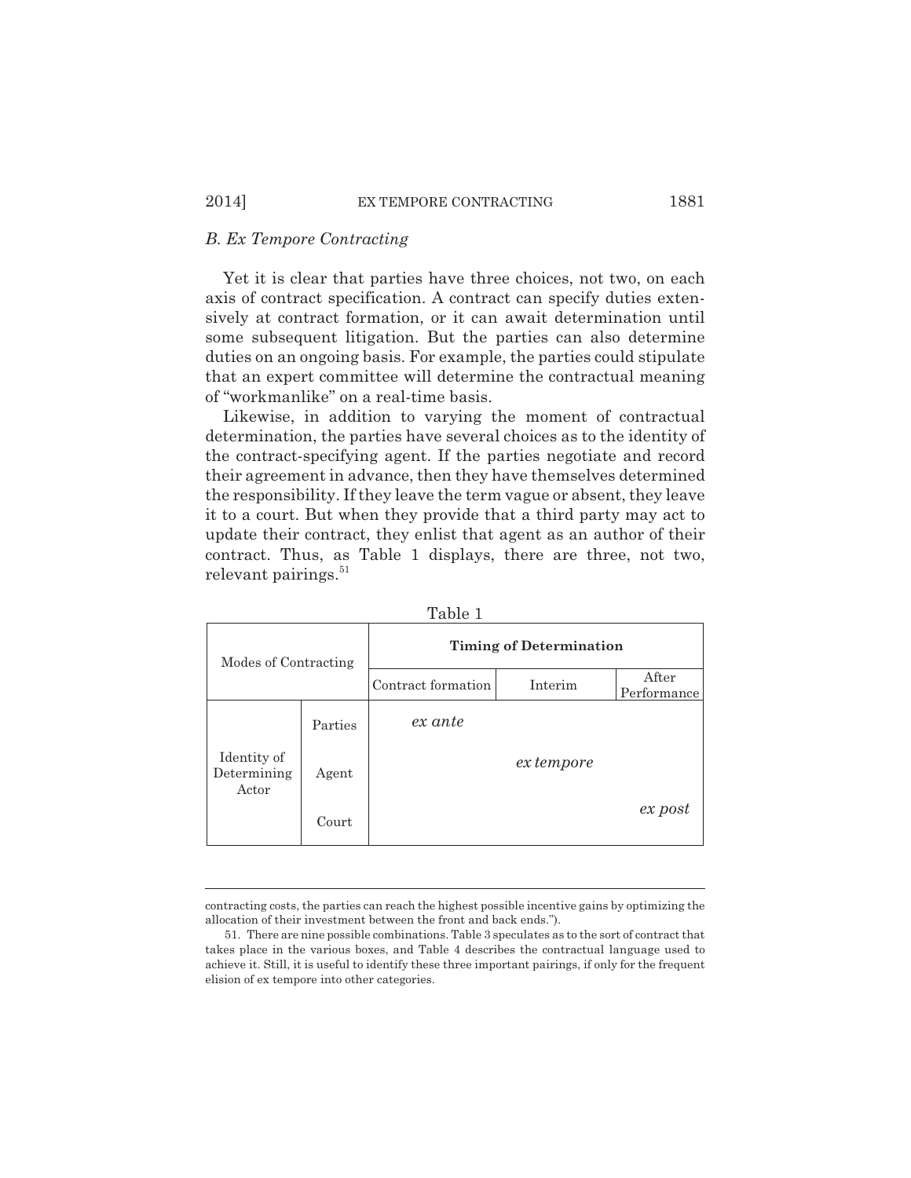### *B. Ex Tempore Contracting*

Yet it is clear that parties have three choices, not two, on each axis of contract specification. A contract can specify duties extensively at contract formation, or it can await determination until some subsequent litigation. But the parties can also determine duties on an ongoing basis. For example, the parties could stipulate that an expert committee will determine the contractual meaning of "workmanlike" on a real-time basis.

Likewise, in addition to varying the moment of contractual determination, the parties have several choices as to the identity of the contract-specifying agent. If the parties negotiate and record their agreement in advance, then they have themselves determined the responsibility. If they leave the term vague or absent, they leave it to a court. But when they provide that a third party may act to update their contract, they enlist that agent as an author of their contract. Thus, as Table 1 displays, there are three, not two, relevant pairings.[51]

Table 1

| Modes of Contracting | | Timing of Determination | | |
|---|---|---|---|---|
| | | Contract formation | Interim | After Performance |
| Identity of Determining Actor | Parties | *ex ante* | | |
| | Agent | | *ex tempore* | |
| | Court | | | *ex post* |

---

contracting costs, the parties can reach the highest possible incentive gains by optimizing the allocation of their investment between the front and back ends.").

51. There are nine possible combinations. Table 3 speculates as to the sort of contract that takes place in the various boxes, and Table 4 describes the contractual language used to achieve it. Still, it is useful to identify these three important pairings, if only for the frequent elision of ex tempore into other categories.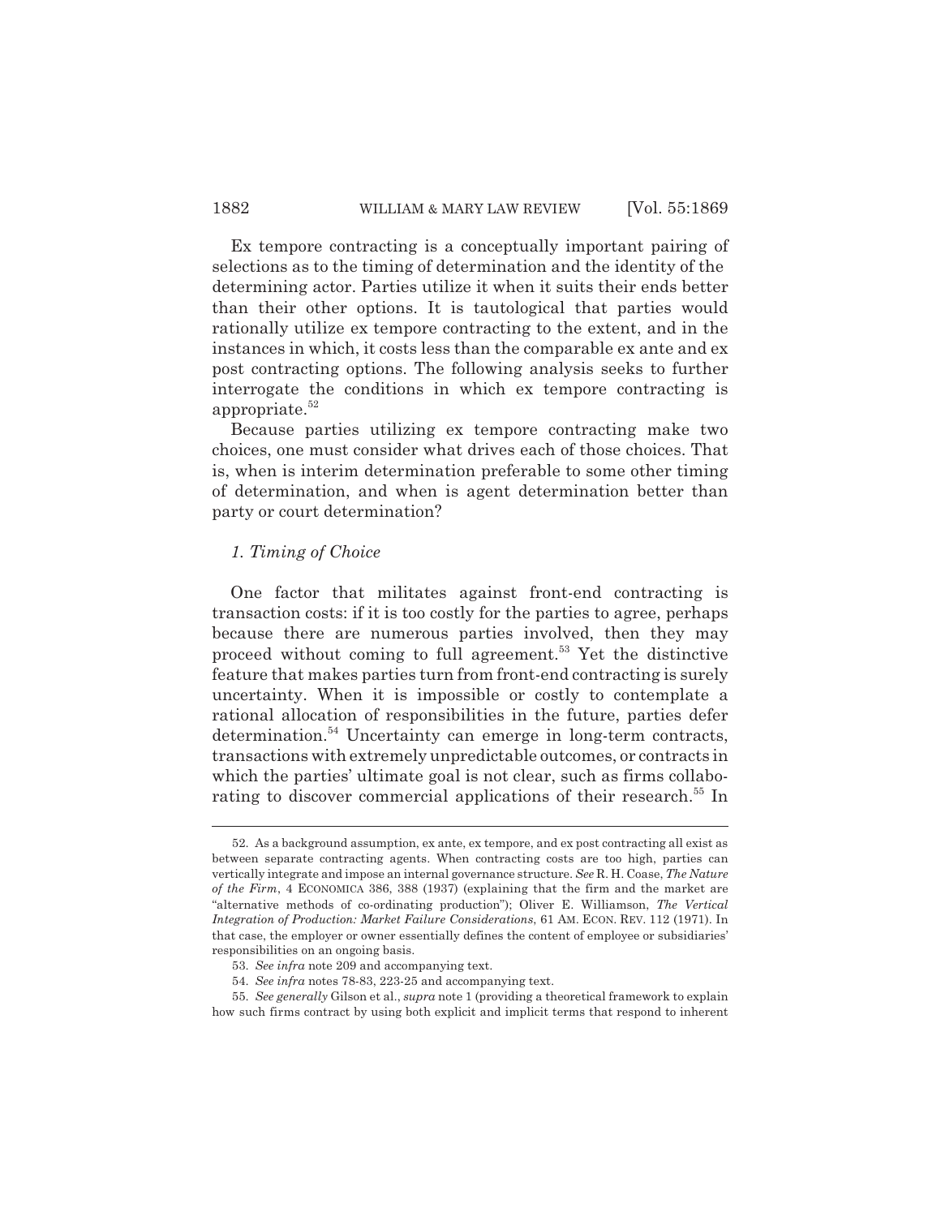Ex tempore contracting is a conceptually important pairing of selections as to the timing of determination and the identity of the determining actor. Parties utilize it when it suits their ends better than their other options. It is tautological that parties would rationally utilize ex tempore contracting to the extent, and in the instances in which, it costs less than the comparable ex ante and ex post contracting options. The following analysis seeks to further interrogate the conditions in which ex tempore contracting is appropriate.[52]

Because parties utilizing ex tempore contracting make two choices, one must consider what drives each of those choices. That is, when is interim determination preferable to some other timing of determination, and when is agent determination better than party or court determination?

### *1. Timing of Choice*

One factor that militates against front-end contracting is transaction costs: if it is too costly for the parties to agree, perhaps because there are numerous parties involved, then they may proceed without coming to full agreement.[53] Yet the distinctive feature that makes parties turn from front-end contracting is surely uncertainty. When it is impossible or costly to contemplate a rational allocation of responsibilities in the future, parties defer determination.[54] Uncertainty can emerge in long-term contracts, transactions with extremely unpredictable outcomes, or contracts in which the parties' ultimate goal is not clear, such as firms collaborating to discover commercial applications of their research.[55] In

---

52. As a background assumption, ex ante, ex tempore, and ex post contracting all exist as between separate contracting agents. When contracting costs are too high, parties can vertically integrate and impose an internal governance structure. *See* R. H. Coase, *The Nature of the Firm*, 4 ECONOMICA 386, 388 (1937) (explaining that the firm and the market are "alternative methods of co-ordinating production"); Oliver E. Williamson, *The Vertical Integration of Production: Market Failure Considerations*, 61 AM. ECON. REV. 112 (1971). In that case, the employer or owner essentially defines the content of employee or subsidiaries' responsibilities on an ongoing basis.

53. *See infra* note 209 and accompanying text.

54. *See infra* notes 78-83, 223-25 and accompanying text.

55. *See generally* Gilson et al., *supra* note 1 (providing a theoretical framework to explain how such firms contract by using both explicit and implicit terms that respond to inherent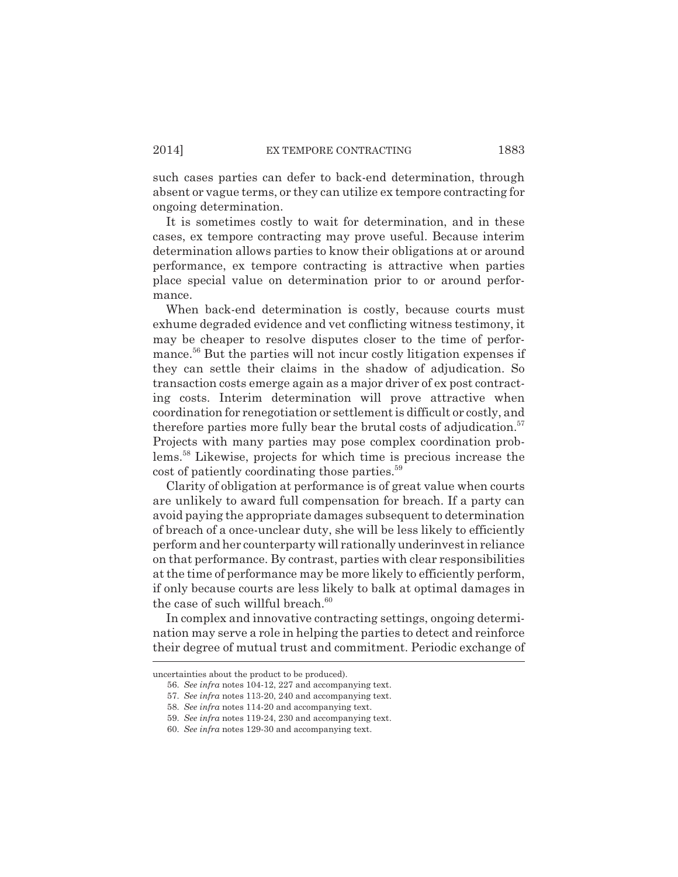such cases parties can defer to back-end determination, through absent or vague terms, or they can utilize ex tempore contracting for ongoing determination.

It is sometimes costly to wait for determination, and in these cases, ex tempore contracting may prove useful. Because interim determination allows parties to know their obligations at or around performance, ex tempore contracting is attractive when parties place special value on determination prior to or around performance.

When back-end determination is costly, because courts must exhume degraded evidence and vet conflicting witness testimony, it may be cheaper to resolve disputes closer to the time of performance.[56] But the parties will not incur costly litigation expenses if they can settle their claims in the shadow of adjudication. So transaction costs emerge again as a major driver of ex post contracting costs. Interim determination will prove attractive when coordination for renegotiation or settlement is difficult or costly, and therefore parties more fully bear the brutal costs of adjudication.[57] Projects with many parties may pose complex coordination problems.[58] Likewise, projects for which time is precious increase the cost of patiently coordinating those parties.[59]

Clarity of obligation at performance is of great value when courts are unlikely to award full compensation for breach. If a party can avoid paying the appropriate damages subsequent to determination of breach of a once-unclear duty, she will be less likely to efficiently perform and her counterparty will rationally underinvest in reliance on that performance. By contrast, parties with clear responsibilities at the time of performance may be more likely to efficiently perform, if only because courts are less likely to balk at optimal damages in the case of such willful breach.[60]

In complex and innovative contracting settings, ongoing determination may serve a role in helping the parties to detect and reinforce their degree of mutual trust and commitment. Periodic exchange of

---

uncertainties about the product to be produced).

56. *See infra* notes 104-12, 227 and accompanying text.

57. *See infra* notes 113-20, 240 and accompanying text.

58. *See infra* notes 114-20 and accompanying text.

59. *See infra* notes 119-24, 230 and accompanying text.

60. *See infra* notes 129-30 and accompanying text.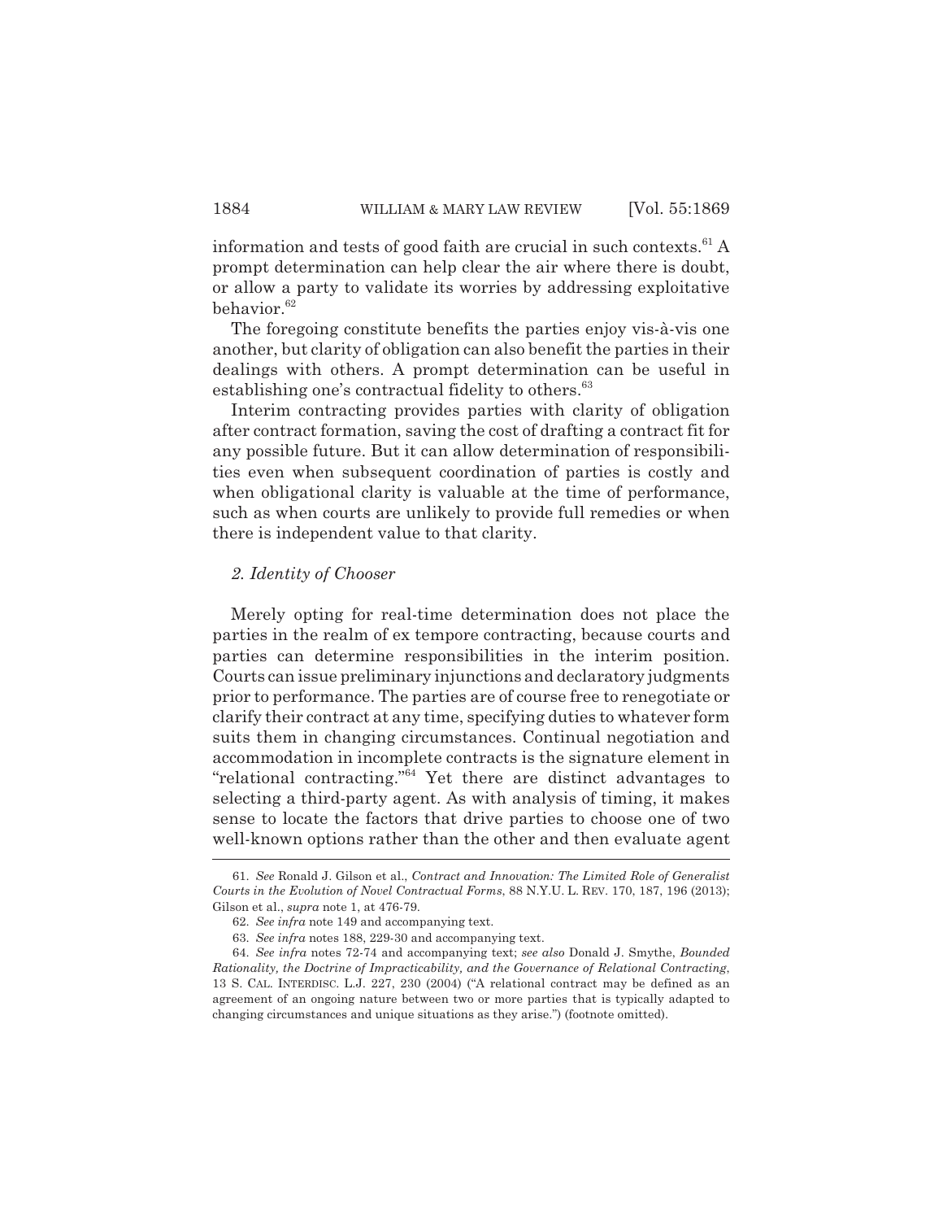information and tests of good faith are crucial in such contexts.[61] A prompt determination can help clear the air where there is doubt, or allow a party to validate its worries by addressing exploitative behavior.[62]

The foregoing constitute benefits the parties enjoy vis-à-vis one another, but clarity of obligation can also benefit the parties in their dealings with others. A prompt determination can be useful in establishing one's contractual fidelity to others.[63]

Interim contracting provides parties with clarity of obligation after contract formation, saving the cost of drafting a contract fit for any possible future. But it can allow determination of responsibilities even when subsequent coordination of parties is costly and when obligational clarity is valuable at the time of performance, such as when courts are unlikely to provide full remedies or when there is independent value to that clarity.

### *2. Identity of Chooser*

Merely opting for real-time determination does not place the parties in the realm of ex tempore contracting, because courts and parties can determine responsibilities in the interim position. Courts can issue preliminary injunctions and declaratory judgments prior to performance. The parties are of course free to renegotiate or clarify their contract at any time, specifying duties to whatever form suits them in changing circumstances. Continual negotiation and accommodation in incomplete contracts is the signature element in "relational contracting."[64] Yet there are distinct advantages to selecting a third-party agent. As with analysis of timing, it makes sense to locate the factors that drive parties to choose one of two well-known options rather than the other and then evaluate agent

---

61. *See* Ronald J. Gilson et al., *Contract and Innovation: The Limited Role of Generalist Courts in the Evolution of Novel Contractual Forms*, 88 N.Y.U. L. REV. 170, 187, 196 (2013); Gilson et al., *supra* note 1, at 476-79.

62. *See infra* note 149 and accompanying text.

63. *See infra* notes 188, 229-30 and accompanying text.

64. *See infra* notes 72-74 and accompanying text; *see also* Donald J. Smythe, *Bounded Rationality, the Doctrine of Impracticability, and the Governance of Relational Contracting*, 13 S. CAL. INTERDISC. L.J. 227, 230 (2004) ("A relational contract may be defined as an agreement of an ongoing nature between two or more parties that is typically adapted to changing circumstances and unique situations as they arise.") (footnote omitted).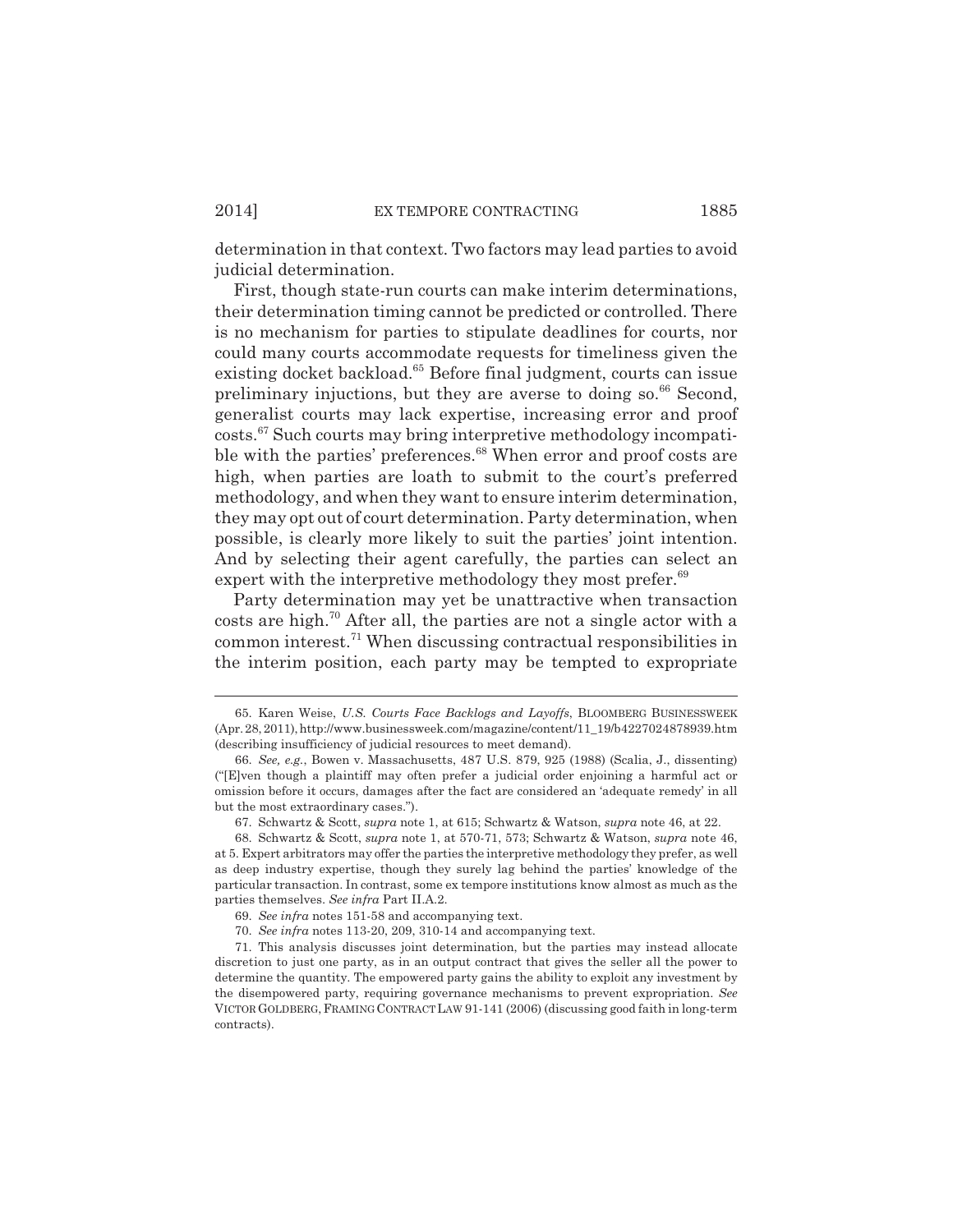determination in that context. Two factors may lead parties to avoid judicial determination.

First, though state-run courts can make interim determinations, their determination timing cannot be predicted or controlled. There is no mechanism for parties to stipulate deadlines for courts, nor could many courts accommodate requests for timeliness given the existing docket backload.[65] Before final judgment, courts can issue preliminary injuctions, but they are averse to doing so.[66] Second, generalist courts may lack expertise, increasing error and proof costs.[67] Such courts may bring interpretive methodology incompatible with the parties' preferences.[68] When error and proof costs are high, when parties are loath to submit to the court's preferred methodology, and when they want to ensure interim determination, they may opt out of court determination. Party determination, when possible, is clearly more likely to suit the parties' joint intention. And by selecting their agent carefully, the parties can select an expert with the interpretive methodology they most prefer.[69]

Party determination may yet be unattractive when transaction costs are high.[70] After all, the parties are not a single actor with a common interest.[71] When discussing contractual responsibilities in the interim position, each party may be tempted to expropriate

---

65. Karen Weise, *U.S. Courts Face Backlogs and Layoffs*, BLOOMBERG BUSINESSWEEK (Apr. 28, 2011), http://www.businessweek.com/magazine/content/11_19/b4227024878939.htm (describing insufficiency of judicial resources to meet demand).

66. *See, e.g.*, Bowen v. Massachusetts, 487 U.S. 879, 925 (1988) (Scalia, J., dissenting) ("[E]ven though a plaintiff may often prefer a judicial order enjoining a harmful act or omission before it occurs, damages after the fact are considered an 'adequate remedy' in all but the most extraordinary cases.").

67. Schwartz & Scott, *supra* note 1, at 615; Schwartz & Watson, *supra* note 46, at 22.

68. Schwartz & Scott, *supra* note 1, at 570-71, 573; Schwartz & Watson, *supra* note 46, at 5. Expert arbitrators may offer the parties the interpretive methodology they prefer, as well as deep industry expertise, though they surely lag behind the parties' knowledge of the particular transaction. In contrast, some ex tempore institutions know almost as much as the parties themselves. *See infra* Part II.A.2.

69. *See infra* notes 151-58 and accompanying text.

70. *See infra* notes 113-20, 209, 310-14 and accompanying text.

71. This analysis discusses joint determination, but the parties may instead allocate discretion to just one party, as in an output contract that gives the seller all the power to determine the quantity. The empowered party gains the ability to exploit any investment by the disempowered party, requiring governance mechanisms to prevent expropriation. *See* VICTOR GOLDBERG, FRAMING CONTRACT LAW 91-141 (2006) (discussing good faith in long-term contracts).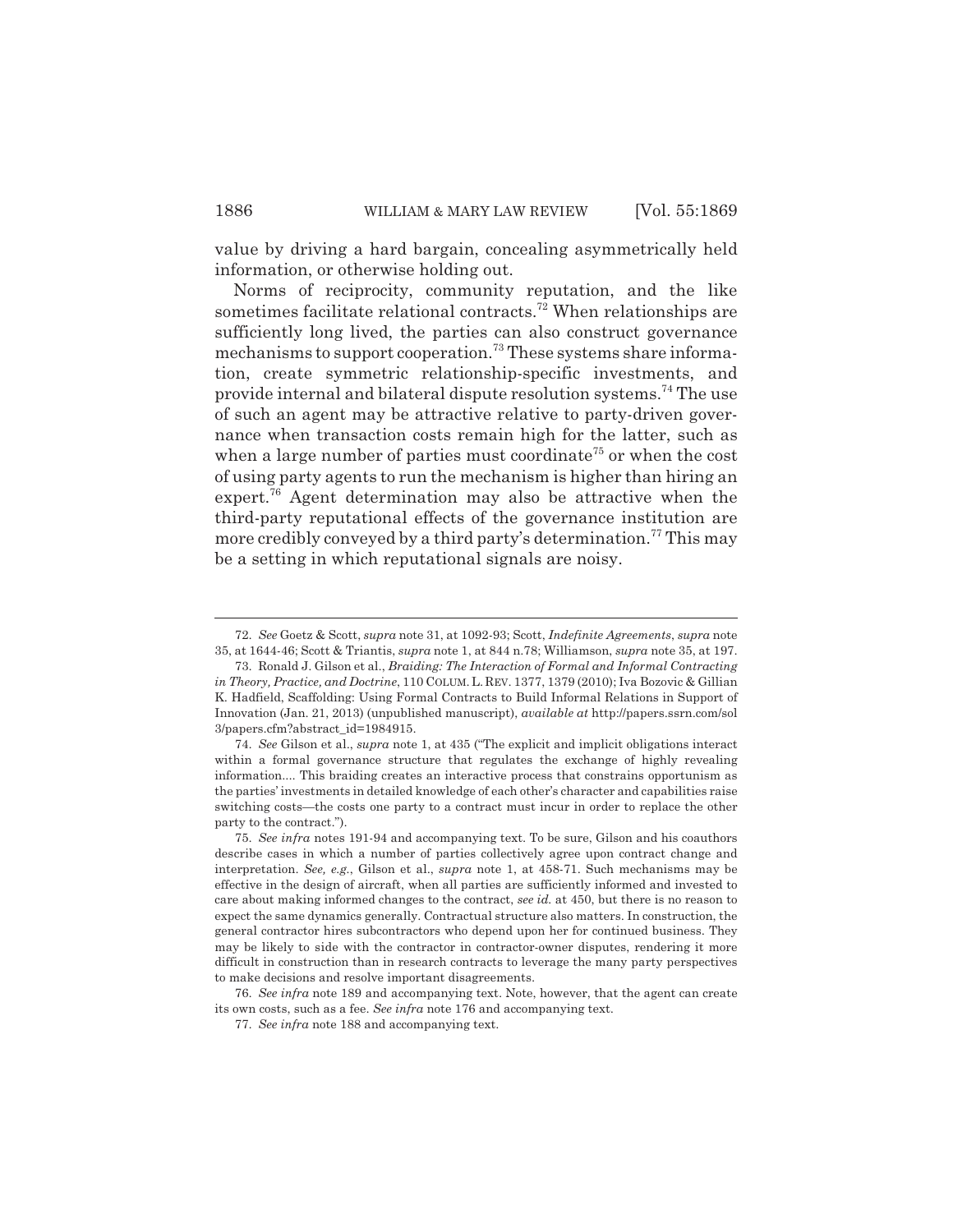value by driving a hard bargain, concealing asymmetrically held information, or otherwise holding out.

Norms of reciprocity, community reputation, and the like sometimes facilitate relational contracts.[72] When relationships are sufficiently long lived, the parties can also construct governance mechanisms to support cooperation.[73] These systems share information, create symmetric relationship-specific investments, and provide internal and bilateral dispute resolution systems.[74] The use of such an agent may be attractive relative to party-driven governance when transaction costs remain high for the latter, such as when a large number of parties must coordinate[75] or when the cost of using party agents to run the mechanism is higher than hiring an expert.[76] Agent determination may also be attractive when the third-party reputational effects of the governance institution are more credibly conveyed by a third party's determination.[77] This may be a setting in which reputational signals are noisy.

---

72. *See* Goetz & Scott, *supra* note 31, at 1092-93; Scott, *Indefinite Agreements*, *supra* note 35, at 1644-46; Scott & Triantis, *supra* note 1, at 844 n.78; Williamson, *supra* note 35, at 197.

73. Ronald J. Gilson et al., *Braiding: The Interaction of Formal and Informal Contracting in Theory, Practice, and Doctrine*, 110 COLUM. L. REV. 1377, 1379 (2010); Iva Bozovic & Gillian K. Hadfield, Scaffolding: Using Formal Contracts to Build Informal Relations in Support of Innovation (Jan. 21, 2013) (unpublished manuscript), *available at* http://papers.ssrn.com/sol3/papers.cfm?abstract_id=1984915.

74. *See* Gilson et al., *supra* note 1, at 435 ("The explicit and implicit obligations interact within a formal governance structure that regulates the exchange of highly revealing information.... This braiding creates an interactive process that constrains opportunism as the parties' investments in detailed knowledge of each other's character and capabilities raise switching costs—the costs one party to a contract must incur in order to replace the other party to the contract.").

75. *See infra* notes 191-94 and accompanying text. To be sure, Gilson and his coauthors describe cases in which a number of parties collectively agree upon contract change and interpretation. *See, e.g.*, Gilson et al., *supra* note 1, at 458-71. Such mechanisms may be effective in the design of aircraft, when all parties are sufficiently informed and invested to care about making informed changes to the contract, *see id.* at 450, but there is no reason to expect the same dynamics generally. Contractual structure also matters. In construction, the general contractor hires subcontractors who depend upon her for continued business. They may be likely to side with the contractor in contractor-owner disputes, rendering it more difficult in construction than in research contracts to leverage the many party perspectives to make decisions and resolve important disagreements.

76. *See infra* note 189 and accompanying text. Note, however, that the agent can create its own costs, such as a fee. *See infra* note 176 and accompanying text.

77. *See infra* note 188 and accompanying text.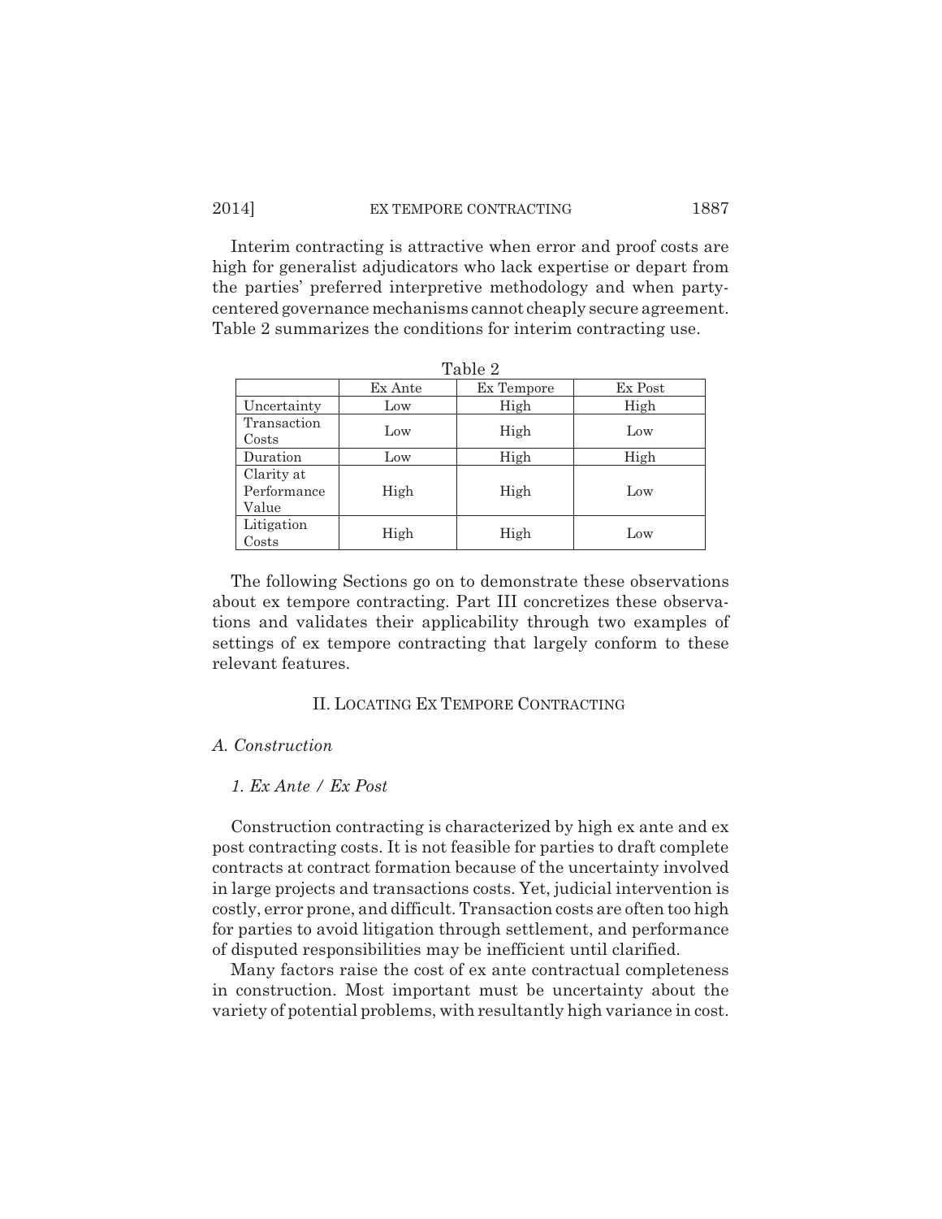Interim contracting is attractive when error and proof costs are high for generalist adjudicators who lack expertise or depart from the parties' preferred interpretive methodology and when party-centered governance mechanisms cannot cheaply secure agreement. Table 2 summarizes the conditions for interim contracting use.

Table 2

| | Ex Ante | Ex Tempore | Ex Post |
|---|---|---|---|
| Uncertainty | Low | High | High |
| Transaction Costs | Low | High | Low |
| Duration | Low | High | High |
| Clarity at Performance Value | High | High | Low |
| Litigation Costs | High | High | Low |

The following Sections go on to demonstrate these observations about ex tempore contracting. Part III concretizes these observations and validates their applicability through two examples of settings of ex tempore contracting that largely conform to these relevant features.

## II. Locating Ex Tempore Contracting

### *A. Construction*

#### *1. Ex Ante / Ex Post*

Construction contracting is characterized by high ex ante and ex post contracting costs. It is not feasible for parties to draft complete contracts at contract formation because of the uncertainty involved in large projects and transactions costs. Yet, judicial intervention is costly, error prone, and difficult. Transaction costs are often too high for parties to avoid litigation through settlement, and performance of disputed responsibilities may be inefficient until clarified.

Many factors raise the cost of ex ante contractual completeness in construction. Most important must be uncertainty about the variety of potential problems, with resultantly high variance in cost.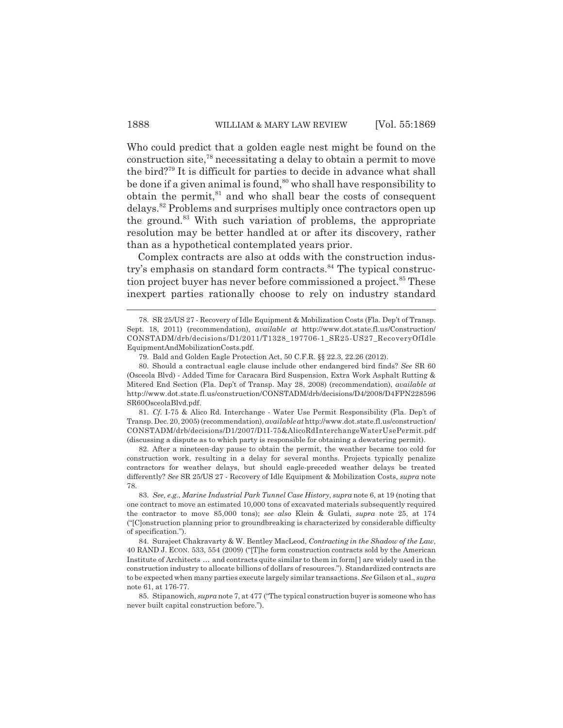Who could predict that a golden eagle nest might be found on the construction site,[78] necessitating a delay to obtain a permit to move the bird?[79] It is difficult for parties to decide in advance what shall be done if a given animal is found,[80] who shall have responsibility to obtain the permit,[81] and who shall bear the costs of consequent delays.[82] Problems and surprises multiply once contractors open up the ground.[83] With such variation of problems, the appropriate resolution may be better handled at or after its discovery, rather than as a hypothetical contemplated years prior.

Complex contracts are also at odds with the construction industry's emphasis on standard form contracts.[84] The typical construction project buyer has never before commissioned a project.[85] These inexpert parties rationally choose to rely on industry standard

---

78. SR 25/US 27 - Recovery of Idle Equipment & Mobilization Costs (Fla. Dep't of Transp. Sept. 18, 2011) (recommendation), *available at* http://www.dot.state.fl.us/Construction/CONSTADM/drb/decisions/D1/2011/T1328_197706-1_SR25-US27_RecoveryOfIdleEquipmentAndMobilizationCosts.pdf.

79. Bald and Golden Eagle Protection Act, 50 C.F.R. §§ 22.3, 22.26 (2012).

80. Should a contractual eagle clause include other endangered bird finds? *See* SR 60 (Osceola Blvd) - Added Time for Caracara Bird Suspension, Extra Work Asphalt Rutting & Mitered End Section (Fla. Dep't of Transp. May 28, 2008) (recommendation), *available at* http://www.dot.state.fl.us/construction/CONSTADM/drb/decisions/D4/2008/D4FPN228596SR60OsceolaBlvd.pdf.

81. *Cf.* I-75 & Alico Rd. Interchange - Water Use Permit Responsibility (Fla. Dep't of Transp. Dec. 20, 2005) (recommendation), *available at* http://www.dot.state.fl.us/construction/CONSTADM/drb/decisions/D1/2007/D1I-75&AlicoRdInterchangeWaterUsePermit.pdf (discussing a dispute as to which party is responsible for obtaining a dewatering permit).

82. After a nineteen-day pause to obtain the permit, the weather became too cold for construction work, resulting in a delay for several months. Projects typically penalize contractors for weather delays, but should eagle-preceded weather delays be treated differently? *See* SR 25/US 27 - Recovery of Idle Equipment & Mobilization Costs, *supra* note 78.

83. *See, e.g.*, *Marine Industrial Park Tunnel Case History*, *supra* note 6, at 19 (noting that one contract to move an estimated 10,000 tons of excavated materials subsequently required the contractor to move 85,000 tons); *see also* Klein & Gulati, *supra* note 25, at 174 ("[C]onstruction planning prior to groundbreaking is characterized by considerable difficulty of specification.").

84. Surajeet Chakravarty & W. Bentley MacLeod, *Contracting in the Shadow of the Law*, 40 RAND J. ECON. 533, 554 (2009) ("[T]he form construction contracts sold by the American Institute of Architects ... and contracts quite similar to them in form[] are widely used in the construction industry to allocate billions of dollars of resources."). Standardized contracts are to be expected when many parties execute largely similar transactions. *See* Gilson et al., *supra* note 61, at 176-77.

85. Stipanowich, *supra* note 7, at 477 ("The typical construction buyer is someone who has never built capital construction before.").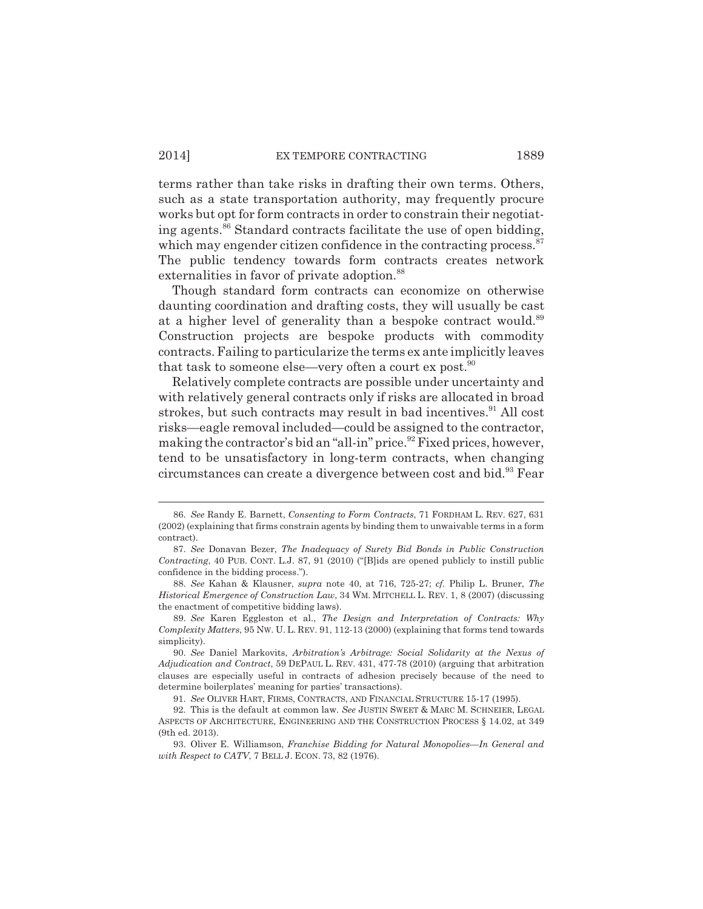terms rather than take risks in drafting their own terms. Others, such as a state transportation authority, may frequently procure works but opt for form contracts in order to constrain their negotiating agents.[86] Standard contracts facilitate the use of open bidding, which may engender citizen confidence in the contracting process.[87] The public tendency towards form contracts creates network externalities in favor of private adoption.[88]

Though standard form contracts can economize on otherwise daunting coordination and drafting costs, they will usually be cast at a higher level of generality than a bespoke contract would.[89] Construction projects are bespoke products with commodity contracts. Failing to particularize the terms ex ante implicitly leaves that task to someone else—very often a court ex post.[90]

Relatively complete contracts are possible under uncertainty and with relatively general contracts only if risks are allocated in broad strokes, but such contracts may result in bad incentives.[91] All cost risks—eagle removal included—could be assigned to the contractor, making the contractor's bid an "all-in" price.[92] Fixed prices, however, tend to be unsatisfactory in long-term contracts, when changing circumstances can create a divergence between cost and bid.[93] Fear

---

86. *See* Randy E. Barnett, *Consenting to Form Contracts*, 71 FORDHAM L. REV. 627, 631 (2002) (explaining that firms constrain agents by binding them to unwaivable terms in a form contract).

87. *See* Donavan Bezer, *The Inadequacy of Surety Bid Bonds in Public Construction Contracting*, 40 PUB. CONT. L.J. 87, 91 (2010) ("[B]ids are opened publicly to instill public confidence in the bidding process.").

88. *See* Kahan & Klausner, *supra* note 40, at 716, 725-27; *cf.* Philip L. Bruner, *The Historical Emergence of Construction Law*, 34 WM. MITCHELL L. REV. 1, 8 (2007) (discussing the enactment of competitive bidding laws).

89. *See* Karen Eggleston et al., *The Design and Interpretation of Contracts: Why Complexity Matters*, 95 NW. U. L. REV. 91, 112-13 (2000) (explaining that forms tend towards simplicity).

90. *See* Daniel Markovits, *Arbitration's Arbitrage: Social Solidarity at the Nexus of Adjudication and Contract*, 59 DEPAUL L. REV. 431, 477-78 (2010) (arguing that arbitration clauses are especially useful in contracts of adhesion precisely because of the need to determine boilerplates' meaning for parties' transactions).

91. *See* OLIVER HART, FIRMS, CONTRACTS, AND FINANCIAL STRUCTURE 15-17 (1995).

92. This is the default at common law. *See* JUSTIN SWEET & MARC M. SCHNEIER, LEGAL ASPECTS OF ARCHITECTURE, ENGINEERING AND THE CONSTRUCTION PROCESS § 14.02, at 349 (9th ed. 2013).

93. Oliver E. Williamson, *Franchise Bidding for Natural Monopolies—In General and with Respect to CATV*, 7 BELL J. ECON. 73, 82 (1976).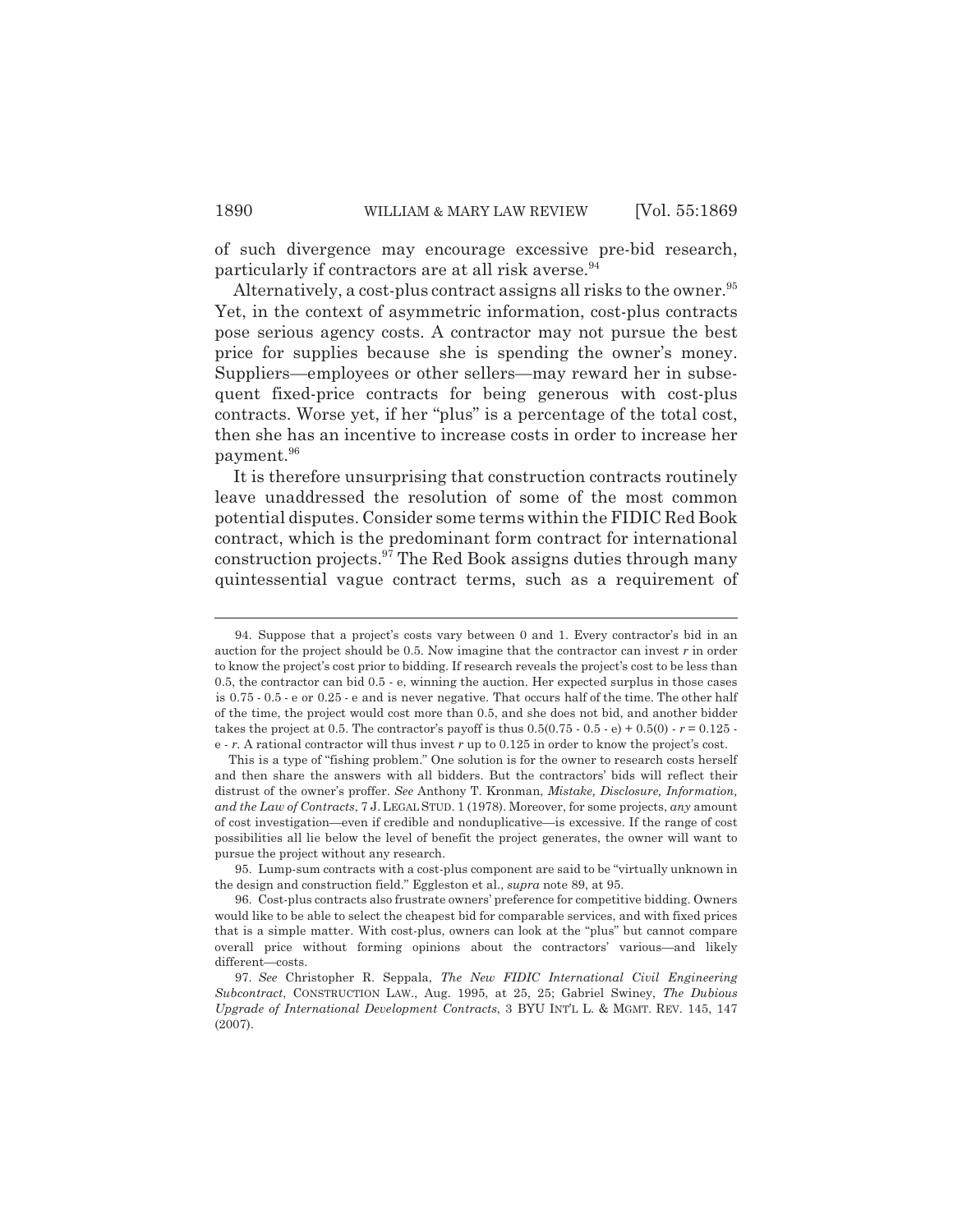of such divergence may encourage excessive pre-bid research, particularly if contractors are at all risk averse.[94]

Alternatively, a cost-plus contract assigns all risks to the owner.[95] Yet, in the context of asymmetric information, cost-plus contracts pose serious agency costs. A contractor may not pursue the best price for supplies because she is spending the owner's money. Suppliers—employees or other sellers—may reward her in subsequent fixed-price contracts for being generous with cost-plus contracts. Worse yet, if her "plus" is a percentage of the total cost, then she has an incentive to increase costs in order to increase her payment.[96]

It is therefore unsurprising that construction contracts routinely leave unaddressed the resolution of some of the most common potential disputes. Consider some terms within the FIDIC Red Book contract, which is the predominant form contract for international construction projects.[97] The Red Book assigns duties through many quintessential vague contract terms, such as a requirement of

---

94. Suppose that a project's costs vary between 0 and 1. Every contractor's bid in an auction for the project should be 0.5. Now imagine that the contractor can invest $r$ in order to know the project's cost prior to bidding. If research reveals the project's cost to be less than 0.5, the contractor can bid 0.5 - e, winning the auction. Her expected surplus in those cases is 0.75 - 0.5 - e or 0.25 - e and is never negative. That occurs half of the time. The other half of the time, the project would cost more than 0.5, and she does not bid, and another bidder takes the project at 0.5. The contractor's payoff is thus $0.5(0.75 - 0.5 - e) + 0.5(0) - r = 0.125 - e - r$. A rational contractor will thus invest $r$ up to 0.125 in order to know the project's cost.

This is a type of "fishing problem." One solution is for the owner to research costs herself and then share the answers with all bidders. But the contractors' bids will reflect their distrust of the owner's proffer. *See* Anthony T. Kronman, *Mistake, Disclosure, Information, and the Law of Contracts*, 7 J. LEGAL STUD. 1 (1978). Moreover, for some projects, *any* amount of cost investigation—even if credible and nonduplicative—is excessive. If the range of cost possibilities all lie below the level of benefit the project generates, the owner will want to pursue the project without any research.

95. Lump-sum contracts with a cost-plus component are said to be "virtually unknown in the design and construction field." Eggleston et al., *supra* note 89, at 95.

96. Cost-plus contracts also frustrate owners' preference for competitive bidding. Owners would like to be able to select the cheapest bid for comparable services, and with fixed prices that is a simple matter. With cost-plus, owners can look at the "plus" but cannot compare overall price without forming opinions about the contractors' various—and likely different—costs.

97. *See* Christopher R. Seppala, *The New FIDIC International Civil Engineering Subcontract*, CONSTRUCTION LAW., Aug. 1995, at 25, 25; Gabriel Swiney, *The Dubious Upgrade of International Development Contracts*, 3 BYU INT'L L. & MGMT. REV. 145, 147 (2007).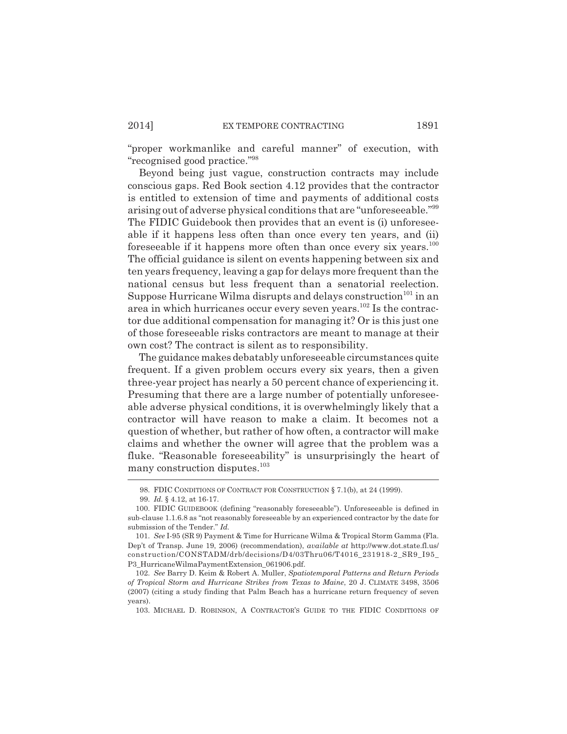"proper workmanlike and careful manner" of execution, with "recognised good practice."[98]

Beyond being just vague, construction contracts may include conscious gaps. Red Book section 4.12 provides that the contractor is entitled to extension of time and payments of additional costs arising out of adverse physical conditions that are "unforeseeable."[99] The FIDIC Guidebook then provides that an event is (i) unforeseeable if it happens less often than once every ten years, and (ii) foreseeable if it happens more often than once every six years.[100] The official guidance is silent on events happening between six and ten years frequency, leaving a gap for delays more frequent than the national census but less frequent than a senatorial reelection. Suppose Hurricane Wilma disrupts and delays construction[101] in an area in which hurricanes occur every seven years.[102] Is the contractor due additional compensation for managing it? Or is this just one of those foreseeable risks contractors are meant to manage at their own cost? The contract is silent as to responsibility.

The guidance makes debatably unforeseeable circumstances quite frequent. If a given problem occurs every six years, then a given three-year project has nearly a 50 percent chance of experiencing it. Presuming that there are a large number of potentially unforeseeable adverse physical conditions, it is overwhelmingly likely that a contractor will have reason to make a claim. It becomes not a question of whether, but rather of how often, a contractor will make claims and whether the owner will agree that the problem was a fluke. "Reasonable foreseeability" is unsurprisingly the heart of many construction disputes.[103]

---

98. FDIC CONDITIONS OF CONTRACT FOR CONSTRUCTION § 7.1(b), at 24 (1999).

99. *Id.* § 4.12, at 16-17.

100. FIDIC GUIDEBOOK (defining "reasonably foreseeable"). Unforeseeable is defined in sub-clause 1.1.6.8 as "not reasonably foreseeable by an experienced contractor by the date for submission of the Tender." *Id.*

101. *See* I-95 (SR 9) Payment & Time for Hurricane Wilma & Tropical Storm Gamma (Fla. Dep't of Transp. June 19, 2006) (recommendation), *available at* http://www.dot.state.fl.us/construction/CONSTADM/drb/decisions/D4/03Thru06/T4016_231918-2_SR9_I95_P3_HurricaneWilmaPaymentExtension_061906.pdf.

102. *See* Barry D. Keim & Robert A. Muller, *Spatiotemporal Patterns and Return Periods of Tropical Storm and Hurricane Strikes from Texas to Maine*, 20 J. CLIMATE 3498, 3506 (2007) (citing a study finding that Palm Beach has a hurricane return frequency of seven years).

103. MICHAEL D. ROBINSON, A CONTRACTOR'S GUIDE TO THE FIDIC CONDITIONS OF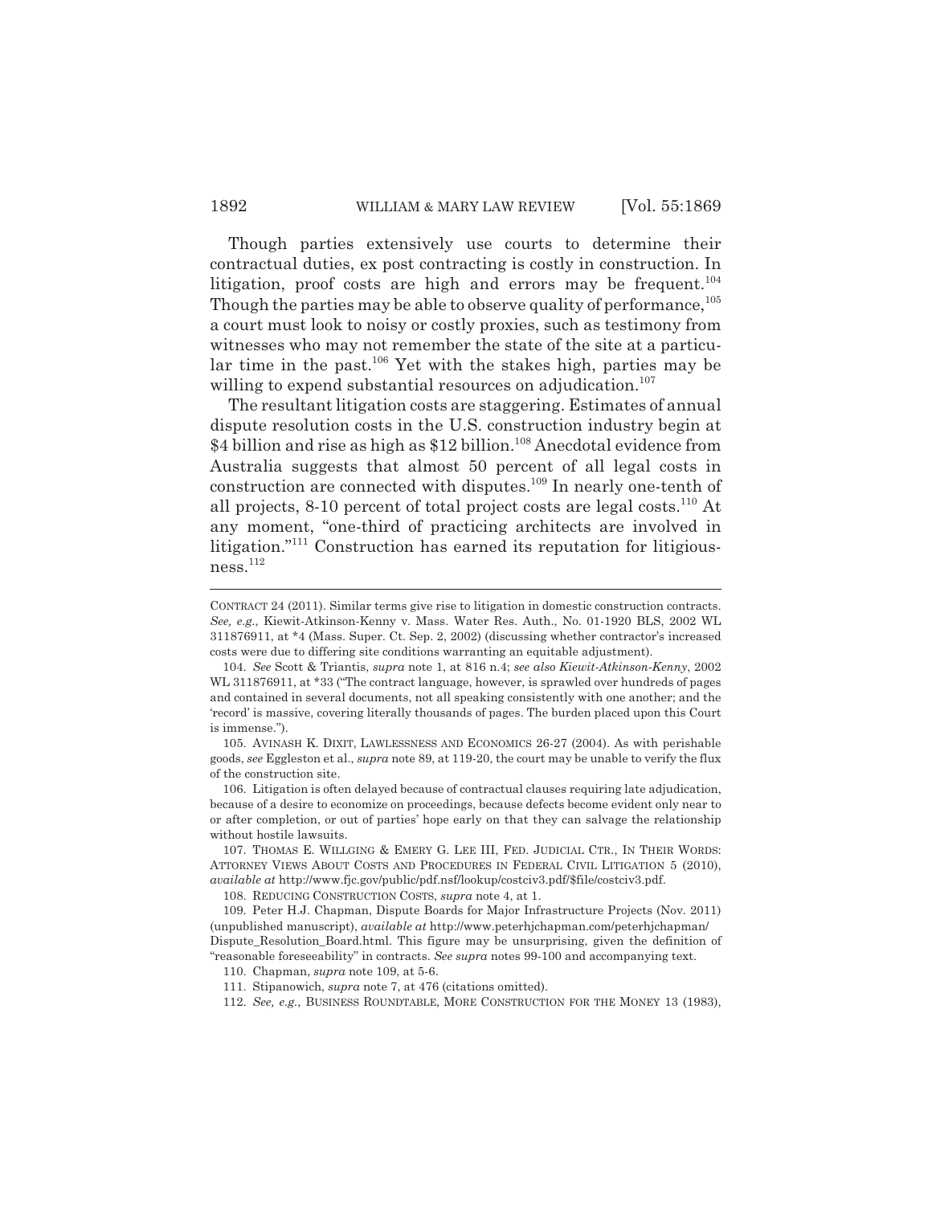Though parties extensively use courts to determine their contractual duties, ex post contracting is costly in construction. In litigation, proof costs are high and errors may be frequent.[104] Though the parties may be able to observe quality of performance,[105] a court must look to noisy or costly proxies, such as testimony from witnesses who may not remember the state of the site at a particular time in the past.[106] Yet with the stakes high, parties may be willing to expend substantial resources on adjudication.[107]

The resultant litigation costs are staggering. Estimates of annual dispute resolution costs in the U.S. construction industry begin at $4 billion and rise as high as $12 billion.[108] Anecdotal evidence from Australia suggests that almost 50 percent of all legal costs in construction are connected with disputes.[109] In nearly one-tenth of all projects, 8-10 percent of total project costs are legal costs.[110] At any moment, "one-third of practicing architects are involved in litigation."[111] Construction has earned its reputation for litigiousness.[112]

---

CONTRACT 24 (2011). Similar terms give rise to litigation in domestic construction contracts. *See, e.g.*, Kiewit-Atkinson-Kenny v. Mass. Water Res. Auth., No. 01-1920 BLS, 2002 WL 311876911, at *4 (Mass. Super. Ct. Sep. 2, 2002) (discussing whether contractor's increased costs were due to differing site conditions warranting an equitable adjustment).

104. *See* Scott & Triantis, *supra* note 1, at 816 n.4; *see also Kiewit-Atkinson-Kenny*, 2002 WL 311876911, at *33 ("The contract language, however, is sprawled over hundreds of pages and contained in several documents, not all speaking consistently with one another; and the 'record' is massive, covering literally thousands of pages. The burden placed upon this Court is immense.").

105. AVINASH K. DIXIT, LAWLESSNESS AND ECONOMICS 26-27 (2004). As with perishable goods, *see* Eggleston et al., *supra* note 89, at 119-20, the court may be unable to verify the flux of the construction site.

106. Litigation is often delayed because of contractual clauses requiring late adjudication, because of a desire to economize on proceedings, because defects become evident only near to or after completion, or out of parties' hope early on that they can salvage the relationship without hostile lawsuits.

107. THOMAS E. WILLGING & EMERY G. LEE III, FED. JUDICIAL CTR., IN THEIR WORDS: ATTORNEY VIEWS ABOUT COSTS AND PROCEDURES IN FEDERAL CIVIL LITIGATION 5 (2010), *available at* http://www.fjc.gov/public/pdf.nsf/lookup/costciv3.pdf/$file/costciv3.pdf.

108. REDUCING CONSTRUCTION COSTS, *supra* note 4, at 1.

109. Peter H.J. Chapman, Dispute Boards for Major Infrastructure Projects (Nov. 2011) (unpublished manuscript), *available at* http://www.peterhjchapman.com/peterhjchapman/Dispute_Resolution_Board.html. This figure may be unsurprising, given the definition of "reasonable foreseeability" in contracts. *See supra* notes 99-100 and accompanying text.

110. Chapman, *supra* note 109, at 5-6.

111. Stipanowich, *supra* note 7, at 476 (citations omitted).

112. *See, e.g.*, BUSINESS ROUNDTABLE, MORE CONSTRUCTION FOR THE MONEY 13 (1983),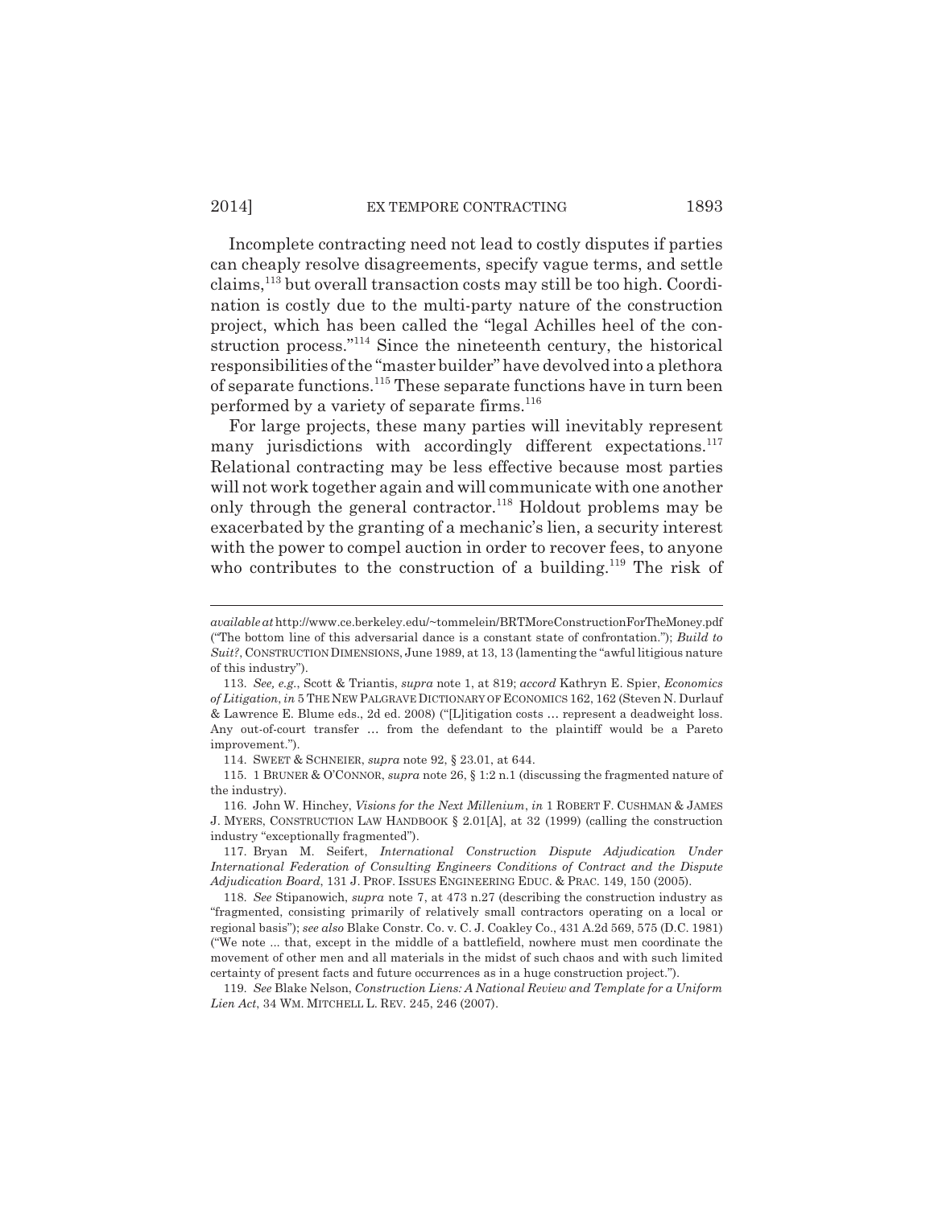Incomplete contracting need not lead to costly disputes if parties can cheaply resolve disagreements, specify vague terms, and settle claims,[113] but overall transaction costs may still be too high. Coordination is costly due to the multi-party nature of the construction project, which has been called the "legal Achilles heel of the construction process."[114] Since the nineteenth century, the historical responsibilities of the "master builder" have devolved into a plethora of separate functions.[115] These separate functions have in turn been performed by a variety of separate firms.[116]

For large projects, these many parties will inevitably represent many jurisdictions with accordingly different expectations.[117] Relational contracting may be less effective because most parties will not work together again and will communicate with one another only through the general contractor.[118] Holdout problems may be exacerbated by the granting of a mechanic's lien, a security interest with the power to compel auction in order to recover fees, to anyone who contributes to the construction of a building.[119] The risk of

---

*available at* http://www.ce.berkeley.edu/~tommelein/BRTMoreConstructionForTheMoney.pdf ("The bottom line of this adversarial dance is a constant state of confrontation."); *Build to Suit?*, CONSTRUCTION DIMENSIONS, June 1989, at 13, 13 (lamenting the "awful litigious nature of this industry").

113. *See, e.g.*, Scott & Triantis, *supra* note 1, at 819; *accord* Kathryn E. Spier, *Economics of Litigation*, *in* 5 THE NEW PALGRAVE DICTIONARY OF ECONOMICS 162, 162 (Steven N. Durlauf & Lawrence E. Blume eds., 2d ed. 2008) ("[L]itigation costs … represent a deadweight loss. Any out-of-court transfer … from the defendant to the plaintiff would be a Pareto improvement.").

114. SWEET & SCHNEIER, *supra* note 92, § 23.01, at 644.

115. 1 BRUNER & O'CONNOR, *supra* note 26, § 1:2 n.1 (discussing the fragmented nature of the industry).

116. John W. Hinchey, *Visions for the Next Millenium*, *in* 1 ROBERT F. CUSHMAN & JAMES J. MYERS, CONSTRUCTION LAW HANDBOOK § 2.01[A], at 32 (1999) (calling the construction industry "exceptionally fragmented").

117. Bryan M. Seifert, *International Construction Dispute Adjudication Under International Federation of Consulting Engineers Conditions of Contract and the Dispute Adjudication Board*, 131 J. PROF. ISSUES ENGINEERING EDUC. & PRAC. 149, 150 (2005).

118. *See* Stipanowich, *supra* note 7, at 473 n.27 (describing the construction industry as "fragmented, consisting primarily of relatively small contractors operating on a local or regional basis"); *see also* Blake Constr. Co. v. C. J. Coakley Co., 431 A.2d 569, 575 (D.C. 1981) ("We note ... that, except in the middle of a battlefield, nowhere must men coordinate the movement of other men and all materials in the midst of such chaos and with such limited certainty of present facts and future occurrences as in a huge construction project.").

119. *See* Blake Nelson, *Construction Liens: A National Review and Template for a Uniform Lien Act*, 34 WM. MITCHELL L. REV. 245, 246 (2007).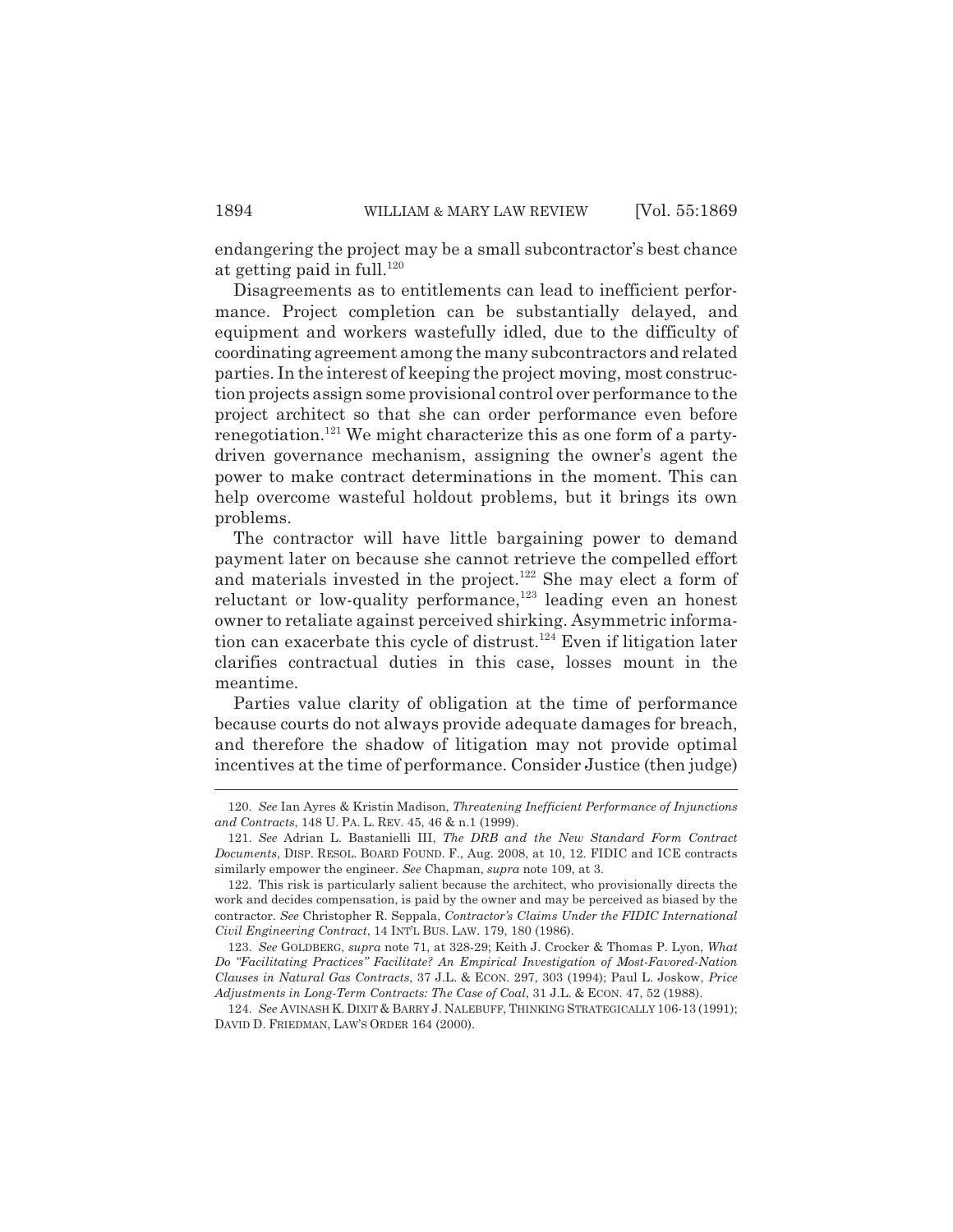endangering the project may be a small subcontractor's best chance at getting paid in full.[120]

Disagreements as to entitlements can lead to inefficient performance. Project completion can be substantially delayed, and equipment and workers wastefully idled, due to the difficulty of coordinating agreement among the many subcontractors and related parties. In the interest of keeping the project moving, most construction projects assign some provisional control over performance to the project architect so that she can order performance even before renegotiation.[121] We might characterize this as one form of a party-driven governance mechanism, assigning the owner's agent the power to make contract determinations in the moment. This can help overcome wasteful holdout problems, but it brings its own problems.

The contractor will have little bargaining power to demand payment later on because she cannot retrieve the compelled effort and materials invested in the project.[122] She may elect a form of reluctant or low-quality performance,[123] leading even an honest owner to retaliate against perceived shirking. Asymmetric information can exacerbate this cycle of distrust.[124] Even if litigation later clarifies contractual duties in this case, losses mount in the meantime.

Parties value clarity of obligation at the time of performance because courts do not always provide adequate damages for breach, and therefore the shadow of litigation may not provide optimal incentives at the time of performance. Consider Justice (then judge)

---

120. *See* Ian Ayres & Kristin Madison, *Threatening Inefficient Performance of Injunctions and Contracts*, 148 U. PA. L. REV. 45, 46 & n.1 (1999).

121. *See* Adrian L. Bastanielli III, *The DRB and the New Standard Form Contract Documents*, DISP. RESOL. BOARD FOUND. F., Aug. 2008, at 10, 12. FIDIC and ICE contracts similarly empower the engineer. *See* Chapman, *supra* note 109, at 3.

122. This risk is particularly salient because the architect, who provisionally directs the work and decides compensation, is paid by the owner and may be perceived as biased by the contractor. *See* Christopher R. Seppala, *Contractor's Claims Under the FIDIC International Civil Engineering Contract*, 14 INT'L BUS. LAW. 179, 180 (1986).

123. *See* GOLDBERG, *supra* note 71, at 328-29; Keith J. Crocker & Thomas P. Lyon, *What Do "Facilitating Practices" Facilitate? An Empirical Investigation of Most-Favored-Nation Clauses in Natural Gas Contracts*, 37 J.L. & ECON. 297, 303 (1994); Paul L. Joskow, *Price Adjustments in Long-Term Contracts: The Case of Coal*, 31 J.L. & ECON. 47, 52 (1988).

124. *See* AVINASH K. DIXIT & BARRY J. NALEBUFF, THINKING STRATEGICALLY 106-13 (1991); DAVID D. FRIEDMAN, LAW'S ORDER 164 (2000).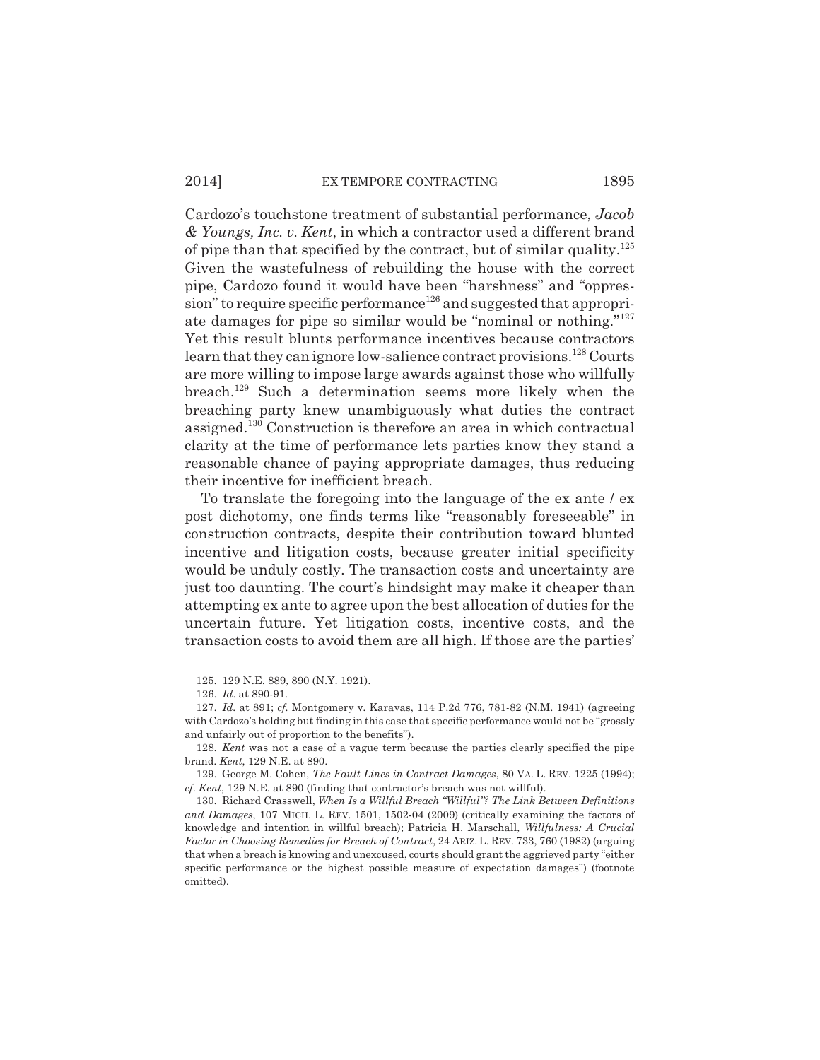Cardozo's touchstone treatment of substantial performance, *Jacob & Youngs, Inc. v. Kent*, in which a contractor used a different brand of pipe than that specified by the contract, but of similar quality.[125] Given the wastefulness of rebuilding the house with the correct pipe, Cardozo found it would have been "harshness" and "oppression" to require specific performance[126] and suggested that appropriate damages for pipe so similar would be "nominal or nothing."[127] Yet this result blunts performance incentives because contractors learn that they can ignore low-salience contract provisions.[128] Courts are more willing to impose large awards against those who willfully breach.[129] Such a determination seems more likely when the breaching party knew unambiguously what duties the contract assigned.[130] Construction is therefore an area in which contractual clarity at the time of performance lets parties know they stand a reasonable chance of paying appropriate damages, thus reducing their incentive for inefficient breach.

To translate the foregoing into the language of the ex ante / ex post dichotomy, one finds terms like "reasonably foreseeable" in construction contracts, despite their contribution toward blunted incentive and litigation costs, because greater initial specificity would be unduly costly. The transaction costs and uncertainty are just too daunting. The court's hindsight may make it cheaper than attempting ex ante to agree upon the best allocation of duties for the uncertain future. Yet litigation costs, incentive costs, and the transaction costs to avoid them are all high. If those are the parties'

---

125. 129 N.E. 889, 890 (N.Y. 1921).

126. *Id.* at 890-91.

127. *Id.* at 891; *cf.* Montgomery v. Karavas, 114 P.2d 776, 781-82 (N.M. 1941) (agreeing with Cardozo's holding but finding in this case that specific performance would not be "grossly and unfairly out of proportion to the benefits").

128. *Kent* was not a case of a vague term because the parties clearly specified the pipe brand. *Kent*, 129 N.E. at 890.

129. George M. Cohen, *The Fault Lines in Contract Damages*, 80 VA. L. REV. 1225 (1994); *cf. Kent*, 129 N.E. at 890 (finding that contractor's breach was not willful).

130. Richard Crasswell, *When Is a Willful Breach "Willful"? The Link Between Definitions and Damages*, 107 MICH. L. REV. 1501, 1502-04 (2009) (critically examining the factors of knowledge and intention in willful breach); Patricia H. Marschall, *Willfulness: A Crucial Factor in Choosing Remedies for Breach of Contract*, 24 ARIZ. L. REV. 733, 760 (1982) (arguing that when a breach is knowing and unexcused, courts should grant the aggrieved party "either specific performance or the highest possible measure of expectation damages") (footnote omitted).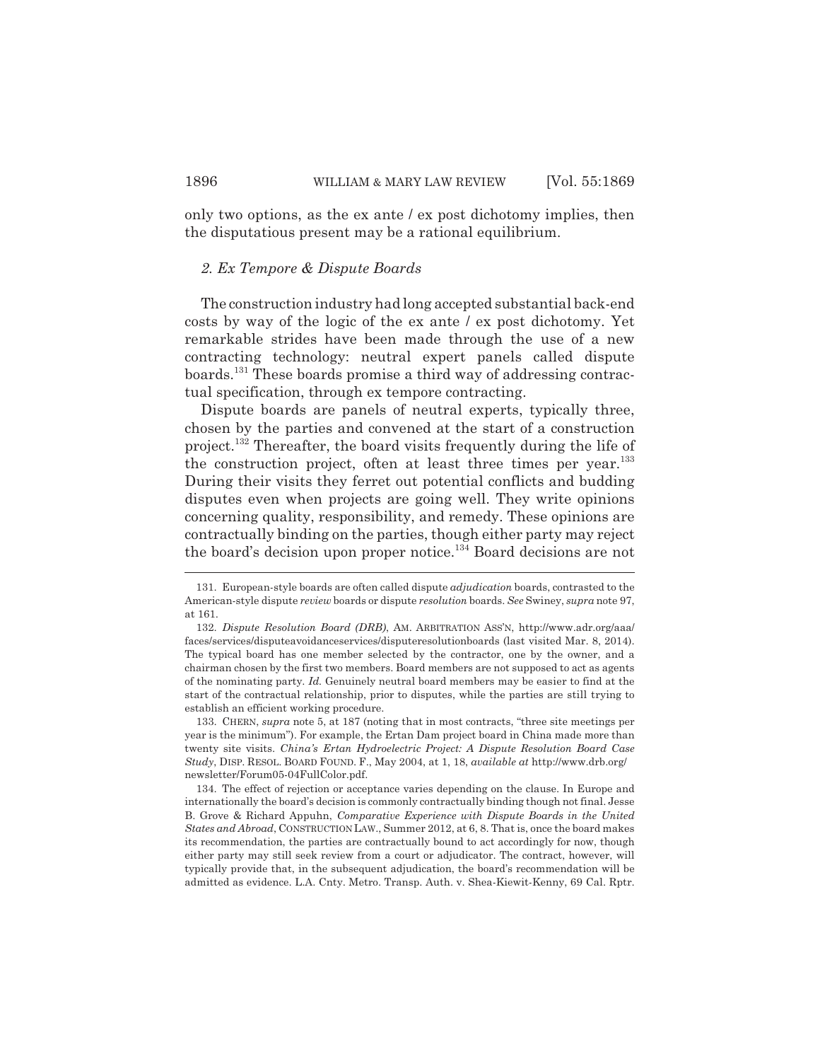only two options, as the ex ante / ex post dichotomy implies, then the disputatious present may be a rational equilibrium.

### *2. Ex Tempore & Dispute Boards*

The construction industry had long accepted substantial back-end costs by way of the logic of the ex ante / ex post dichotomy. Yet remarkable strides have been made through the use of a new contracting technology: neutral expert panels called dispute boards.[131] These boards promise a third way of addressing contractual specification, through ex tempore contracting.

Dispute boards are panels of neutral experts, typically three, chosen by the parties and convened at the start of a construction project.[132] Thereafter, the board visits frequently during the life of the construction project, often at least three times per year.[133] During their visits they ferret out potential conflicts and budding disputes even when projects are going well. They write opinions concerning quality, responsibility, and remedy. These opinions are contractually binding on the parties, though either party may reject the board's decision upon proper notice.[134] Board decisions are not

---

131. European-style boards are often called dispute *adjudication* boards, contrasted to the American-style dispute *review* boards or dispute *resolution* boards. *See* Swiney, *supra* note 97, at 161.

132. *Dispute Resolution Board (DRB)*, AM. ARBITRATION ASS'N, http://www.adr.org/aaa/faces/services/disputeavoidanceservices/disputeresolutionboards (last visited Mar. 8, 2014). The typical board has one member selected by the contractor, one by the owner, and a chairman chosen by the first two members. Board members are not supposed to act as agents of the nominating party. *Id.* Genuinely neutral board members may be easier to find at the start of the contractual relationship, prior to disputes, while the parties are still trying to establish an efficient working procedure.

133. CHERN, *supra* note 5, at 187 (noting that in most contracts, "three site meetings per year is the minimum"). For example, the Ertan Dam project board in China made more than twenty site visits. *China's Ertan Hydroelectric Project: A Dispute Resolution Board Case Study*, DISP. RESOL. BOARD FOUND. F., May 2004, at 1, 18, *available at* http://www.drb.org/newsletter/Forum05-04FullColor.pdf.

134. The effect of rejection or acceptance varies depending on the clause. In Europe and internationally the board's decision is commonly contractually binding though not final. Jesse B. Grove & Richard Appuhn, *Comparative Experience with Dispute Boards in the United States and Abroad*, CONSTRUCTION LAW., Summer 2012, at 6, 8. That is, once the board makes its recommendation, the parties are contractually bound to act accordingly for now, though either party may still seek review from a court or adjudicator. The contract, however, will typically provide that, in the subsequent adjudication, the board's recommendation will be admitted as evidence. L.A. Cnty. Metro. Transp. Auth. v. Shea-Kiewit-Kenny, 69 Cal. Rptr.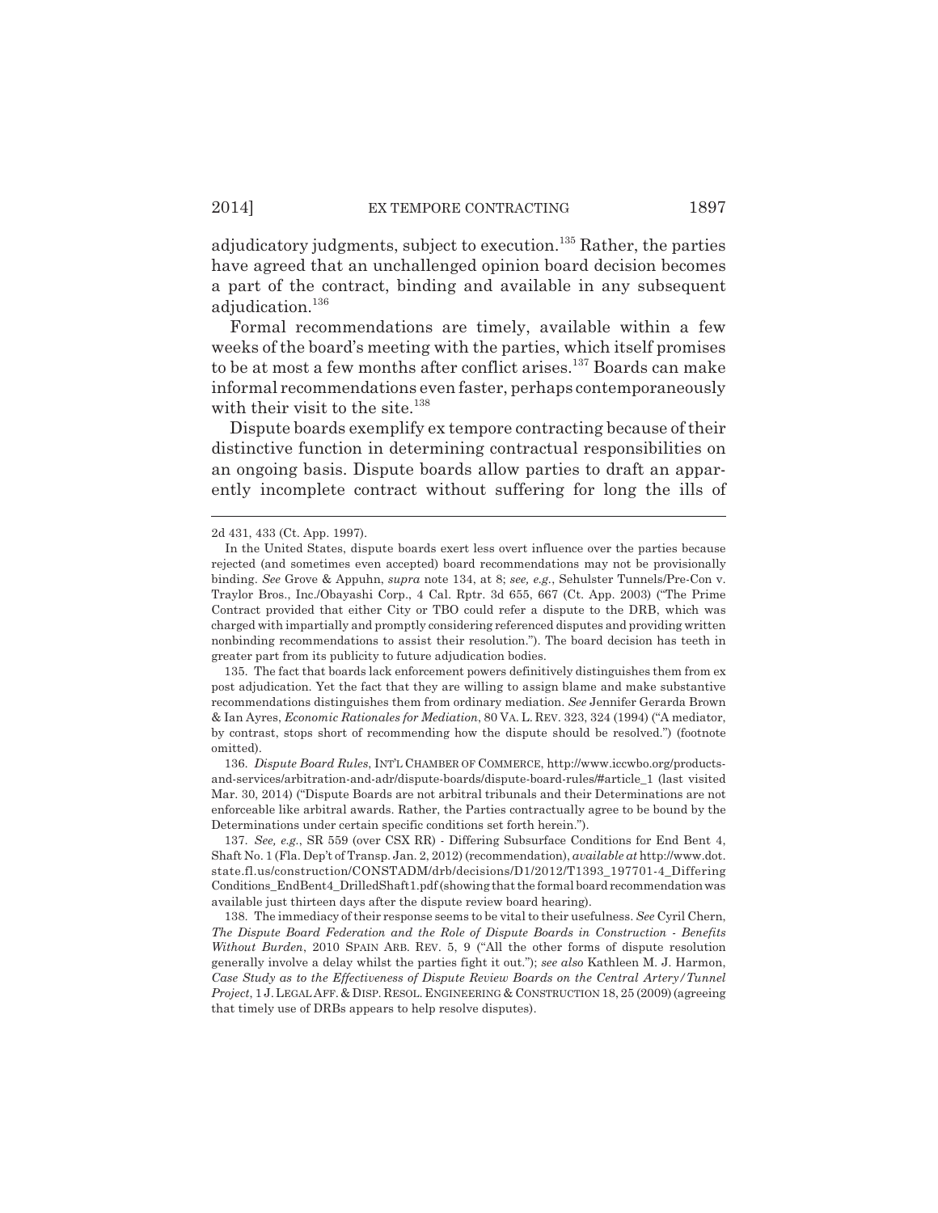adjudicatory judgments, subject to execution.[135] Rather, the parties have agreed that an unchallenged opinion board decision becomes a part of the contract, binding and available in any subsequent adjudication.[136]

Formal recommendations are timely, available within a few weeks of the board's meeting with the parties, which itself promises to be at most a few months after conflict arises.[137] Boards can make informal recommendations even faster, perhaps contemporaneously with their visit to the site.[138]

Dispute boards exemplify ex tempore contracting because of their distinctive function in determining contractual responsibilities on an ongoing basis. Dispute boards allow parties to draft an apparently incomplete contract without suffering for long the ills of

---

2d 431, 433 (Ct. App. 1997).

In the United States, dispute boards exert less overt influence over the parties because rejected (and sometimes even accepted) board recommendations may not be provisionally binding. *See* Grove & Appuhn, *supra* note 134, at 8; *see, e.g.*, Sehulster Tunnels/Pre-Con v. Traylor Bros., Inc./Obayashi Corp., 4 Cal. Rptr. 3d 655, 667 (Ct. App. 2003) ("The Prime Contract provided that either City or TBO could refer a dispute to the DRB, which was charged with impartially and promptly considering referenced disputes and providing written nonbinding recommendations to assist their resolution."). The board decision has teeth in greater part from its publicity to future adjudication bodies.

135. The fact that boards lack enforcement powers definitively distinguishes them from ex post adjudication. Yet the fact that they are willing to assign blame and make substantive recommendations distinguishes them from ordinary mediation. *See* Jennifer Gerarda Brown & Ian Ayres, *Economic Rationales for Mediation*, 80 VA. L. REV. 323, 324 (1994) ("A mediator, by contrast, stops short of recommending how the dispute should be resolved.") (footnote omitted).

136. *Dispute Board Rules*, INT'L CHAMBER OF COMMERCE, http://www.iccwbo.org/products-and-services/arbitration-and-adr/dispute-boards/dispute-board-rules/#article_1 (last visited Mar. 30, 2014) ("Dispute Boards are not arbitral tribunals and their Determinations are not enforceable like arbitral awards. Rather, the Parties contractually agree to be bound by the Determinations under certain specific conditions set forth herein.").

137. *See, e.g.*, SR 559 (over CSX RR) - Differing Subsurface Conditions for End Bent 4, Shaft No. 1 (Fla. Dep't of Transp. Jan. 2, 2012) (recommendation), *available at* http://www.dot.state.fl.us/construction/CONSTADM/drb/decisions/D1/2012/T1393_197701-4_Differing Conditions_EndBent4_DrilledShaft1.pdf (showing that the formal board recommendation was available just thirteen days after the dispute review board hearing).

138. The immediacy of their response seems to be vital to their usefulness. *See* Cyril Chern, *The Dispute Board Federation and the Role of Dispute Boards in Construction - Benefits Without Burden*, 2010 SPAIN ARB. REV. 5, 9 ("All the other forms of dispute resolution generally involve a delay whilst the parties fight it out."); *see also* Kathleen M. J. Harmon, *Case Study as to the Effectiveness of Dispute Review Boards on the Central Artery/Tunnel Project*, 1 J. LEGAL AFF. & DISP. RESOL. ENGINEERING & CONSTRUCTION 18, 25 (2009) (agreeing that timely use of DRBs appears to help resolve disputes).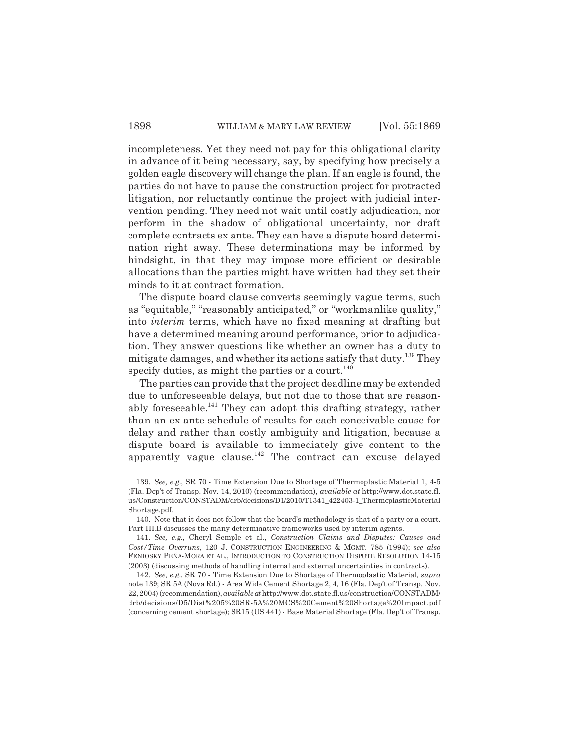incompleteness. Yet they need not pay for this obligational clarity in advance of it being necessary, say, by specifying how precisely a golden eagle discovery will change the plan. If an eagle is found, the parties do not have to pause the construction project for protracted litigation, nor reluctantly continue the project with judicial intervention pending. They need not wait until costly adjudication, nor perform in the shadow of obligational uncertainty, nor draft complete contracts ex ante. They can have a dispute board determination right away. These determinations may be informed by hindsight, in that they may impose more efficient or desirable allocations than the parties might have written had they set their minds to it at contract formation.

The dispute board clause converts seemingly vague terms, such as "equitable," "reasonably anticipated," or "workmanlike quality," into *interim* terms, which have no fixed meaning at drafting but have a determined meaning around performance, prior to adjudication. They answer questions like whether an owner has a duty to mitigate damages, and whether its actions satisfy that duty.[139] They specify duties, as might the parties or a court.[140]

The parties can provide that the project deadline may be extended due to unforeseeable delays, but not due to those that are reasonably foreseeable.[141] They can adopt this drafting strategy, rather than an ex ante schedule of results for each conceivable cause for delay and rather than costly ambiguity and litigation, because a dispute board is available to immediately give content to the apparently vague clause.[142] The contract can excuse delayed

139. *See, e.g.*, SR 70 - Time Extension Due to Shortage of Thermoplastic Material 1, 4-5 (Fla. Dep't of Transp. Nov. 14, 2010) (recommendation), *available at* http://www.dot.state.fl.us/Construction/CONSTADM/drb/decisions/D1/2010/T1341_422403-1_ThermoplasticMaterialShortage.pdf.

140. Note that it does not follow that the board's methodology is that of a party or a court. Part III.B discusses the many determinative frameworks used by interim agents.

141. *See, e.g.*, Cheryl Semple et al., *Construction Claims and Disputes: Causes and Cost/Time Overruns*, 120 J. CONSTRUCTION ENGINEERING & MGMT. 785 (1994); *see also* FENIOSKY PEÑA-MORA ET AL., INTRODUCTION TO CONSTRUCTION DISPUTE RESOLUTION 14-15 (2003) (discussing methods of handling internal and external uncertainties in contracts).

142. *See, e.g.*, SR 70 - Time Extension Due to Shortage of Thermoplastic Material, *supra* note 139; SR 5A (Nova Rd.) - Area Wide Cement Shortage 2, 4, 16 (Fla. Dep't of Transp. Nov. 22, 2004) (recommendation), *available at* http://www.dot.state.fl.us/construction/CONSTADM/drb/decisions/D5/Dist%205%20SR-5A%20MCS%20Cement%20Shortage%20Impact.pdf (concerning cement shortage); SR15 (US 441) - Base Material Shortage (Fla. Dep't of Transp.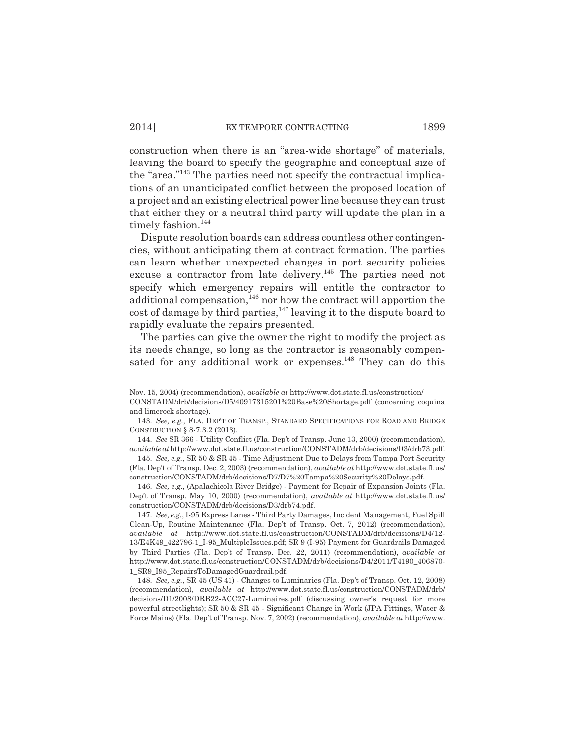construction when there is an "area-wide shortage" of materials, leaving the board to specify the geographic and conceptual size of the "area."[143] The parties need not specify the contractual implications of an unanticipated conflict between the proposed location of a project and an existing electrical power line because they can trust that either they or a neutral third party will update the plan in a timely fashion.[144]

Dispute resolution boards can address countless other contingencies, without anticipating them at contract formation. The parties can learn whether unexpected changes in port security policies excuse a contractor from late delivery.[145] The parties need not specify which emergency repairs will entitle the contractor to additional compensation,[146] nor how the contract will apportion the cost of damage by third parties,[147] leaving it to the dispute board to rapidly evaluate the repairs presented.

The parties can give the owner the right to modify the project as its needs change, so long as the contractor is reasonably compensated for any additional work or expenses.[148] They can do this

---

Nov. 15, 2004) (recommendation), *available at* http://www.dot.state.fl.us/construction/CONSTADM/drb/decisions/D5/40917315201%20Base%20Shortage.pdf (concerning coquina and limerock shortage).

143. *See, e.g.*, FLA. DEP'T OF TRANSP., STANDARD SPECIFICATIONS FOR ROAD AND BRIDGE CONSTRUCTION § 8-7.3.2 (2013).

144. *See* SR 366 - Utility Conflict (Fla. Dep't of Transp. June 13, 2000) (recommendation), *available at* http://www.dot.state.fl.us/construction/CONSTADM/drb/decisions/D3/drb73.pdf.

145. *See, e.g.*, SR 50 & SR 45 - Time Adjustment Due to Delays from Tampa Port Security (Fla. Dep't of Transp. Dec. 2, 2003) (recommendation), *available at* http://www.dot.state.fl.us/construction/CONSTADM/drb/decisions/D7/D7%20Tampa%20Security%20Delays.pdf.

146. *See, e.g.*, (Apalachicola River Bridge) - Payment for Repair of Expansion Joints (Fla. Dep't of Transp. May 10, 2000) (recommendation), *available at* http://www.dot.state.fl.us/construction/CONSTADM/drb/decisions/D3/drb74.pdf.

147. *See, e.g.*, I-95 Express Lanes - Third Party Damages, Incident Management, Fuel Spill Clean-Up, Routine Maintenance (Fla. Dep't of Transp. Oct. 7, 2012) (recommendation), *available at* http://www.dot.state.fl.us/construction/CONSTADM/drb/decisions/D4/12-13/E4K49_422796-1_I-95_MultipleIssues.pdf; SR 9 (I-95) Payment for Guardrails Damaged by Third Parties (Fla. Dep't of Transp. Dec. 22, 2011) (recommendation), *available at* http://www.dot.state.fl.us/construction/CONSTADM/drb/decisions/D4/2011/T4190_406870-1_SR9_I95_RepairsToDamagedGuardrail.pdf.

148. *See, e.g.*, SR 45 (US 41) - Changes to Luminaries (Fla. Dep't of Transp. Oct. 12, 2008) (recommendation), *available at* http://www.dot.state.fl.us/construction/CONSTADM/drb/decisions/D1/2008/DRB22-ACC27-Luminaires.pdf (discussing owner's request for more powerful streetlights); SR 50 & SR 45 - Significant Change in Work (JPA Fittings, Water & Force Mains) (Fla. Dep't of Transp. Nov. 7, 2002) (recommendation), *available at* http://www.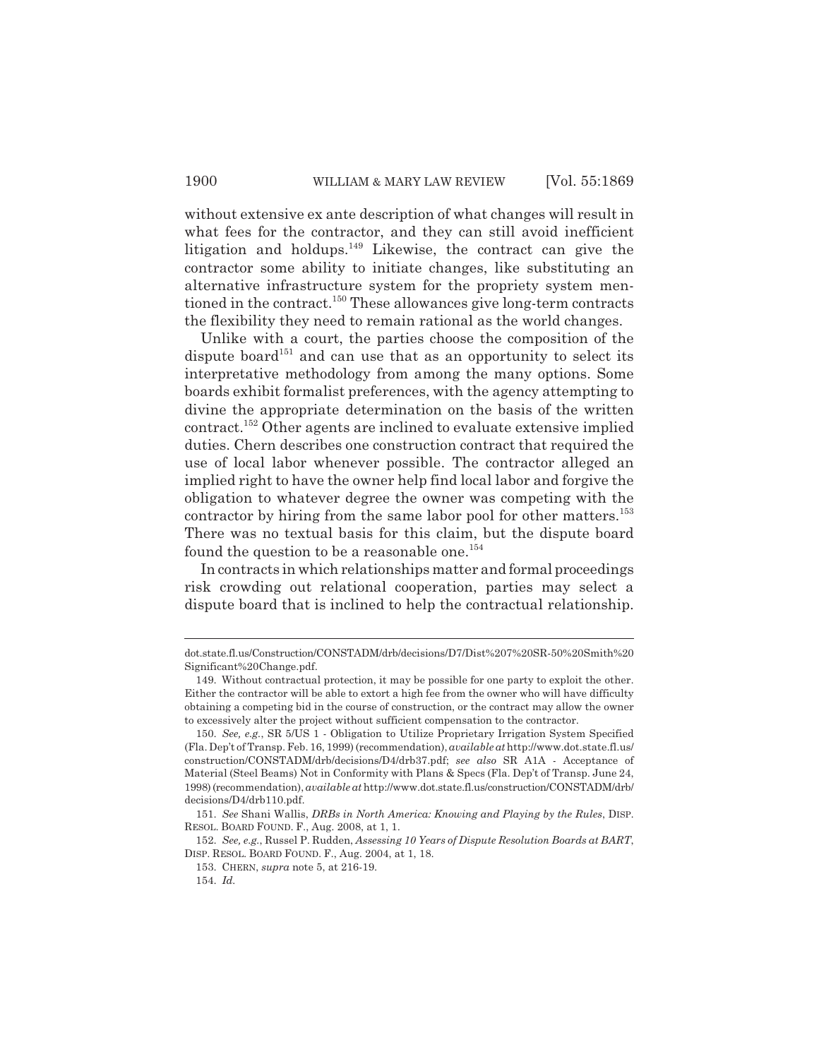without extensive ex ante description of what changes will result in what fees for the contractor, and they can still avoid inefficient litigation and holdups.[149] Likewise, the contract can give the contractor some ability to initiate changes, like substituting an alternative infrastructure system for the propriety system mentioned in the contract.[150] These allowances give long-term contracts the flexibility they need to remain rational as the world changes.

Unlike with a court, the parties choose the composition of the dispute board[151] and can use that as an opportunity to select its interpretative methodology from among the many options. Some boards exhibit formalist preferences, with the agency attempting to divine the appropriate determination on the basis of the written contract.[152] Other agents are inclined to evaluate extensive implied duties. Chern describes one construction contract that required the use of local labor whenever possible. The contractor alleged an implied right to have the owner help find local labor and forgive the obligation to whatever degree the owner was competing with the contractor by hiring from the same labor pool for other matters.[153] There was no textual basis for this claim, but the dispute board found the question to be a reasonable one.[154]

In contracts in which relationships matter and formal proceedings risk crowding out relational cooperation, parties may select a dispute board that is inclined to help the contractual relationship.

---

dot.state.fl.us/Construction/CONSTADM/drb/decisions/D7/Dist%207%20SR-50%20Smith%20Significant%20Change.pdf.

149. Without contractual protection, it may be possible for one party to exploit the other. Either the contractor will be able to extort a high fee from the owner who will have difficulty obtaining a competing bid in the course of construction, or the contract may allow the owner to excessively alter the project without sufficient compensation to the contractor.

150. *See, e.g.*, SR 5/US 1 - Obligation to Utilize Proprietary Irrigation System Specified (Fla. Dep't of Transp. Feb. 16, 1999) (recommendation), *available at* http://www.dot.state.fl.us/construction/CONSTADM/drb/decisions/D4/drb37.pdf; *see also* SR A1A - Acceptance of Material (Steel Beams) Not in Conformity with Plans & Specs (Fla. Dep't of Transp. June 24, 1998) (recommendation), *available at* http://www.dot.state.fl.us/construction/CONSTADM/drb/decisions/D4/drb110.pdf.

151. *See* Shani Wallis, *DRBs in North America: Knowing and Playing by the Rules*, DISP. RESOL. BOARD FOUND. F., Aug. 2008, at 1, 1.

152. *See, e.g.*, Russel P. Rudden, *Assessing 10 Years of Dispute Resolution Boards at BART*, DISP. RESOL. BOARD FOUND. F., Aug. 2004, at 1, 18.

153. CHERN, *supra* note 5, at 216-19.

154. *Id.*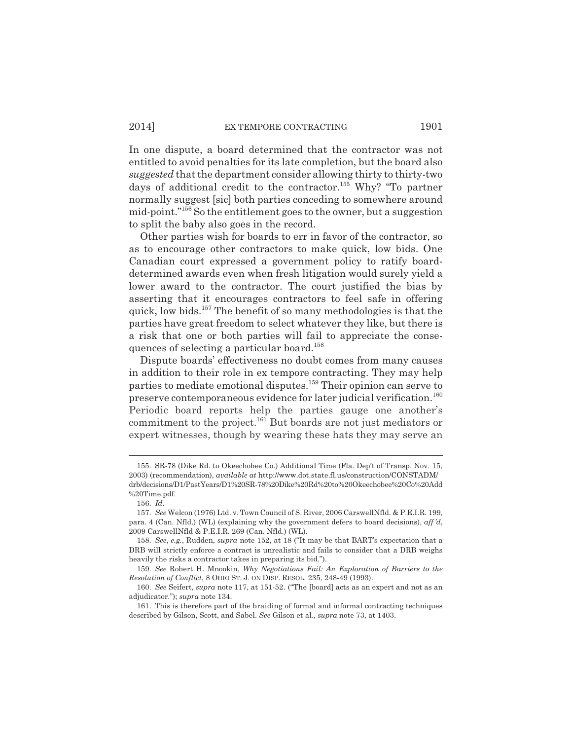In one dispute, a board determined that the contractor was not entitled to avoid penalties for its late completion, but the board also *suggested* that the department consider allowing thirty to thirty-two days of additional credit to the contractor.[155] Why? "To partner normally suggest [sic] both parties conceding to somewhere around mid-point."[156] So the entitlement goes to the owner, but a suggestion to split the baby also goes in the record.

Other parties wish for boards to err in favor of the contractor, so as to encourage other contractors to make quick, low bids. One Canadian court expressed a government policy to ratify board-determined awards even when fresh litigation would surely yield a lower award to the contractor. The court justified the bias by asserting that it encourages contractors to feel safe in offering quick, low bids.[157] The benefit of so many methodologies is that the parties have great freedom to select whatever they like, but there is a risk that one or both parties will fail to appreciate the consequences of selecting a particular board.[158]

Dispute boards' effectiveness no doubt comes from many causes in addition to their role in ex tempore contracting. They may help parties to mediate emotional disputes.[159] Their opinion can serve to preserve contemporaneous evidence for later judicial verification.[160] Periodic board reports help the parties gauge one another's commitment to the project.[161] But boards are not just mediators or expert witnesses, though by wearing these hats they may serve an

---

155. SR-78 (Dike Rd. to Okeechobee Co.) Additional Time (Fla. Dep't of Transp. Nov. 15, 2003) (recommendation), *available at* http://www.dot.state.fl.us/construction/CONSTADM/drb/decisions/D1/PastYears/D1%20SR-78%20Dike%20Rd%20to%20Okeechobee%20Co%20Add%20Time.pdf.

156. *Id.*

157. *See* Welcon (1976) Ltd. v. Town Council of S. River, 2006 CarswellNfld. & P.E.I.R. 199, para. 4 (Can. Nfld.) (WL) (explaining why the government defers to board decisions), *aff'd*, 2009 CarswellNfld & P.E.I.R. 269 (Can. Nfld.) (WL).

158. *See, e.g.*, Rudden, *supra* note 152, at 18 ("It may be that BART's expectation that a DRB will strictly enforce a contract is unrealistic and fails to consider that a DRB weighs heavily the risks a contractor takes in preparing its bid.").

159. *See* Robert H. Mnookin, *Why Negotiations Fail: An Exploration of Barriers to the Resolution of Conflict*, 8 OHIO ST. J. ON DISP. RESOL. 235, 248-49 (1993).

160. *See* Seifert, *supra* note 117, at 151-52. ("The [board] acts as an expert and not as an adjudicator."); *supra* note 134.

161. This is therefore part of the braiding of formal and informal contracting techniques described by Gilson, Scott, and Sabel. *See* Gilson et al., *supra* note 73, at 1403.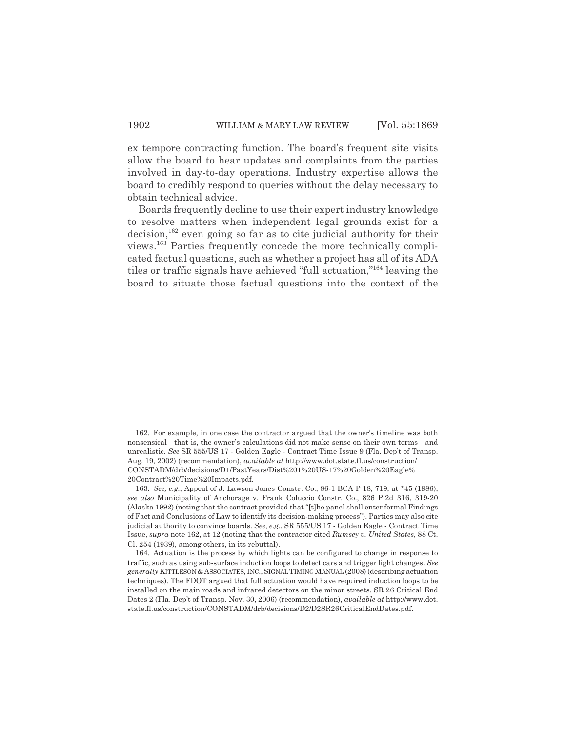ex tempore contracting function. The board's frequent site visits allow the board to hear updates and complaints from the parties involved in day-to-day operations. Industry expertise allows the board to credibly respond to queries without the delay necessary to obtain technical advice.

Boards frequently decline to use their expert industry knowledge to resolve matters when independent legal grounds exist for a decision,[162] even going so far as to cite judicial authority for their views.[163] Parties frequently concede the more technically complicated factual questions, such as whether a project has all of its ADA tiles or traffic signals have achieved "full actuation,"[164] leaving the board to situate those factual questions into the context of the

---

162. For example, in one case the contractor argued that the owner's timeline was both nonsensical—that is, the owner's calculations did not make sense on their own terms—and unrealistic. *See* SR 555/US 17 - Golden Eagle - Contract Time Issue 9 (Fla. Dep't of Transp. Aug. 19, 2002) (recommendation), *available at* http://www.dot.state.fl.us/construction/CONSTADM/drb/decisions/D1/PastYears/Dist%201%20US-17%20Golden%20Eagle%20Contract%20Time%20Impacts.pdf.

163. *See, e.g.*, Appeal of J. Lawson Jones Constr. Co., 86-1 BCA P 18, 719, at *45 (1986); *see also* Municipality of Anchorage v. Frank Coluccio Constr. Co., 826 P.2d 316, 319-20 (Alaska 1992) (noting that the contract provided that "[t]he panel shall enter formal Findings of Fact and Conclusions of Law to identify its decision-making process"). Parties may also cite judicial authority to convince boards. *See, e.g.*, SR 555/US 17 - Golden Eagle - Contract Time Issue, *supra* note 162, at 12 (noting that the contractor cited *Rumsey v. United States*, 88 Ct. Cl. 254 (1939), among others, in its rebuttal).

164. Actuation is the process by which lights can be configured to change in response to traffic, such as using sub-surface induction loops to detect cars and trigger light changes. *See generally* KITTLESON & ASSOCIATES, INC., SIGNAL TIMING MANUAL (2008) (describing actuation techniques). The FDOT argued that full actuation would have required induction loops to be installed on the main roads and infrared detectors on the minor streets. SR 26 Critical End Dates 2 (Fla. Dep't of Transp. Nov. 30, 2006) (recommendation), *available at* http://www.dot.state.fl.us/construction/CONSTADM/drb/decisions/D2/D2SR26CriticalEndDates.pdf.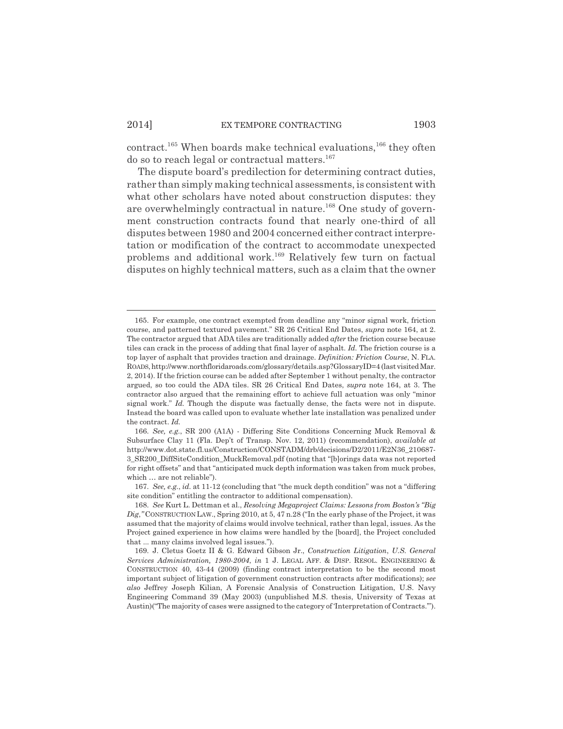contract.[165] When boards make technical evaluations,[166] they often do so to reach legal or contractual matters.[167]

The dispute board's predilection for determining contract duties, rather than simply making technical assessments, is consistent with what other scholars have noted about construction disputes: they are overwhelmingly contractual in nature.[168] One study of government construction contracts found that nearly one-third of all disputes between 1980 and 2004 concerned either contract interpretation or modification of the contract to accommodate unexpected problems and additional work.[169] Relatively few turn on factual disputes on highly technical matters, such as a claim that the owner

---

165. For example, one contract exempted from deadline any "minor signal work, friction course, and patterned textured pavement." SR 26 Critical End Dates, *supra* note 164, at 2. The contractor argued that ADA tiles are traditionally added *after* the friction course because tiles can crack in the process of adding that final layer of asphalt. *Id.* The friction course is a top layer of asphalt that provides traction and drainage. *Definition: Friction Course*, N. FLA. ROADS, http://www.northfloridaroads.com/glossary/details.asp?GlossaryID=4 (last visited Mar. 2, 2014). If the friction course can be added after September 1 without penalty, the contractor argued, so too could the ADA tiles. SR 26 Critical End Dates, *supra* note 164, at 3. The contractor also argued that the remaining effort to achieve full actuation was only "minor signal work." *Id.* Though the dispute was factually dense, the facts were not in dispute. Instead the board was called upon to evaluate whether late installation was penalized under the contract. *Id.*

166. *See, e.g.*, SR 200 (A1A) - Differing Site Conditions Concerning Muck Removal & Subsurface Clay 11 (Fla. Dep't of Transp. Nov. 12, 2011) (recommendation), *available at* http://www.dot.state.fl.us/Construction/CONSTADM/drb/decisions/D2/2011/E2N36_210687-3_SR200_DiffSiteCondition_MuckRemoval.pdf (noting that "[b]orings data was not reported for right offsets" and that "anticipated muck depth information was taken from muck probes, which ... are not reliable").

167. *See, e.g.*, *id.* at 11-12 (concluding that "the muck depth condition" was not a "differing site condition" entitling the contractor to additional compensation).

168. *See* Kurt L. Dettman et al., *Resolving Megaproject Claims: Lessons from Boston's "Big Dig,"* CONSTRUCTION LAW., Spring 2010, at 5, 47 n.28 ("In the early phase of the Project, it was assumed that the majority of claims would involve technical, rather than legal, issues. As the Project gained experience in how claims were handled by the [board], the Project concluded that ... many claims involved legal issues.").

169. J. Cletus Goetz II & G. Edward Gibson Jr., *Construction Litigation*, *U.S. General Services Administration, 1980-2004*, *in* 1 J. LEGAL AFF. & DISP. RESOL. ENGINEERING & CONSTRUCTION 40, 43-44 (2009) (finding contract interpretation to be the second most important subject of litigation of government construction contracts after modifications); *see also* Jeffrey Joseph Kilian, A Forensic Analysis of Construction Litigation, U.S. Navy Engineering Command 39 (May 2003) (unpublished M.S. thesis, University of Texas at Austin)("The majority of cases were assigned to the category of 'Interpretation of Contracts.'").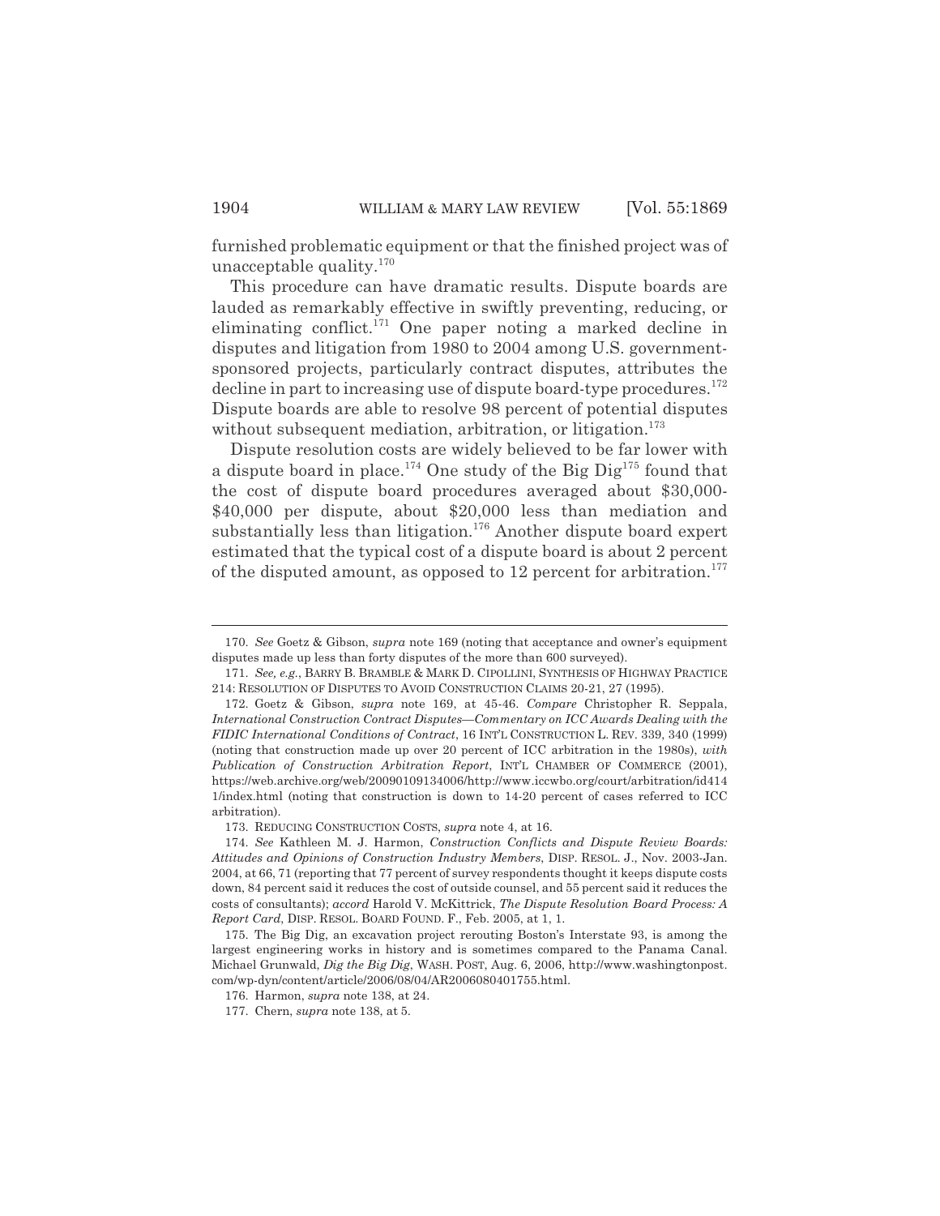furnished problematic equipment or that the finished project was of unacceptable quality.[170]

This procedure can have dramatic results. Dispute boards are lauded as remarkably effective in swiftly preventing, reducing, or eliminating conflict.[171] One paper noting a marked decline in disputes and litigation from 1980 to 2004 among U.S. government-sponsored projects, particularly contract disputes, attributes the decline in part to increasing use of dispute board-type procedures.[172] Dispute boards are able to resolve 98 percent of potential disputes without subsequent mediation, arbitration, or litigation.[173]

Dispute resolution costs are widely believed to be far lower with a dispute board in place.[174] One study of the Big Dig[175] found that the cost of dispute board procedures averaged about $30,000-$40,000 per dispute, about $20,000 less than mediation and substantially less than litigation.[176] Another dispute board expert estimated that the typical cost of a dispute board is about 2 percent of the disputed amount, as opposed to 12 percent for arbitration.[177]

---

170. *See* Goetz & Gibson, *supra* note 169 (noting that acceptance and owner's equipment disputes made up less than forty disputes of the more than 600 surveyed).

171. *See, e.g.*, BARRY B. BRAMBLE & MARK D. CIPOLLINI, SYNTHESIS OF HIGHWAY PRACTICE 214: RESOLUTION OF DISPUTES TO AVOID CONSTRUCTION CLAIMS 20-21, 27 (1995).

172. Goetz & Gibson, *supra* note 169, at 45-46. *Compare* Christopher R. Seppala, *International Construction Contract Disputes—Commentary on ICC Awards Dealing with the FIDIC International Conditions of Contract*, 16 INT'L CONSTRUCTION L. REV. 339, 340 (1999) (noting that construction made up over 20 percent of ICC arbitration in the 1980s), *with Publication of Construction Arbitration Report*, INT'L CHAMBER OF COMMERCE (2001), https://web.archive.org/web/20090109134006/http://www.iccwbo.org/court/arbitration/id4141/index.html (noting that construction is down to 14-20 percent of cases referred to ICC arbitration).

173. REDUCING CONSTRUCTION COSTS, *supra* note 4, at 16.

174. *See* Kathleen M. J. Harmon, *Construction Conflicts and Dispute Review Boards: Attitudes and Opinions of Construction Industry Members*, DISP. RESOL. J., Nov. 2003-Jan. 2004, at 66, 71 (reporting that 77 percent of survey respondents thought it keeps dispute costs down, 84 percent said it reduces the cost of outside counsel, and 55 percent said it reduces the costs of consultants); *accord* Harold V. McKittrick, *The Dispute Resolution Board Process: A Report Card*, DISP. RESOL. BOARD FOUND. F., Feb. 2005, at 1, 1.

175. The Big Dig, an excavation project rerouting Boston's Interstate 93, is among the largest engineering works in history and is sometimes compared to the Panama Canal. Michael Grunwald, *Dig the Big Dig*, WASH. POST, Aug. 6, 2006, http://www.washingtonpost.com/wp-dyn/content/article/2006/08/04/AR2006080401755.html.

176. Harmon, *supra* note 138, at 24.

177. Chern, *supra* note 138, at 5.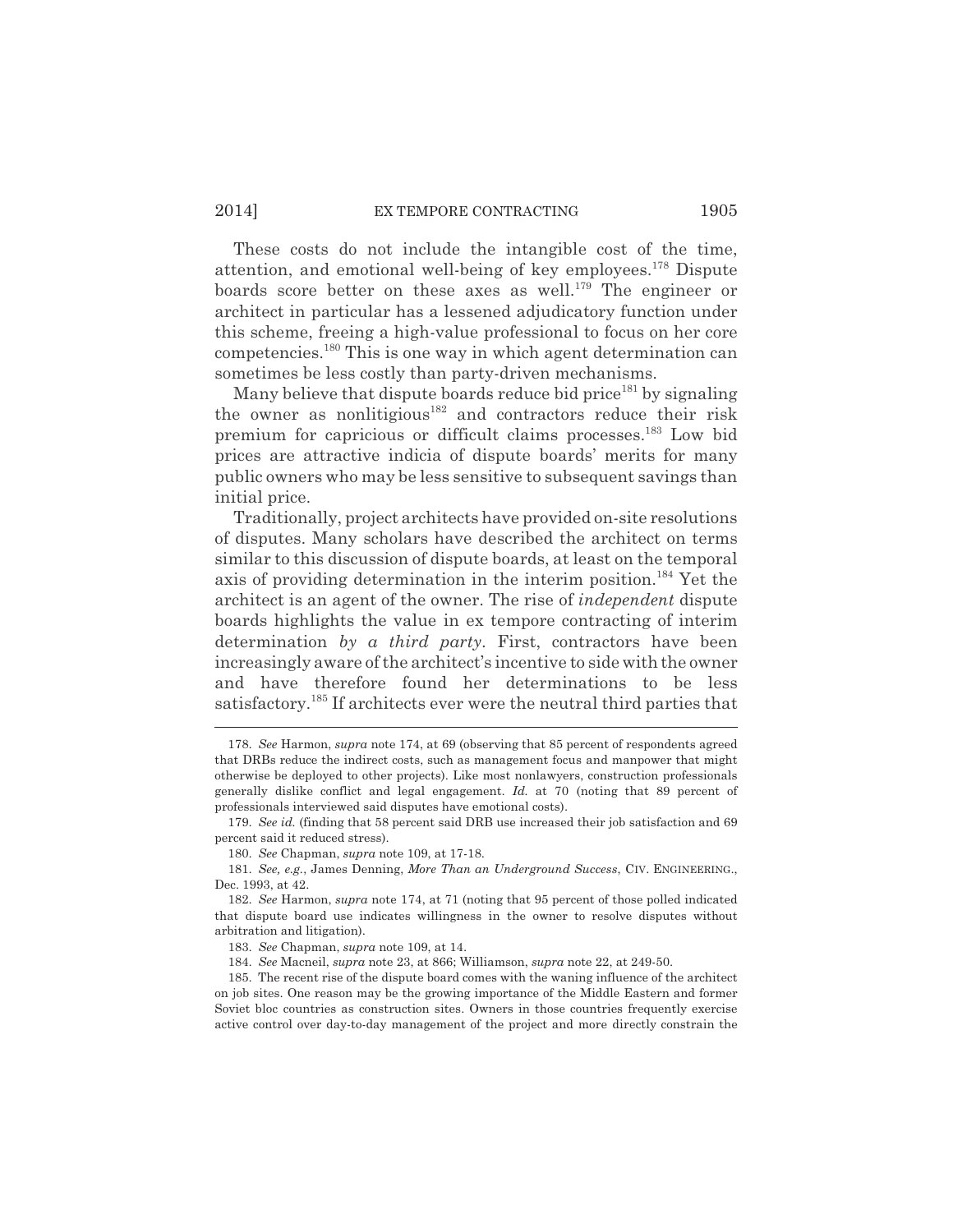These costs do not include the intangible cost of the time, attention, and emotional well-being of key employees.[178] Dispute boards score better on these axes as well.[179] The engineer or architect in particular has a lessened adjudicatory function under this scheme, freeing a high-value professional to focus on her core competencies.[180] This is one way in which agent determination can sometimes be less costly than party-driven mechanisms.

Many believe that dispute boards reduce bid price[181] by signaling the owner as nonlitigious[182] and contractors reduce their risk premium for capricious or difficult claims processes.[183] Low bid prices are attractive indicia of dispute boards' merits for many public owners who may be less sensitive to subsequent savings than initial price.

Traditionally, project architects have provided on-site resolutions of disputes. Many scholars have described the architect on terms similar to this discussion of dispute boards, at least on the temporal axis of providing determination in the interim position.[184] Yet the architect is an agent of the owner. The rise of *independent* dispute boards highlights the value in ex tempore contracting of interim determination *by a third party*. First, contractors have been increasingly aware of the architect's incentive to side with the owner and have therefore found her determinations to be less satisfactory.[185] If architects ever were the neutral third parties that

---

178. *See* Harmon, *supra* note 174, at 69 (observing that 85 percent of respondents agreed that DRBs reduce the indirect costs, such as management focus and manpower that might otherwise be deployed to other projects). Like most nonlawyers, construction professionals generally dislike conflict and legal engagement. *Id.* at 70 (noting that 89 percent of professionals interviewed said disputes have emotional costs).

179. *See id.* (finding that 58 percent said DRB use increased their job satisfaction and 69 percent said it reduced stress).

180. *See* Chapman, *supra* note 109, at 17-18.

181. *See, e.g.*, James Denning, *More Than an Underground Success*, CIV. ENGINEERING., Dec. 1993, at 42.

182. *See* Harmon, *supra* note 174, at 71 (noting that 95 percent of those polled indicated that dispute board use indicates willingness in the owner to resolve disputes without arbitration and litigation).

183. *See* Chapman, *supra* note 109, at 14.

184. *See* Macneil, *supra* note 23, at 866; Williamson, *supra* note 22, at 249-50.

185. The recent rise of the dispute board comes with the waning influence of the architect on job sites. One reason may be the growing importance of the Middle Eastern and former Soviet bloc countries as construction sites. Owners in those countries frequently exercise active control over day-to-day management of the project and more directly constrain the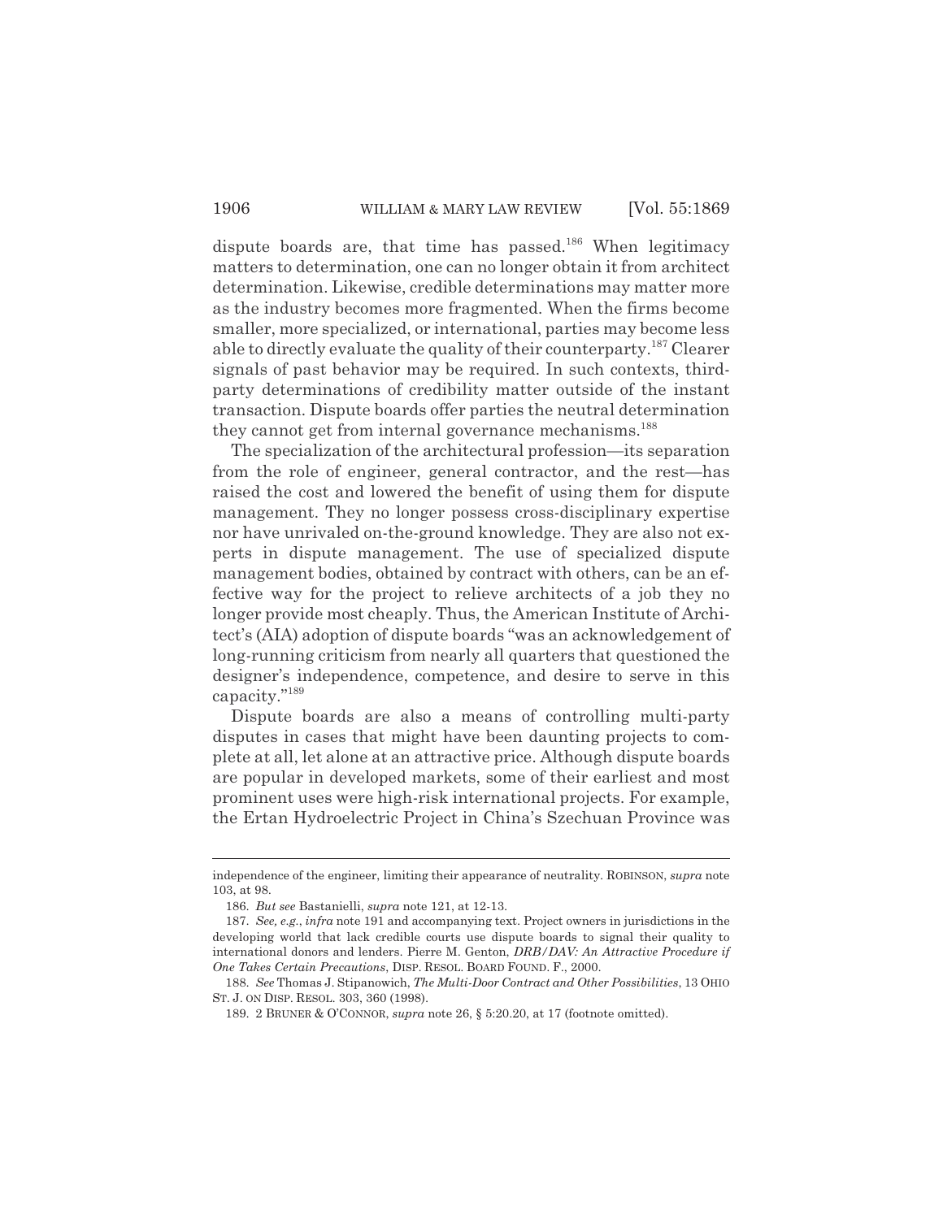dispute boards are, that time has passed.[186] When legitimacy matters to determination, one can no longer obtain it from architect determination. Likewise, credible determinations may matter more as the industry becomes more fragmented. When the firms become smaller, more specialized, or international, parties may become less able to directly evaluate the quality of their counterparty.[187] Clearer signals of past behavior may be required. In such contexts, third-party determinations of credibility matter outside of the instant transaction. Dispute boards offer parties the neutral determination they cannot get from internal governance mechanisms.[188]

The specialization of the architectural profession—its separation from the role of engineer, general contractor, and the rest—has raised the cost and lowered the benefit of using them for dispute management. They no longer possess cross-disciplinary expertise nor have unrivaled on-the-ground knowledge. They are also not experts in dispute management. The use of specialized dispute management bodies, obtained by contract with others, can be an effective way for the project to relieve architects of a job they no longer provide most cheaply. Thus, the American Institute of Architect's (AIA) adoption of dispute boards "was an acknowledgement of long-running criticism from nearly all quarters that questioned the designer's independence, competence, and desire to serve in this capacity."[189]

Dispute boards are also a means of controlling multi-party disputes in cases that might have been daunting projects to complete at all, let alone at an attractive price. Although dispute boards are popular in developed markets, some of their earliest and most prominent uses were high-risk international projects. For example, the Ertan Hydroelectric Project in China's Szechuan Province was

---

independence of the engineer, limiting their appearance of neutrality. ROBINSON, *supra* note 103, at 98.

186. *But see* Bastanielli, *supra* note 121, at 12-13.

187. *See, e.g.*, *infra* note 191 and accompanying text. Project owners in jurisdictions in the developing world that lack credible courts use dispute boards to signal their quality to international donors and lenders. Pierre M. Genton, *DRB/DAV: An Attractive Procedure if One Takes Certain Precautions*, DISP. RESOL. BOARD FOUND. F., 2000.

188. *See* Thomas J. Stipanowich, *The Multi-Door Contract and Other Possibilities*, 13 OHIO ST. J. ON DISP. RESOL. 303, 360 (1998).

189. 2 BRUNER & O'CONNOR, *supra* note 26, § 5:20.20, at 17 (footnote omitted).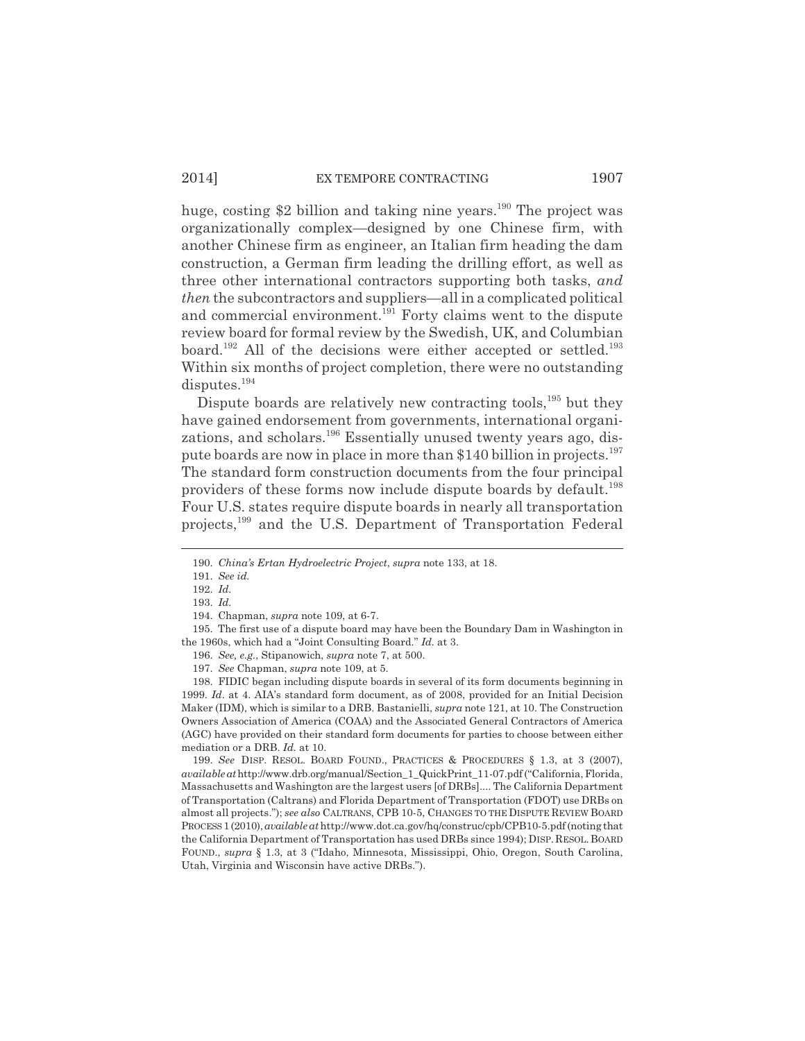huge, costing $2 billion and taking nine years.[190] The project was organizationally complex—designed by one Chinese firm, with another Chinese firm as engineer, an Italian firm heading the dam construction, a German firm leading the drilling effort, as well as three other international contractors supporting both tasks, *and then* the subcontractors and suppliers—all in a complicated political and commercial environment.[191] Forty claims went to the dispute review board for formal review by the Swedish, UK, and Columbian board.[192] All of the decisions were either accepted or settled.[193] Within six months of project completion, there were no outstanding disputes.[194]

Dispute boards are relatively new contracting tools,[195] but they have gained endorsement from governments, international organizations, and scholars.[196] Essentially unused twenty years ago, dispute boards are now in place in more than $140 billion in projects.[197] The standard form construction documents from the four principal providers of these forms now include dispute boards by default.[198] Four U.S. states require dispute boards in nearly all transportation projects,[199] and the U.S. Department of Transportation Federal

---

190. *China's Ertan Hydroelectric Project*, *supra* note 133, at 18.

191. *See id.*

192. *Id.*

193. *Id.*

194. Chapman, *supra* note 109, at 6-7.

195. The first use of a dispute board may have been the Boundary Dam in Washington in the 1960s, which had a "Joint Consulting Board." *Id.* at 3.

196. *See, e.g.*, Stipanowich, *supra* note 7, at 500.

197. *See* Chapman, *supra* note 109, at 5.

198. FIDIC began including dispute boards in several of its form documents beginning in 1999. *Id*. at 4. AIA's standard form document, as of 2008, provided for an Initial Decision Maker (IDM), which is similar to a DRB. Bastanielli, *supra* note 121, at 10. The Construction Owners Association of America (COAA) and the Associated General Contractors of America (AGC) have provided on their standard form documents for parties to choose between either mediation or a DRB. *Id.* at 10.

199. *See* DISP. RESOL. BOARD FOUND., PRACTICES & PROCEDURES § 1.3, at 3 (2007), *available at* http://www.drb.org/manual/Section_1_QuickPrint_11-07.pdf ("California, Florida, Massachusetts and Washington are the largest users [of DRBs].... The California Department of Transportation (Caltrans) and Florida Department of Transportation (FDOT) use DRBs on almost all projects."); *see also* CALTRANS, CPB 10-5, CHANGES TO THE DISPUTE REVIEW BOARD PROCESS 1 (2010), *available at* http://www.dot.ca.gov/hq/construc/cpb/CPB10-5.pdf (noting that the California Department of Transportation has used DRBs since 1994); DISP. RESOL. BOARD FOUND., *supra* § 1.3, at 3 ("Idaho, Minnesota, Mississippi, Ohio, Oregon, South Carolina, Utah, Virginia and Wisconsin have active DRBs.").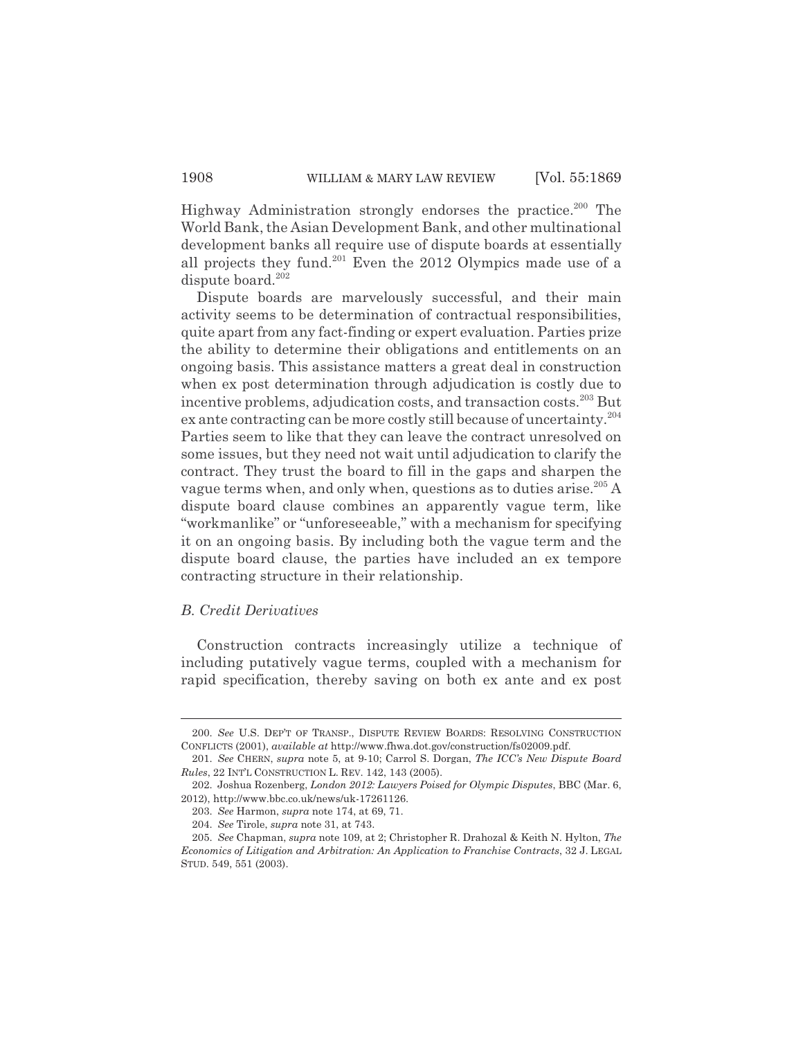Highway Administration strongly endorses the practice.[200] The World Bank, the Asian Development Bank, and other multinational development banks all require use of dispute boards at essentially all projects they fund.[201] Even the 2012 Olympics made use of a dispute board.[202]

Dispute boards are marvelously successful, and their main activity seems to be determination of contractual responsibilities, quite apart from any fact-finding or expert evaluation. Parties prize the ability to determine their obligations and entitlements on an ongoing basis. This assistance matters a great deal in construction when ex post determination through adjudication is costly due to incentive problems, adjudication costs, and transaction costs.[203] But ex ante contracting can be more costly still because of uncertainty.[204] Parties seem to like that they can leave the contract unresolved on some issues, but they need not wait until adjudication to clarify the contract. They trust the board to fill in the gaps and sharpen the vague terms when, and only when, questions as to duties arise.[205] A dispute board clause combines an apparently vague term, like "workmanlike" or "unforeseeable," with a mechanism for specifying it on an ongoing basis. By including both the vague term and the dispute board clause, the parties have included an ex tempore contracting structure in their relationship.

### *B. Credit Derivatives*

Construction contracts increasingly utilize a technique of including putatively vague terms, coupled with a mechanism for rapid specification, thereby saving on both ex ante and ex post

---

200. *See* U.S. DEP'T OF TRANSP., DISPUTE REVIEW BOARDS: RESOLVING CONSTRUCTION CONFLICTS (2001), *available at* http://www.fhwa.dot.gov/construction/fs02009.pdf.

201. *See* CHERN, *supra* note 5, at 9-10; Carrol S. Dorgan, *The ICC's New Dispute Board Rules*, 22 INT'L CONSTRUCTION L. REV. 142, 143 (2005).

202. Joshua Rozenberg, *London 2012: Lawyers Poised for Olympic Disputes*, BBC (Mar. 6, 2012), http://www.bbc.co.uk/news/uk-17261126.

203. *See* Harmon, *supra* note 174, at 69, 71.

204. *See* Tirole, *supra* note 31, at 743.

205. *See* Chapman, *supra* note 109, at 2; Christopher R. Drahozal & Keith N. Hylton, *The Economics of Litigation and Arbitration: An Application to Franchise Contracts*, 32 J. LEGAL STUD. 549, 551 (2003).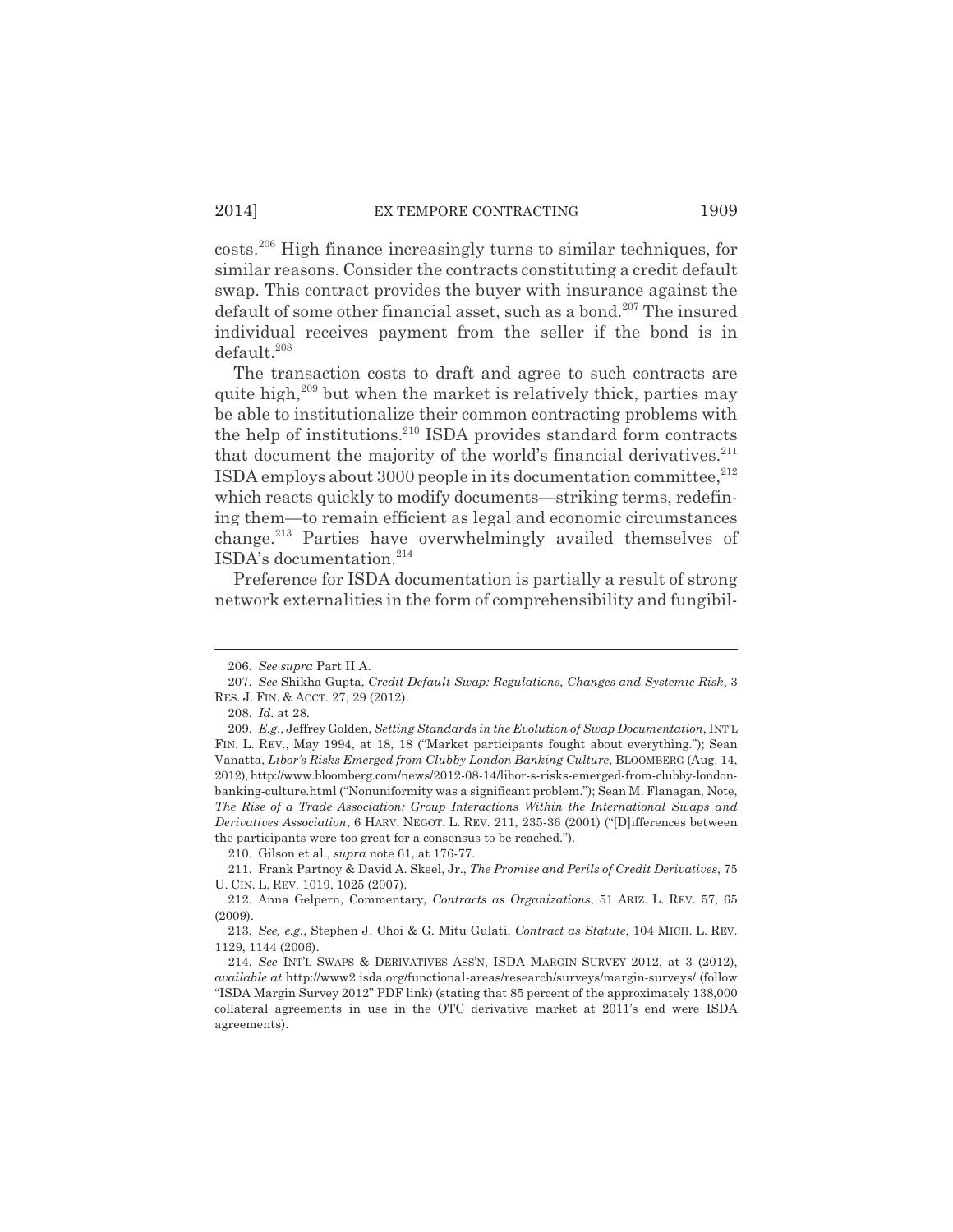costs.[206] High finance increasingly turns to similar techniques, for similar reasons. Consider the contracts constituting a credit default swap. This contract provides the buyer with insurance against the default of some other financial asset, such as a bond.[207] The insured individual receives payment from the seller if the bond is in default.[208]

The transaction costs to draft and agree to such contracts are quite high,[209] but when the market is relatively thick, parties may be able to institutionalize their common contracting problems with the help of institutions.[210] ISDA provides standard form contracts that document the majority of the world's financial derivatives.[211] ISDA employs about 3000 people in its documentation committee,[212] which reacts quickly to modify documents—striking terms, redefining them—to remain efficient as legal and economic circumstances change.[213] Parties have overwhelmingly availed themselves of ISDA's documentation.[214]

Preference for ISDA documentation is partially a result of strong network externalities in the form of comprehensibility and fungibil-

---

206. *See supra* Part II.A.

207. *See* Shikha Gupta, *Credit Default Swap: Regulations, Changes and Systemic Risk*, 3 RES. J. FIN. & ACCT. 27, 29 (2012).

208. *Id.* at 28.

209. *E.g.*, Jeffrey Golden, *Setting Standards in the Evolution of Swap Documentation*, INT'L FIN. L. REV., May 1994, at 18, 18 ("Market participants fought about everything."); Sean Vanatta, *Libor's Risks Emerged from Clubby London Banking Culture*, BLOOMBERG (Aug. 14, 2012), http://www.bloomberg.com/news/2012-08-14/libor-s-risks-emerged-from-clubby-london-banking-culture.html ("Nonuniformity was a significant problem."); Sean M. Flanagan, Note, *The Rise of a Trade Association: Group Interactions Within the International Swaps and Derivatives Association*, 6 HARV. NEGOT. L. REV. 211, 235-36 (2001) ("[D]ifferences between the participants were too great for a consensus to be reached.").

210. Gilson et al., *supra* note 61, at 176-77.

211. Frank Partnoy & David A. Skeel, Jr., *The Promise and Perils of Credit Derivatives*, 75 U. CIN. L. REV. 1019, 1025 (2007).

212. Anna Gelpern, Commentary, *Contracts as Organizations*, 51 ARIZ. L. REV. 57, 65 (2009).

213. *See, e.g.*, Stephen J. Choi & G. Mitu Gulati, *Contract as Statute*, 104 MICH. L. REV. 1129, 1144 (2006).

214. *See* INT'L SWAPS & DERIVATIVES ASS'N, ISDA MARGIN SURVEY 2012, at 3 (2012), *available at* http://www2.isda.org/functional-areas/research/surveys/margin-surveys/ (follow "ISDA Margin Survey 2012" PDF link) (stating that 85 percent of the approximately 138,000 collateral agreements in use in the OTC derivative market at 2011's end were ISDA agreements).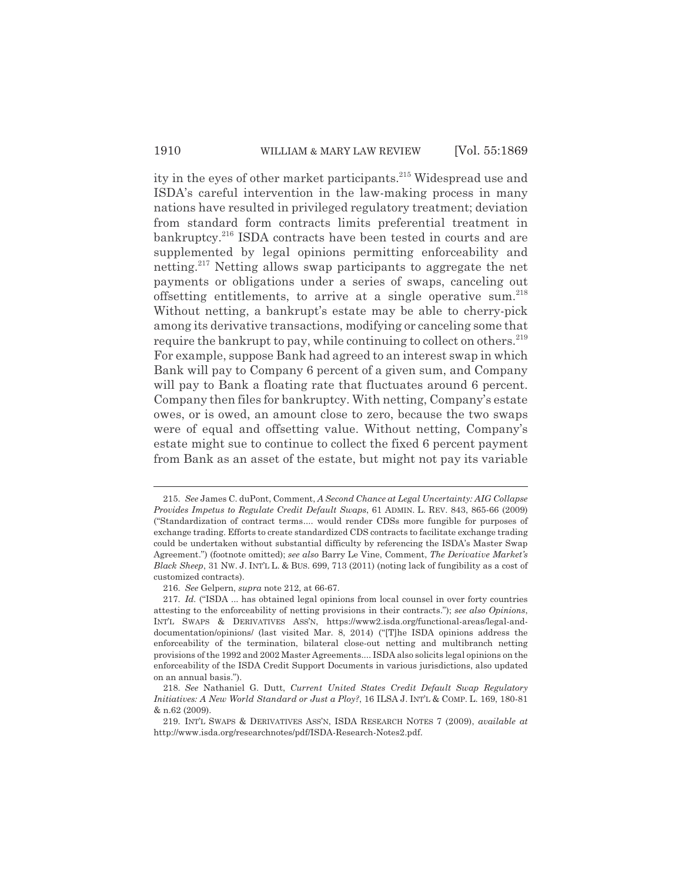ity in the eyes of other market participants.[215] Widespread use and ISDA's careful intervention in the law-making process in many nations have resulted in privileged regulatory treatment; deviation from standard form contracts limits preferential treatment in bankruptcy.[216] ISDA contracts have been tested in courts and are supplemented by legal opinions permitting enforceability and netting.[217] Netting allows swap participants to aggregate the net payments or obligations under a series of swaps, canceling out offsetting entitlements, to arrive at a single operative sum.[218] Without netting, a bankrupt's estate may be able to cherry-pick among its derivative transactions, modifying or canceling some that require the bankrupt to pay, while continuing to collect on others.[219] For example, suppose Bank had agreed to an interest swap in which Bank will pay to Company 6 percent of a given sum, and Company will pay to Bank a floating rate that fluctuates around 6 percent. Company then files for bankruptcy. With netting, Company's estate owes, or is owed, an amount close to zero, because the two swaps were of equal and offsetting value. Without netting, Company's estate might sue to continue to collect the fixed 6 percent payment from Bank as an asset of the estate, but might not pay its variable

---

215. *See* James C. duPont, Comment, *A Second Chance at Legal Uncertainty: AIG Collapse Provides Impetus to Regulate Credit Default Swaps*, 61 ADMIN. L. REV. 843, 865-66 (2009) ("Standardization of contract terms.... would render CDSs more fungible for purposes of exchange trading. Efforts to create standardized CDS contracts to facilitate exchange trading could be undertaken without substantial difficulty by referencing the ISDA's Master Swap Agreement.") (footnote omitted); *see also* Barry Le Vine, Comment, *The Derivative Market's Black Sheep*, 31 NW. J. INT'L L. & BUS. 699, 713 (2011) (noting lack of fungibility as a cost of customized contracts).

216. *See* Gelpern, *supra* note 212, at 66-67.

217. *Id.* ("ISDA ... has obtained legal opinions from local counsel in over forty countries attesting to the enforceability of netting provisions in their contracts."); *see also Opinions*, INT'L SWAPS & DERIVATIVES ASS'N, https://www2.isda.org/functional-areas/legal-and-documentation/opinions/ (last visited Mar. 8, 2014) ("[T]he ISDA opinions address the enforceability of the termination, bilateral close-out netting and multibranch netting provisions of the 1992 and 2002 Master Agreements.... ISDA also solicits legal opinions on the enforceability of the ISDA Credit Support Documents in various jurisdictions, also updated on an annual basis.").

218. *See* Nathaniel G. Dutt, *Current United States Credit Default Swap Regulatory Initiatives: A New World Standard or Just a Ploy?*, 16 ILSA J. INT'L & COMP. L. 169, 180-81 & n.62 (2009).

219. INT'L SWAPS & DERIVATIVES ASS'N, ISDA RESEARCH NOTES 7 (2009), *available at* http://www.isda.org/researchnotes/pdf/ISDA-Research-Notes2.pdf.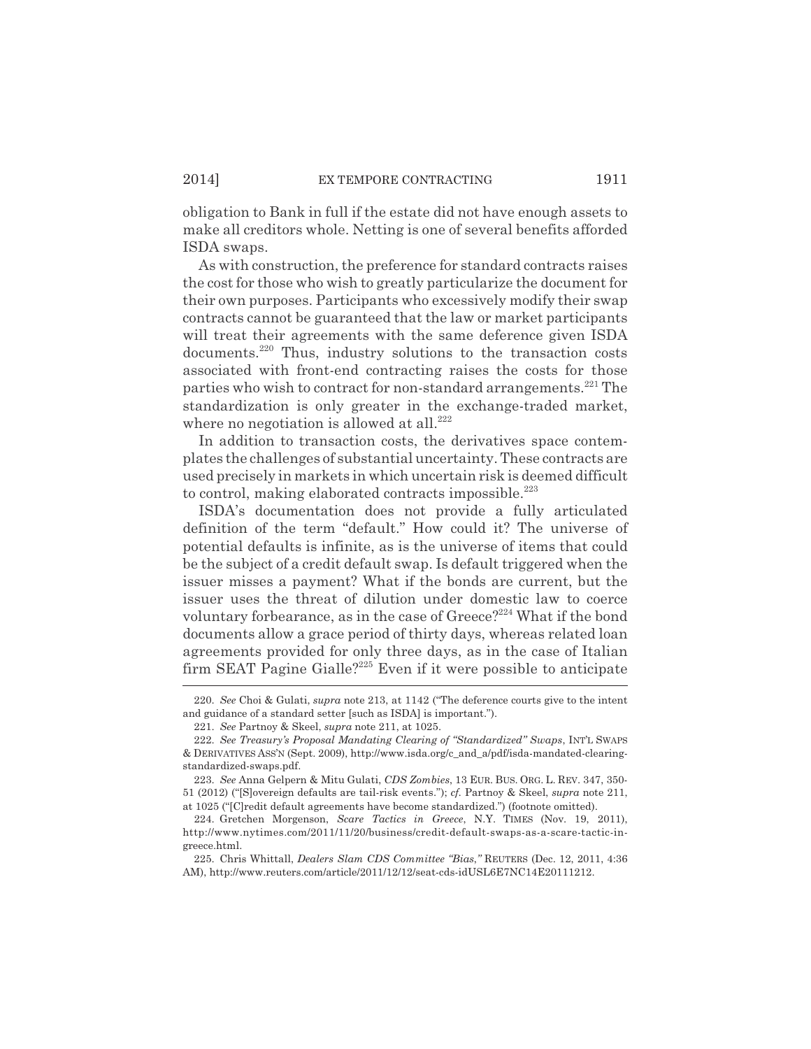obligation to Bank in full if the estate did not have enough assets to make all creditors whole. Netting is one of several benefits afforded ISDA swaps.

As with construction, the preference for standard contracts raises the cost for those who wish to greatly particularize the document for their own purposes. Participants who excessively modify their swap contracts cannot be guaranteed that the law or market participants will treat their agreements with the same deference given ISDA documents.[220] Thus, industry solutions to the transaction costs associated with front-end contracting raises the costs for those parties who wish to contract for non-standard arrangements.[221] The standardization is only greater in the exchange-traded market, where no negotiation is allowed at all.[222]

In addition to transaction costs, the derivatives space contemplates the challenges of substantial uncertainty. These contracts are used precisely in markets in which uncertain risk is deemed difficult to control, making elaborated contracts impossible.[223]

ISDA's documentation does not provide a fully articulated definition of the term "default." How could it? The universe of potential defaults is infinite, as is the universe of items that could be the subject of a credit default swap. Is default triggered when the issuer misses a payment? What if the bonds are current, but the issuer uses the threat of dilution under domestic law to coerce voluntary forbearance, as in the case of Greece?[224] What if the bond documents allow a grace period of thirty days, whereas related loan agreements provided for only three days, as in the case of Italian firm SEAT Pagine Gialle?[225] Even if it were possible to anticipate

---

220. *See* Choi & Gulati, *supra* note 213, at 1142 ("The deference courts give to the intent and guidance of a standard setter [such as ISDA] is important.").

221. *See* Partnoy & Skeel, *supra* note 211, at 1025.

222. *See Treasury's Proposal Mandating Clearing of "Standardized" Swaps*, INT'L SWAPS & DERIVATIVES ASS'N (Sept. 2009), http://www.isda.org/c_and_a/pdf/isda-mandated-clearing-standardized-swaps.pdf.

223. *See* Anna Gelpern & Mitu Gulati, *CDS Zombies*, 13 EUR. BUS. ORG. L. REV. 347, 350-51 (2012) ("[S]overeign defaults are tail-risk events."); *cf.* Partnoy & Skeel, *supra* note 211, at 1025 ("[C]redit default agreements have become standardized.") (footnote omitted).

224. Gretchen Morgenson, *Scare Tactics in Greece*, N.Y. TIMES (Nov. 19, 2011), http://www.nytimes.com/2011/11/20/business/credit-default-swaps-as-a-scare-tactic-in-greece.html.

225. Chris Whittall, *Dealers Slam CDS Committee "Bias*,*"* REUTERS (Dec. 12, 2011, 4:36 AM), http://www.reuters.com/article/2011/12/12/seat-cds-idUSL6E7NC14E20111212.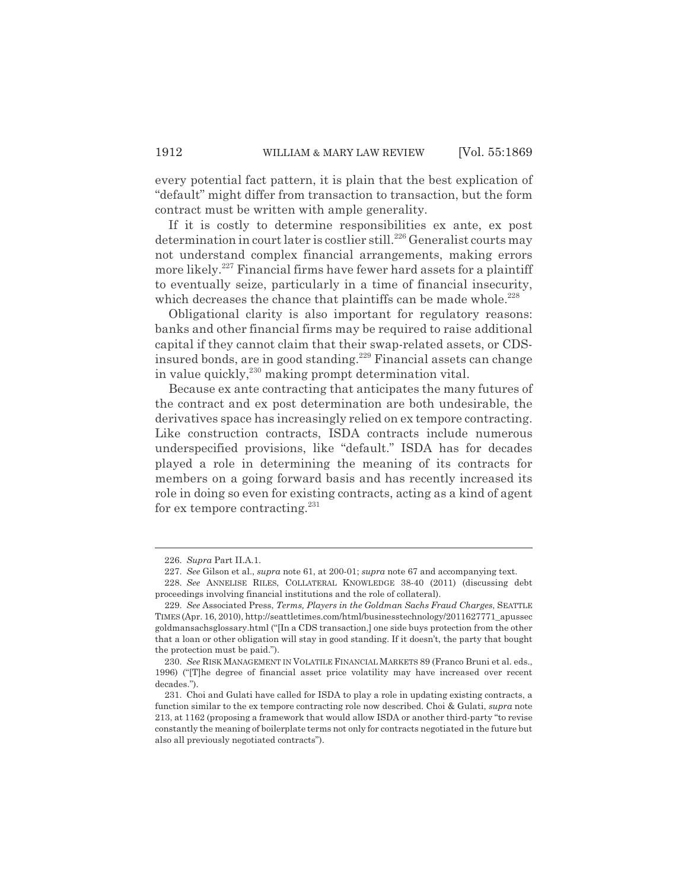every potential fact pattern, it is plain that the best explication of "default" might differ from transaction to transaction, but the form contract must be written with ample generality.

If it is costly to determine responsibilities ex ante, ex post determination in court later is costlier still.[226] Generalist courts may not understand complex financial arrangements, making errors more likely.[227] Financial firms have fewer hard assets for a plaintiff to eventually seize, particularly in a time of financial insecurity, which decreases the chance that plaintiffs can be made whole.[228]

Obligational clarity is also important for regulatory reasons: banks and other financial firms may be required to raise additional capital if they cannot claim that their swap-related assets, or CDS-insured bonds, are in good standing.[229] Financial assets can change in value quickly,[230] making prompt determination vital.

Because ex ante contracting that anticipates the many futures of the contract and ex post determination are both undesirable, the derivatives space has increasingly relied on ex tempore contracting. Like construction contracts, ISDA contracts include numerous underspecified provisions, like "default." ISDA has for decades played a role in determining the meaning of its contracts for members on a going forward basis and has recently increased its role in doing so even for existing contracts, acting as a kind of agent for ex tempore contracting.[231]

---

226. *Supra* Part II.A.1.

227. *See* Gilson et al., *supra* note 61, at 200-01; *supra* note 67 and accompanying text.

228. *See* ANNELISE RILES, COLLATERAL KNOWLEDGE 38-40 (2011) (discussing debt proceedings involving financial institutions and the role of collateral).

229. *See* Associated Press, *Terms, Players in the Goldman Sachs Fraud Charges*, SEATTLE TIMES (Apr. 16, 2010), http://seattletimes.com/html/businesstechnology/2011627771_apussec goldmansachsglossary.html ("[In a CDS transaction,] one side buys protection from the other that a loan or other obligation will stay in good standing. If it doesn't, the party that bought the protection must be paid.").

230. *See* RISK MANAGEMENT IN VOLATILE FINANCIAL MARKETS 89 (Franco Bruni et al. eds., 1996) ("[T]he degree of financial asset price volatility may have increased over recent decades.").

231. Choi and Gulati have called for ISDA to play a role in updating existing contracts, a function similar to the ex tempore contracting role now described. Choi & Gulati, *supra* note 213, at 1162 (proposing a framework that would allow ISDA or another third-party "to revise constantly the meaning of boilerplate terms not only for contracts negotiated in the future but also all previously negotiated contracts").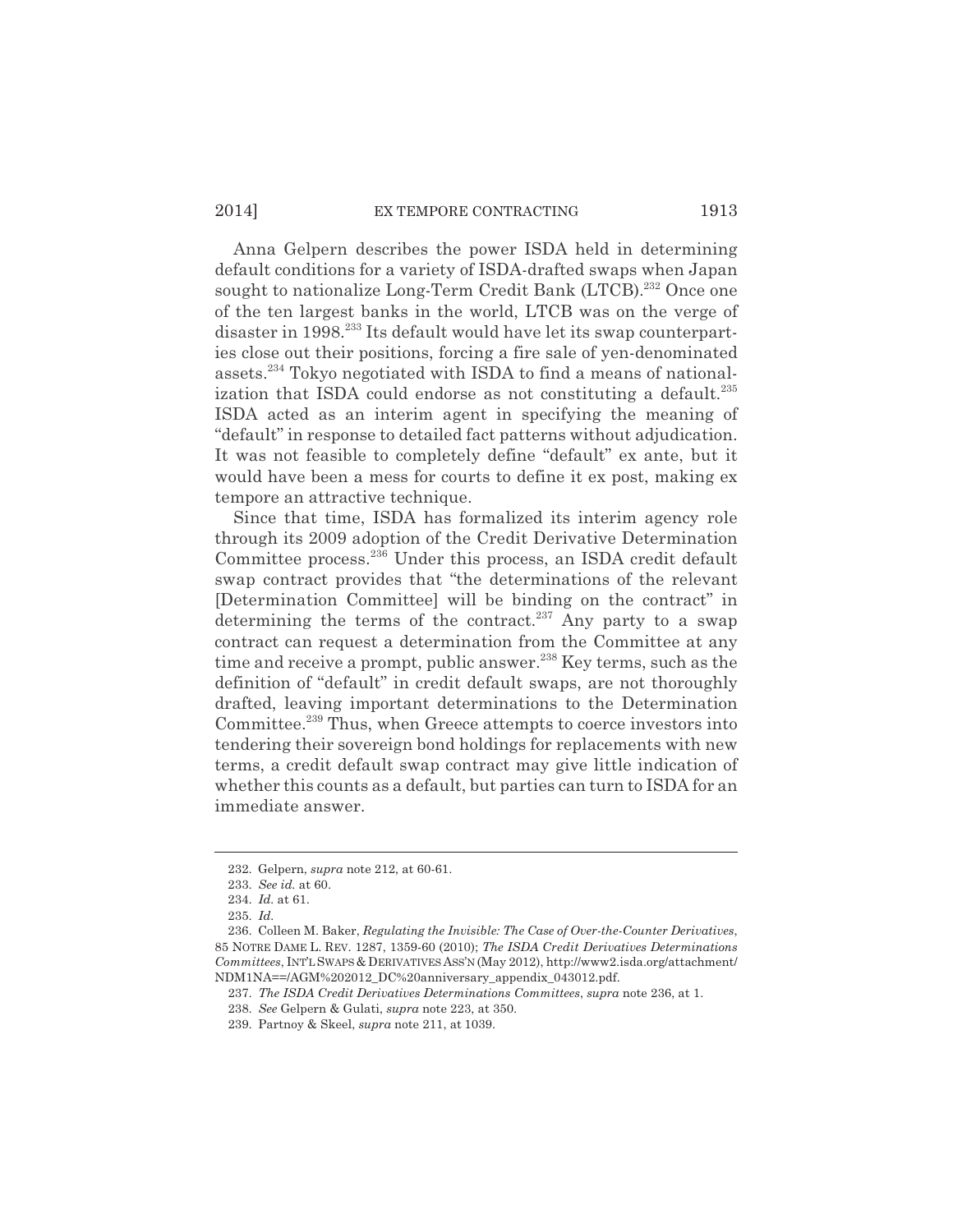Anna Gelpern describes the power ISDA held in determining default conditions for a variety of ISDA-drafted swaps when Japan sought to nationalize Long-Term Credit Bank (LTCB).[232] Once one of the ten largest banks in the world, LTCB was on the verge of disaster in 1998.[233] Its default would have let its swap counterparties close out their positions, forcing a fire sale of yen-denominated assets.[234] Tokyo negotiated with ISDA to find a means of nationalization that ISDA could endorse as not constituting a default.[235] ISDA acted as an interim agent in specifying the meaning of "default" in response to detailed fact patterns without adjudication. It was not feasible to completely define "default" ex ante, but it would have been a mess for courts to define it ex post, making ex tempore an attractive technique.

Since that time, ISDA has formalized its interim agency role through its 2009 adoption of the Credit Derivative Determination Committee process.[236] Under this process, an ISDA credit default swap contract provides that "the determinations of the relevant [Determination Committee] will be binding on the contract" in determining the terms of the contract.[237] Any party to a swap contract can request a determination from the Committee at any time and receive a prompt, public answer.[238] Key terms, such as the definition of "default" in credit default swaps, are not thoroughly drafted, leaving important determinations to the Determination Committee.[239] Thus, when Greece attempts to coerce investors into tendering their sovereign bond holdings for replacements with new terms, a credit default swap contract may give little indication of whether this counts as a default, but parties can turn to ISDA for an immediate answer.

---

232. Gelpern, *supra* note 212, at 60-61.

233. *See id.* at 60.

234. *Id.* at 61.

235. *Id.*

236. Colleen M. Baker, *Regulating the Invisible: The Case of Over-the-Counter Derivatives*, 85 NOTRE DAME L. REV. 1287, 1359-60 (2010); *The ISDA Credit Derivatives Determinations Committees*, INT'L SWAPS & DERIVATIVES ASS'N (May 2012), http://www2.isda.org/attachment/NDM1NA==/AGM%202012_DC%20anniversary_appendix_043012.pdf.

237. *The ISDA Credit Derivatives Determinations Committees*, *supra* note 236, at 1.

238. *See* Gelpern & Gulati, *supra* note 223, at 350.

239. Partnoy & Skeel, *supra* note 211, at 1039.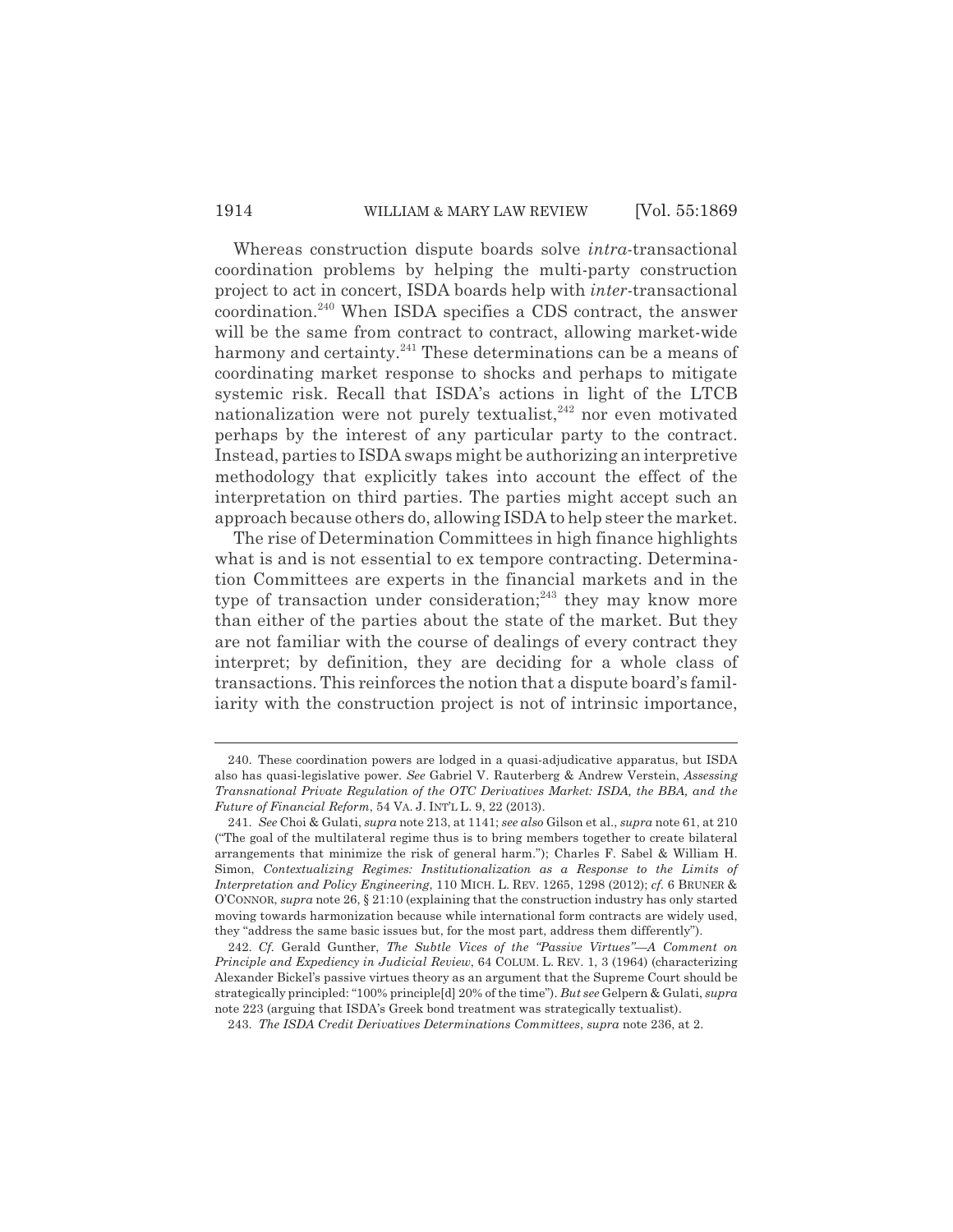Whereas construction dispute boards solve *intra*-transactional coordination problems by helping the multi-party construction project to act in concert, ISDA boards help with *inter*-transactional coordination.[240] When ISDA specifies a CDS contract, the answer will be the same from contract to contract, allowing market-wide harmony and certainty.[241] These determinations can be a means of coordinating market response to shocks and perhaps to mitigate systemic risk. Recall that ISDA's actions in light of the LTCB nationalization were not purely textualist,[242] nor even motivated perhaps by the interest of any particular party to the contract. Instead, parties to ISDA swaps might be authorizing an interpretive methodology that explicitly takes into account the effect of the interpretation on third parties. The parties might accept such an approach because others do, allowing ISDA to help steer the market.

The rise of Determination Committees in high finance highlights what is and is not essential to ex tempore contracting. Determination Committees are experts in the financial markets and in the type of transaction under consideration;[243] they may know more than either of the parties about the state of the market. But they are not familiar with the course of dealings of every contract they interpret; by definition, they are deciding for a whole class of transactions. This reinforces the notion that a dispute board's familiarity with the construction project is not of intrinsic importance,

---

240. These coordination powers are lodged in a quasi-adjudicative apparatus, but ISDA also has quasi-legislative power. *See* Gabriel V. Rauterberg & Andrew Verstein, *Assessing Transnational Private Regulation of the OTC Derivatives Market: ISDA, the BBA, and the Future of Financial Reform*, 54 VA. J. INT'L L. 9, 22 (2013).

241. *See* Choi & Gulati, *supra* note 213, at 1141; *see also* Gilson et al., *supra* note 61, at 210 ("The goal of the multilateral regime thus is to bring members together to create bilateral arrangements that minimize the risk of general harm."); Charles F. Sabel & William H. Simon, *Contextualizing Regimes: Institutionalization as a Response to the Limits of Interpretation and Policy Engineering*, 110 MICH. L. REV. 1265, 1298 (2012); *cf.* 6 BRUNER & O'CONNOR, *supra* note 26, § 21:10 (explaining that the construction industry has only started moving towards harmonization because while international form contracts are widely used, they "address the same basic issues but, for the most part, address them differently").

242. *Cf.* Gerald Gunther, *The Subtle Vices of the "Passive Virtues"—A Comment on Principle and Expediency in Judicial Review*, 64 COLUM. L. REV. 1, 3 (1964) (characterizing Alexander Bickel's passive virtues theory as an argument that the Supreme Court should be strategically principled: "100% principle[d] 20% of the time"). *But see* Gelpern & Gulati, *supra* note 223 (arguing that ISDA's Greek bond treatment was strategically textualist).

243. *The ISDA Credit Derivatives Determinations Committees*, *supra* note 236, at 2.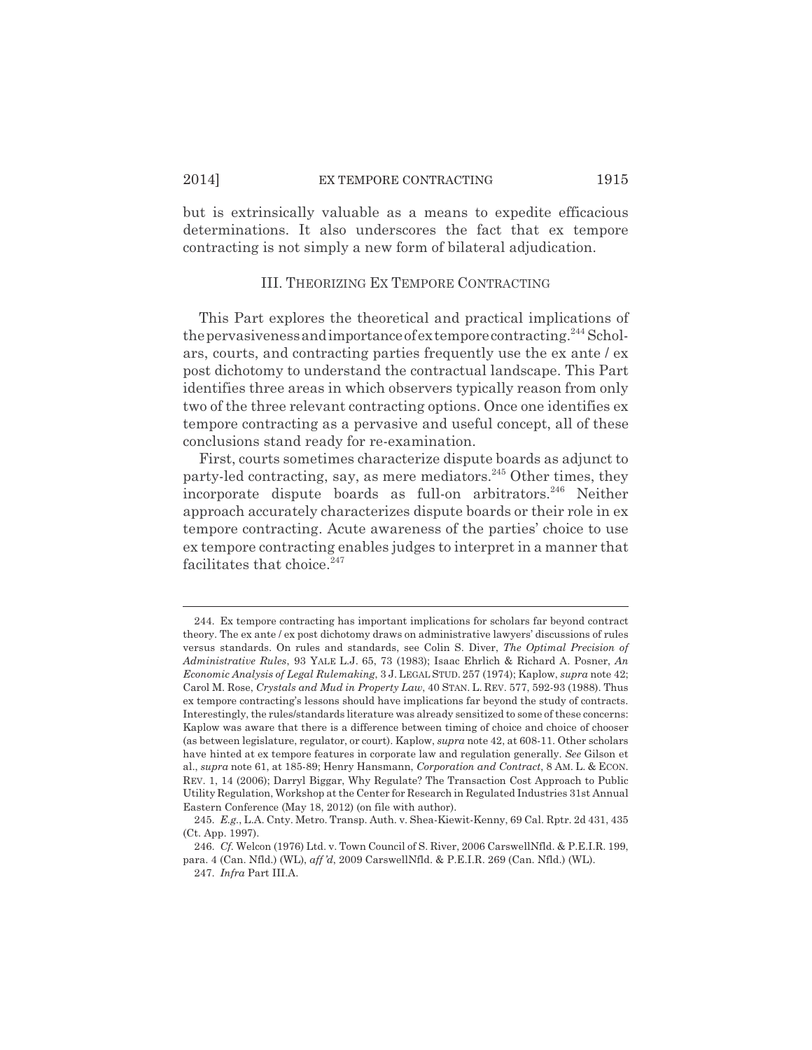but is extrinsically valuable as a means to expedite efficacious determinations. It also underscores the fact that ex tempore contracting is not simply a new form of bilateral adjudication.

## III. THEORIZING EX TEMPORE CONTRACTING

This Part explores the theoretical and practical implications of the pervasiveness and importance of ex tempore contracting.[244] Scholars, courts, and contracting parties frequently use the ex ante / ex post dichotomy to understand the contractual landscape. This Part identifies three areas in which observers typically reason from only two of the three relevant contracting options. Once one identifies ex tempore contracting as a pervasive and useful concept, all of these conclusions stand ready for re-examination.

First, courts sometimes characterize dispute boards as adjunct to party-led contracting, say, as mere mediators.[245] Other times, they incorporate dispute boards as full-on arbitrators.[246] Neither approach accurately characterizes dispute boards or their role in ex tempore contracting. Acute awareness of the parties' choice to use ex tempore contracting enables judges to interpret in a manner that facilitates that choice.[247]

---

244. Ex tempore contracting has important implications for scholars far beyond contract theory. The ex ante / ex post dichotomy draws on administrative lawyers' discussions of rules versus standards. On rules and standards, see Colin S. Diver, *The Optimal Precision of Administrative Rules*, 93 YALE L.J. 65, 73 (1983); Isaac Ehrlich & Richard A. Posner, *An Economic Analysis of Legal Rulemaking*, 3 J. LEGAL STUD. 257 (1974); Kaplow, *supra* note 42; Carol M. Rose, *Crystals and Mud in Property Law*, 40 STAN. L. REV. 577, 592-93 (1988). Thus ex tempore contracting's lessons should have implications far beyond the study of contracts. Interestingly, the rules/standards literature was already sensitized to some of these concerns: Kaplow was aware that there is a difference between timing of choice and choice of chooser (as between legislature, regulator, or court). Kaplow, *supra* note 42, at 608-11. Other scholars have hinted at ex tempore features in corporate law and regulation generally. *See* Gilson et al., *supra* note 61, at 185-89; Henry Hansmann, *Corporation and Contract*, 8 AM. L. & ECON. REV. 1, 14 (2006); Darryl Biggar, Why Regulate? The Transaction Cost Approach to Public Utility Regulation, Workshop at the Center for Research in Regulated Industries 31st Annual Eastern Conference (May 18, 2012) (on file with author).

245. *E.g.*, L.A. Cnty. Metro. Transp. Auth. v. Shea-Kiewit-Kenny, 69 Cal. Rptr. 2d 431, 435 (Ct. App. 1997).

246. *Cf.* Welcon (1976) Ltd. v. Town Council of S. River, 2006 CarswellNfld. & P.E.I.R. 199, para. 4 (Can. Nfld.) (WL), *aff'd*, 2009 CarswellNfld. & P.E.I.R. 269 (Can. Nfld.) (WL).

247. *Infra* Part III.A.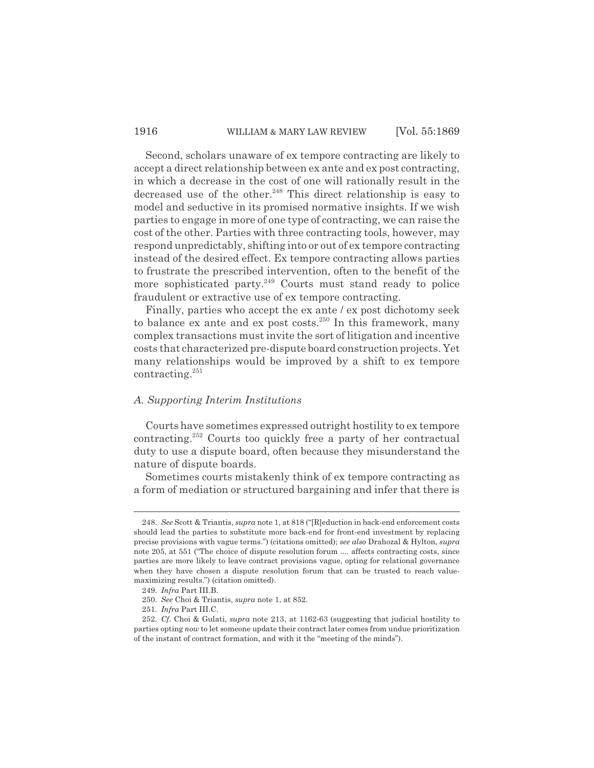Second, scholars unaware of ex tempore contracting are likely to accept a direct relationship between ex ante and ex post contracting, in which a decrease in the cost of one will rationally result in the decreased use of the other.[248] This direct relationship is easy to model and seductive in its promised normative insights. If we wish parties to engage in more of one type of contracting, we can raise the cost of the other. Parties with three contracting tools, however, may respond unpredictably, shifting into or out of ex tempore contracting instead of the desired effect. Ex tempore contracting allows parties to frustrate the prescribed intervention, often to the benefit of the more sophisticated party.[249] Courts must stand ready to police fraudulent or extractive use of ex tempore contracting.

Finally, parties who accept the ex ante / ex post dichotomy seek to balance ex ante and ex post costs.[250] In this framework, many complex transactions must invite the sort of litigation and incentive costs that characterized pre-dispute board construction projects. Yet many relationships would be improved by a shift to ex tempore contracting.[251]

### *A. Supporting Interim Institutions*

Courts have sometimes expressed outright hostility to ex tempore contracting.[252] Courts too quickly free a party of her contractual duty to use a dispute board, often because they misunderstand the nature of dispute boards.

Sometimes courts mistakenly think of ex tempore contracting as a form of mediation or structured bargaining and infer that there is

---

248. *See* Scott & Triantis, *supra* note 1, at 818 ("[R]eduction in back-end enforcement costs should lead the parties to substitute more back-end for front-end investment by replacing precise provisions with vague terms.") (citations omitted); *see also* Drahozal & Hylton, *supra* note 205, at 551 ("The choice of dispute resolution forum .... affects contracting costs, since parties are more likely to leave contract provisions vague, opting for relational governance when they have chosen a dispute resolution forum that can be trusted to reach value-maximizing results.") (citation omitted).

249. *Infra* Part III.B.

250. *See* Choi & Triantis, *supra* note 1, at 852.

251. *Infra* Part III.C.

252. *Cf.* Choi & Gulati, *supra* note 213, at 1162-63 (suggesting that judicial hostility to parties opting *now* to let someone update their contract later comes from undue prioritization of the instant of contract formation, and with it the "meeting of the minds").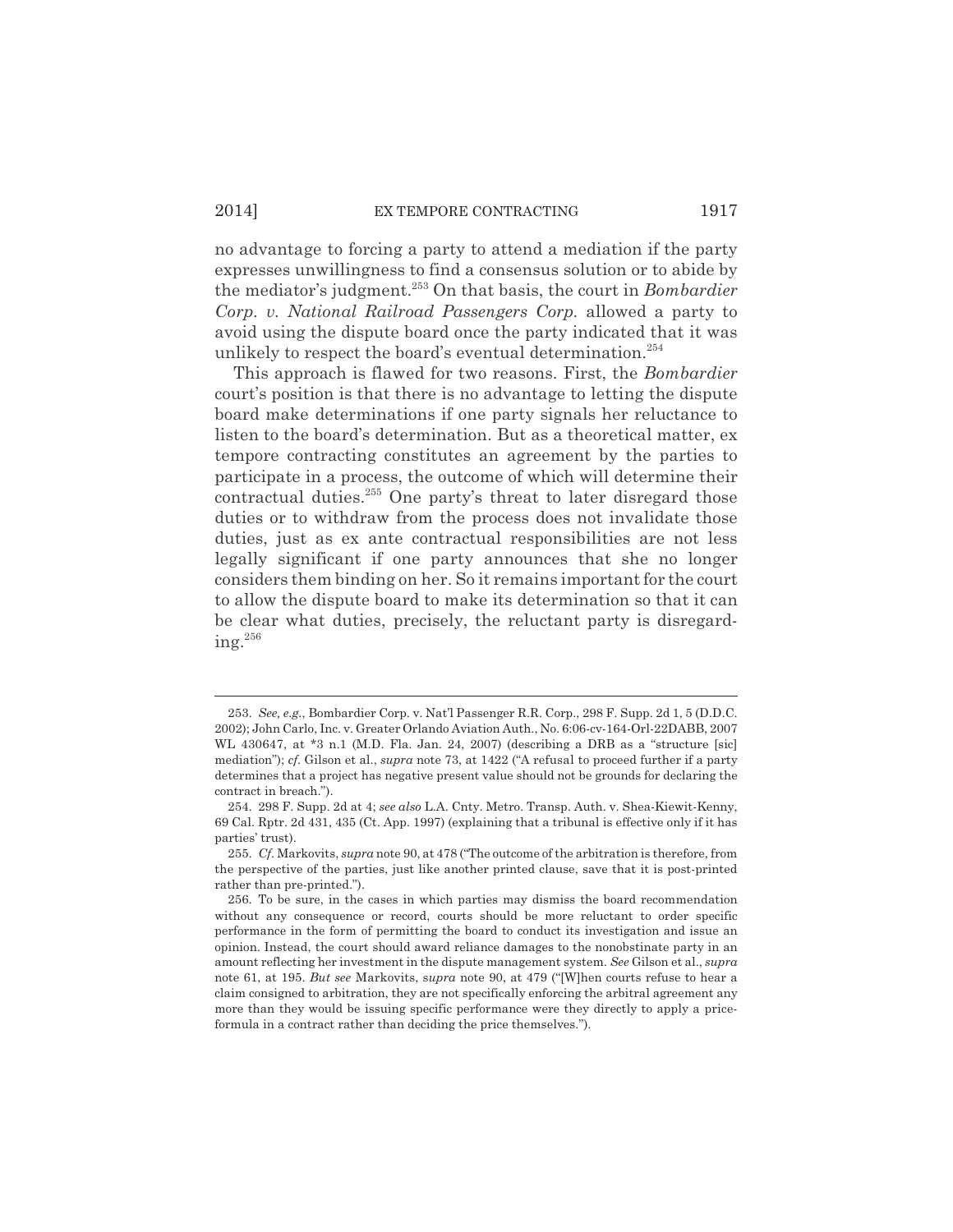no advantage to forcing a party to attend a mediation if the party expresses unwillingness to find a consensus solution or to abide by the mediator's judgment.[253] On that basis, the court in *Bombardier Corp. v. National Railroad Passengers Corp.* allowed a party to avoid using the dispute board once the party indicated that it was unlikely to respect the board's eventual determination.[254]

This approach is flawed for two reasons. First, the *Bombardier* court's position is that there is no advantage to letting the dispute board make determinations if one party signals her reluctance to listen to the board's determination. But as a theoretical matter, ex tempore contracting constitutes an agreement by the parties to participate in a process, the outcome of which will determine their contractual duties.[255] One party's threat to later disregard those duties or to withdraw from the process does not invalidate those duties, just as ex ante contractual responsibilities are not less legally significant if one party announces that she no longer considers them binding on her. So it remains important for the court to allow the dispute board to make its determination so that it can be clear what duties, precisely, the reluctant party is disregarding.[256]

---

253. *See, e.g.*, Bombardier Corp. v. Nat'l Passenger R.R. Corp., 298 F. Supp. 2d 1, 5 (D.D.C. 2002); John Carlo, Inc. v. Greater Orlando Aviation Auth., No. 6:06-cv-164-Orl-22DABB, 2007 WL 430647, at *3 n.1 (M.D. Fla. Jan. 24, 2007) (describing a DRB as a "structure [sic] mediation"); *cf.* Gilson et al., *supra* note 73, at 1422 ("A refusal to proceed further if a party determines that a project has negative present value should not be grounds for declaring the contract in breach.").

254. 298 F. Supp. 2d at 4; *see also* L.A. Cnty. Metro. Transp. Auth. v. Shea-Kiewit-Kenny, 69 Cal. Rptr. 2d 431, 435 (Ct. App. 1997) (explaining that a tribunal is effective only if it has parties' trust).

255. *Cf.* Markovits, *supra* note 90, at 478 ("The outcome of the arbitration is therefore, from the perspective of the parties, just like another printed clause, save that it is post-printed rather than pre-printed.").

256. To be sure, in the cases in which parties may dismiss the board recommendation without any consequence or record, courts should be more reluctant to order specific performance in the form of permitting the board to conduct its investigation and issue an opinion. Instead, the court should award reliance damages to the nonobstinate party in an amount reflecting her investment in the dispute management system. *See* Gilson et al., *supra* note 61, at 195. *But see* Markovits, *supra* note 90, at 479 ("[W]hen courts refuse to hear a claim consigned to arbitration, they are not specifically enforcing the arbitral agreement any more than they would be issuing specific performance were they directly to apply a price-formula in a contract rather than deciding the price themselves.").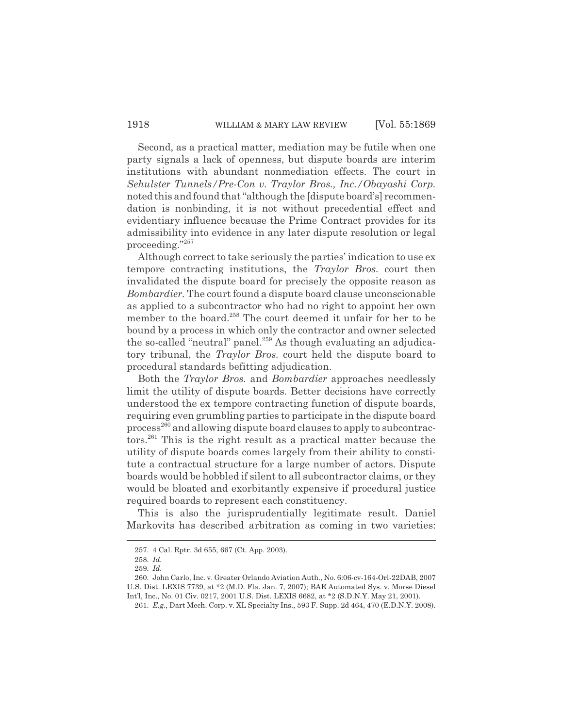Second, as a practical matter, mediation may be futile when one party signals a lack of openness, but dispute boards are interim institutions with abundant nonmediation effects. The court in *Sehulster Tunnels/Pre-Con v. Traylor Bros., Inc./Obayashi Corp.* noted this and found that "although the [dispute board's] recommendation is nonbinding, it is not without precedential effect and evidentiary influence because the Prime Contract provides for its admissibility into evidence in any later dispute resolution or legal proceeding."[257]

Although correct to take seriously the parties' indication to use ex tempore contracting institutions, the *Traylor Bros.* court then invalidated the dispute board for precisely the opposite reason as *Bombardier*. The court found a dispute board clause unconscionable as applied to a subcontractor who had no right to appoint her own member to the board.[258] The court deemed it unfair for her to be bound by a process in which only the contractor and owner selected the so-called "neutral" panel.[259] As though evaluating an adjudicatory tribunal, the *Traylor Bros.* court held the dispute board to procedural standards befitting adjudication.

Both the *Traylor Bros.* and *Bombardier* approaches needlessly limit the utility of dispute boards. Better decisions have correctly understood the ex tempore contracting function of dispute boards, requiring even grumbling parties to participate in the dispute board process[260] and allowing dispute board clauses to apply to subcontractors.[261] This is the right result as a practical matter because the utility of dispute boards comes largely from their ability to constitute a contractual structure for a large number of actors. Dispute boards would be hobbled if silent to all subcontractor claims, or they would be bloated and exorbitantly expensive if procedural justice required boards to represent each constituency.

This is also the jurisprudentially legitimate result. Daniel Markovits has described arbitration as coming in two varieties:

---

257. 4 Cal. Rptr. 3d 655, 667 (Ct. App. 2003).

258. *Id.*

259. *Id.*

260. John Carlo, Inc. v. Greater Orlando Aviation Auth., No. 6:06-cv-164-Orl-22DAB, 2007 U.S. Dist. LEXIS 7739, at *2 (M.D. Fla. Jan. 7, 2007); BAE Automated Sys. v. Morse Diesel Int'l, Inc., No. 01 Civ. 0217, 2001 U.S. Dist. LEXIS 6682, at *2 (S.D.N.Y. May 21, 2001).

261. *E.g.*, Dart Mech. Corp. v. XL Specialty Ins., 593 F. Supp. 2d 464, 470 (E.D.N.Y. 2008).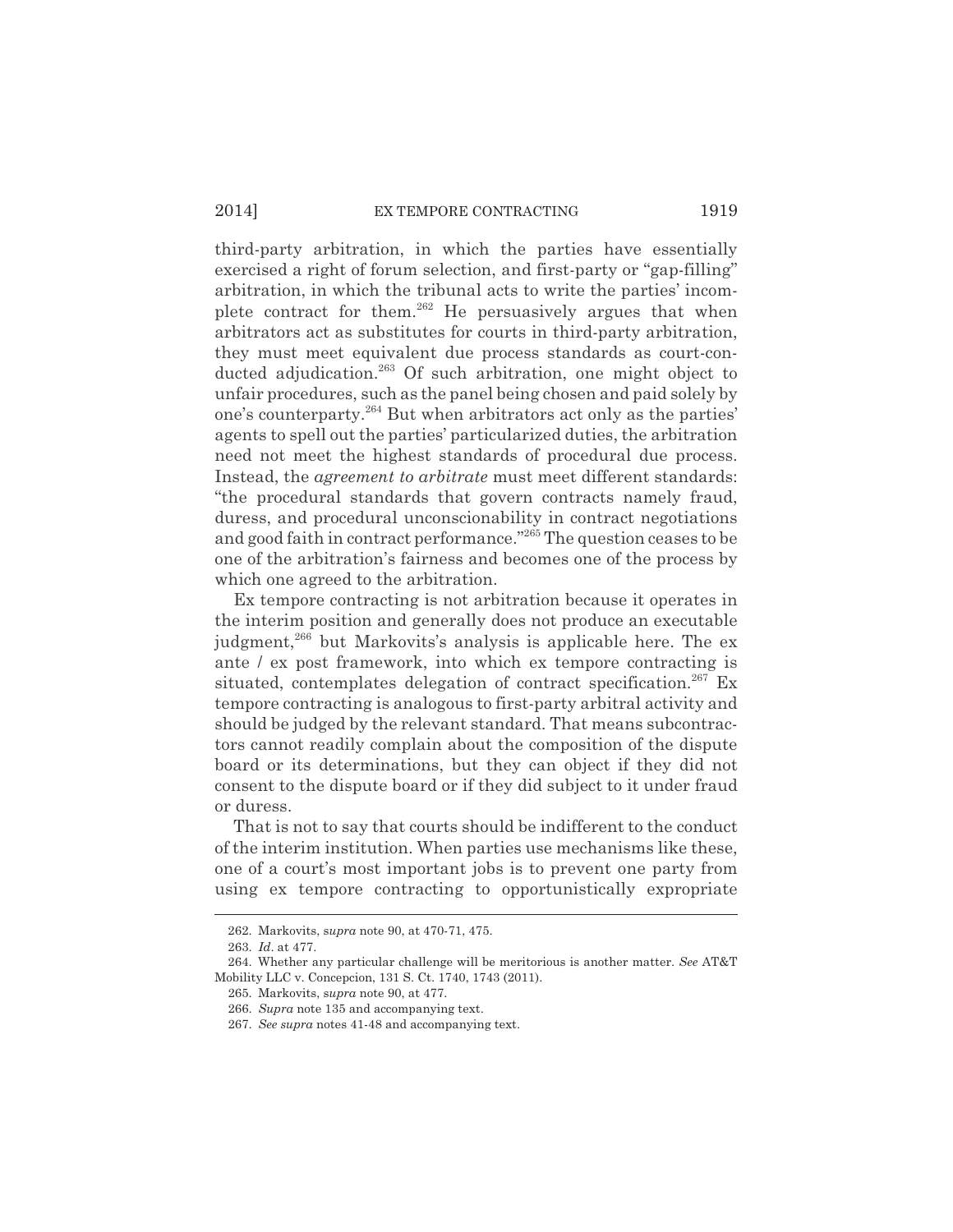third-party arbitration, in which the parties have essentially exercised a right of forum selection, and first-party or "gap-filling" arbitration, in which the tribunal acts to write the parties' incomplete contract for them.[262] He persuasively argues that when arbitrators act as substitutes for courts in third-party arbitration, they must meet equivalent due process standards as court-conducted adjudication.[263] Of such arbitration, one might object to unfair procedures, such as the panel being chosen and paid solely by one's counterparty.[264] But when arbitrators act only as the parties' agents to spell out the parties' particularized duties, the arbitration need not meet the highest standards of procedural due process. Instead, the *agreement to arbitrate* must meet different standards: "the procedural standards that govern contracts namely fraud, duress, and procedural unconscionability in contract negotiations and good faith in contract performance."[265] The question ceases to be one of the arbitration's fairness and becomes one of the process by which one agreed to the arbitration.

Ex tempore contracting is not arbitration because it operates in the interim position and generally does not produce an executable judgment,[266] but Markovits's analysis is applicable here. The ex ante / ex post framework, into which ex tempore contracting is situated, contemplates delegation of contract specification.[267] Ex tempore contracting is analogous to first-party arbitral activity and should be judged by the relevant standard. That means subcontractors cannot readily complain about the composition of the dispute board or its determinations, but they can object if they did not consent to the dispute board or if they did subject to it under fraud or duress.

That is not to say that courts should be indifferent to the conduct of the interim institution. When parties use mechanisms like these, one of a court's most important jobs is to prevent one party from using ex tempore contracting to opportunistically expropriate

---

262. Markovits, *supra* note 90, at 470-71, 475.

263. *Id*. at 477.

264. Whether any particular challenge will be meritorious is another matter. *See* AT&T Mobility LLC v. Concepcion, 131 S. Ct. 1740, 1743 (2011).

265. Markovits, *supra* note 90, at 477.

266. *Supra* note 135 and accompanying text.

267. *See supra* notes 41-48 and accompanying text.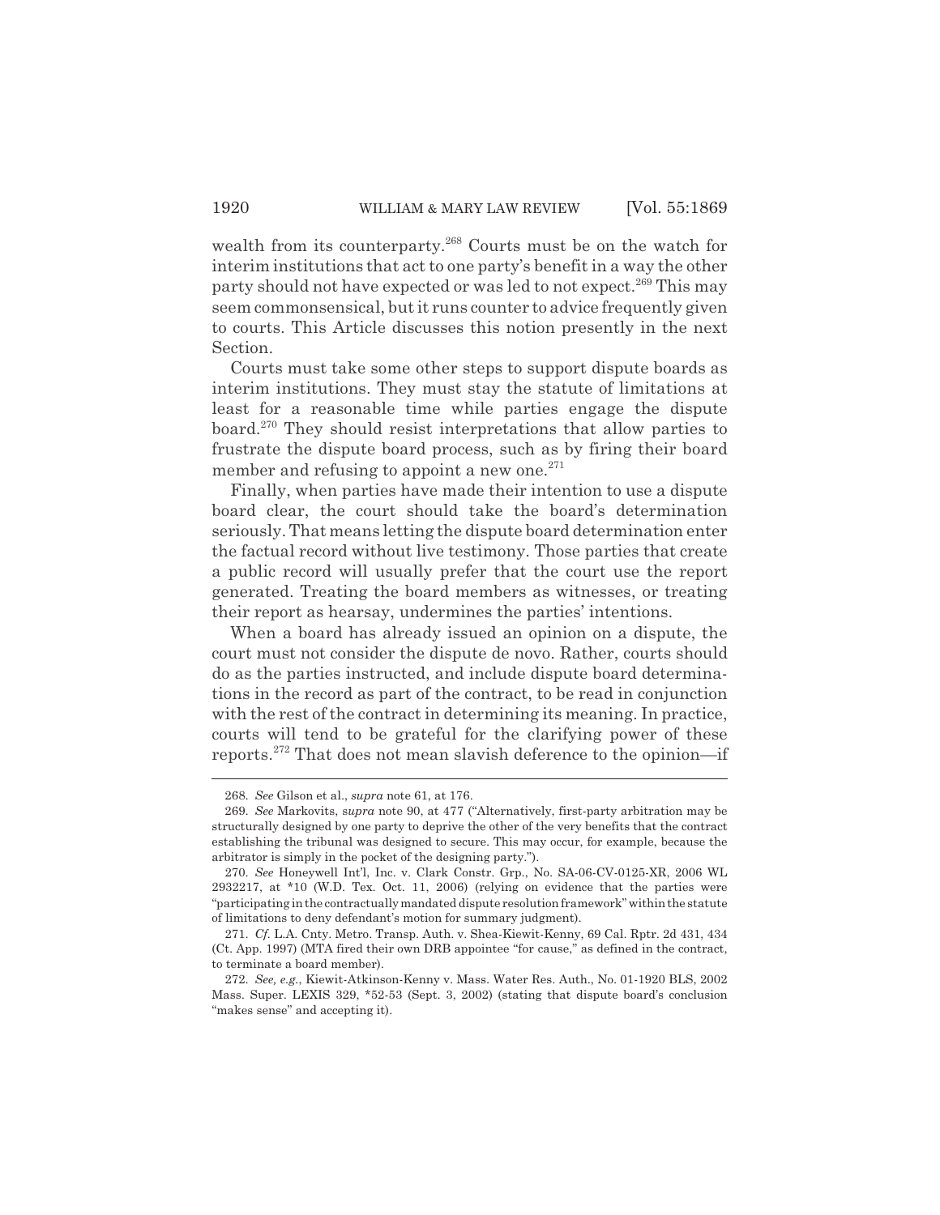wealth from its counterparty.[268] Courts must be on the watch for interim institutions that act to one party's benefit in a way the other party should not have expected or was led to not expect.[269] This may seem commonsensical, but it runs counter to advice frequently given to courts. This Article discusses this notion presently in the next Section.

Courts must take some other steps to support dispute boards as interim institutions. They must stay the statute of limitations at least for a reasonable time while parties engage the dispute board.[270] They should resist interpretations that allow parties to frustrate the dispute board process, such as by firing their board member and refusing to appoint a new one.[271]

Finally, when parties have made their intention to use a dispute board clear, the court should take the board's determination seriously. That means letting the dispute board determination enter the factual record without live testimony. Those parties that create a public record will usually prefer that the court use the report generated. Treating the board members as witnesses, or treating their report as hearsay, undermines the parties' intentions.

When a board has already issued an opinion on a dispute, the court must not consider the dispute de novo. Rather, courts should do as the parties instructed, and include dispute board determinations in the record as part of the contract, to be read in conjunction with the rest of the contract in determining its meaning. In practice, courts will tend to be grateful for the clarifying power of these reports.[272] That does not mean slavish deference to the opinion—if

---

268. *See* Gilson et al., *supra* note 61, at 176.

269. *See* Markovits, s*upra* note 90, at 477 ("Alternatively, first-party arbitration may be structurally designed by one party to deprive the other of the very benefits that the contract establishing the tribunal was designed to secure. This may occur, for example, because the arbitrator is simply in the pocket of the designing party.").

270. *See* Honeywell Int'l, Inc. v. Clark Constr. Grp., No. SA-06-CV-0125-XR, 2006 WL 2932217, at *10 (W.D. Tex. Oct. 11, 2006) (relying on evidence that the parties were "participating in the contractually mandated dispute resolution framework" within the statute of limitations to deny defendant's motion for summary judgment).

271. *Cf.* L.A. Cnty. Metro. Transp. Auth. v. Shea-Kiewit-Kenny, 69 Cal. Rptr. 2d 431, 434 (Ct. App. 1997) (MTA fired their own DRB appointee "for cause," as defined in the contract, to terminate a board member).

272. *See, e.g.*, Kiewit-Atkinson-Kenny v. Mass. Water Res. Auth., No. 01-1920 BLS, 2002 Mass. Super. LEXIS 329, *52-53 (Sept. 3, 2002) (stating that dispute board's conclusion "makes sense" and accepting it).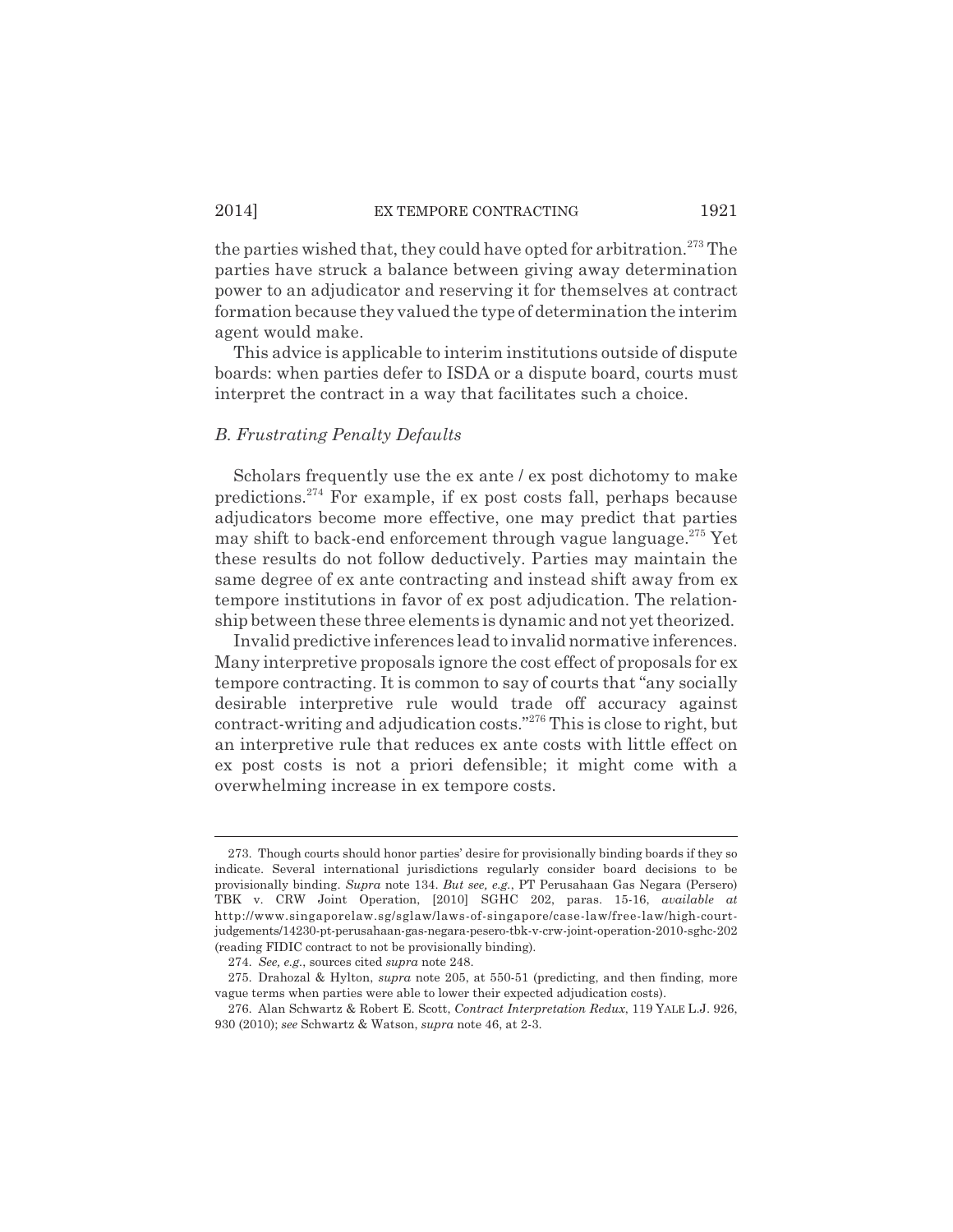the parties wished that, they could have opted for arbitration.[273] The parties have struck a balance between giving away determination power to an adjudicator and reserving it for themselves at contract formation because they valued the type of determination the interim agent would make.

This advice is applicable to interim institutions outside of dispute boards: when parties defer to ISDA or a dispute board, courts must interpret the contract in a way that facilitates such a choice.

### *B. Frustrating Penalty Defaults*

Scholars frequently use the ex ante / ex post dichotomy to make predictions.[274] For example, if ex post costs fall, perhaps because adjudicators become more effective, one may predict that parties may shift to back-end enforcement through vague language.[275] Yet these results do not follow deductively. Parties may maintain the same degree of ex ante contracting and instead shift away from ex tempore institutions in favor of ex post adjudication. The relationship between these three elements is dynamic and not yet theorized.

Invalid predictive inferences lead to invalid normative inferences. Many interpretive proposals ignore the cost effect of proposals for ex tempore contracting. It is common to say of courts that "any socially desirable interpretive rule would trade off accuracy against contract-writing and adjudication costs."[276] This is close to right, but an interpretive rule that reduces ex ante costs with little effect on ex post costs is not a priori defensible; it might come with a overwhelming increase in ex tempore costs.

---

273. Though courts should honor parties' desire for provisionally binding boards if they so indicate. Several international jurisdictions regularly consider board decisions to be provisionally binding. *Supra* note 134. *But see, e.g.*, PT Perusahaan Gas Negara (Persero) TBK v. CRW Joint Operation, [2010] SGHC 202, paras. 15-16, *available at* http://www.singaporelaw.sg/sglaw/laws-of-singapore/case-law/free-law/high-court-judgements/14230-pt-perusahaan-gas-negara-pesero-tbk-v-crw-joint-operation-2010-sghc-202 (reading FIDIC contract to not be provisionally binding).

274. *See, e.g.*, sources cited *supra* note 248.

275. Drahozal & Hylton, *supra* note 205, at 550-51 (predicting, and then finding, more vague terms when parties were able to lower their expected adjudication costs).

276. Alan Schwartz & Robert E. Scott, *Contract Interpretation Redux*, 119 YALE L.J. 926, 930 (2010); *see* Schwartz & Watson, *supra* note 46, at 2-3.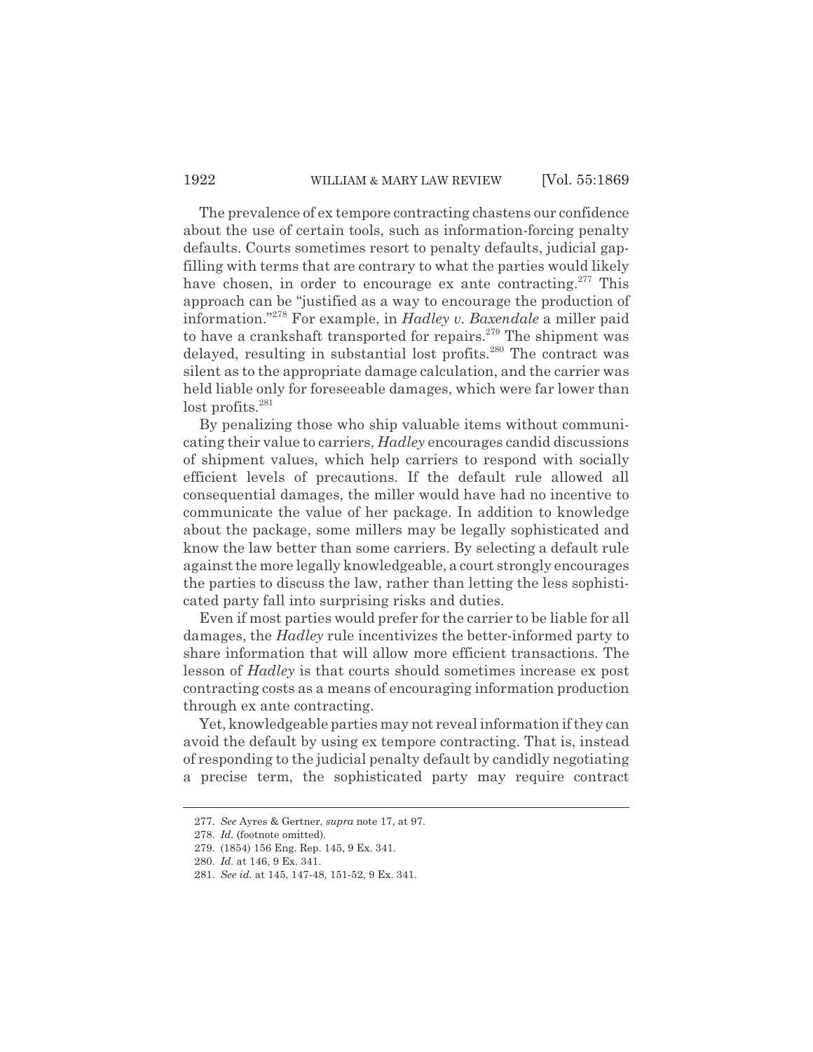The prevalence of ex tempore contracting chastens our confidence about the use of certain tools, such as information-forcing penalty defaults. Courts sometimes resort to penalty defaults, judicial gap-filling with terms that are contrary to what the parties would likely have chosen, in order to encourage ex ante contracting.[277] This approach can be "justified as a way to encourage the production of information."[278] For example, in *Hadley v. Baxendale* a miller paid to have a crankshaft transported for repairs.[279] The shipment was delayed, resulting in substantial lost profits.[280] The contract was silent as to the appropriate damage calculation, and the carrier was held liable only for foreseeable damages, which were far lower than lost profits.[281]

By penalizing those who ship valuable items without communicating their value to carriers, *Hadley* encourages candid discussions of shipment values, which help carriers to respond with socially efficient levels of precautions. If the default rule allowed all consequential damages, the miller would have had no incentive to communicate the value of her package. In addition to knowledge about the package, some millers may be legally sophisticated and know the law better than some carriers. By selecting a default rule against the more legally knowledgeable, a court strongly encourages the parties to discuss the law, rather than letting the less sophisticated party fall into surprising risks and duties.

Even if most parties would prefer for the carrier to be liable for all damages, the *Hadley* rule incentivizes the better-informed party to share information that will allow more efficient transactions. The lesson of *Hadley* is that courts should sometimes increase ex post contracting costs as a means of encouraging information production through ex ante contracting.

Yet, knowledgeable parties may not reveal information if they can avoid the default by using ex tempore contracting. That is, instead of responding to the judicial penalty default by candidly negotiating a precise term, the sophisticated party may require contract

277. *See* Ayres & Gertner, *supra* note 17, at 97.

278. *Id.* (footnote omitted).

279. (1854) 156 Eng. Rep. 145, 9 Ex. 341.

280. *Id.* at 146, 9 Ex. 341.

281. *See id.* at 145, 147-48, 151-52, 9 Ex. 341.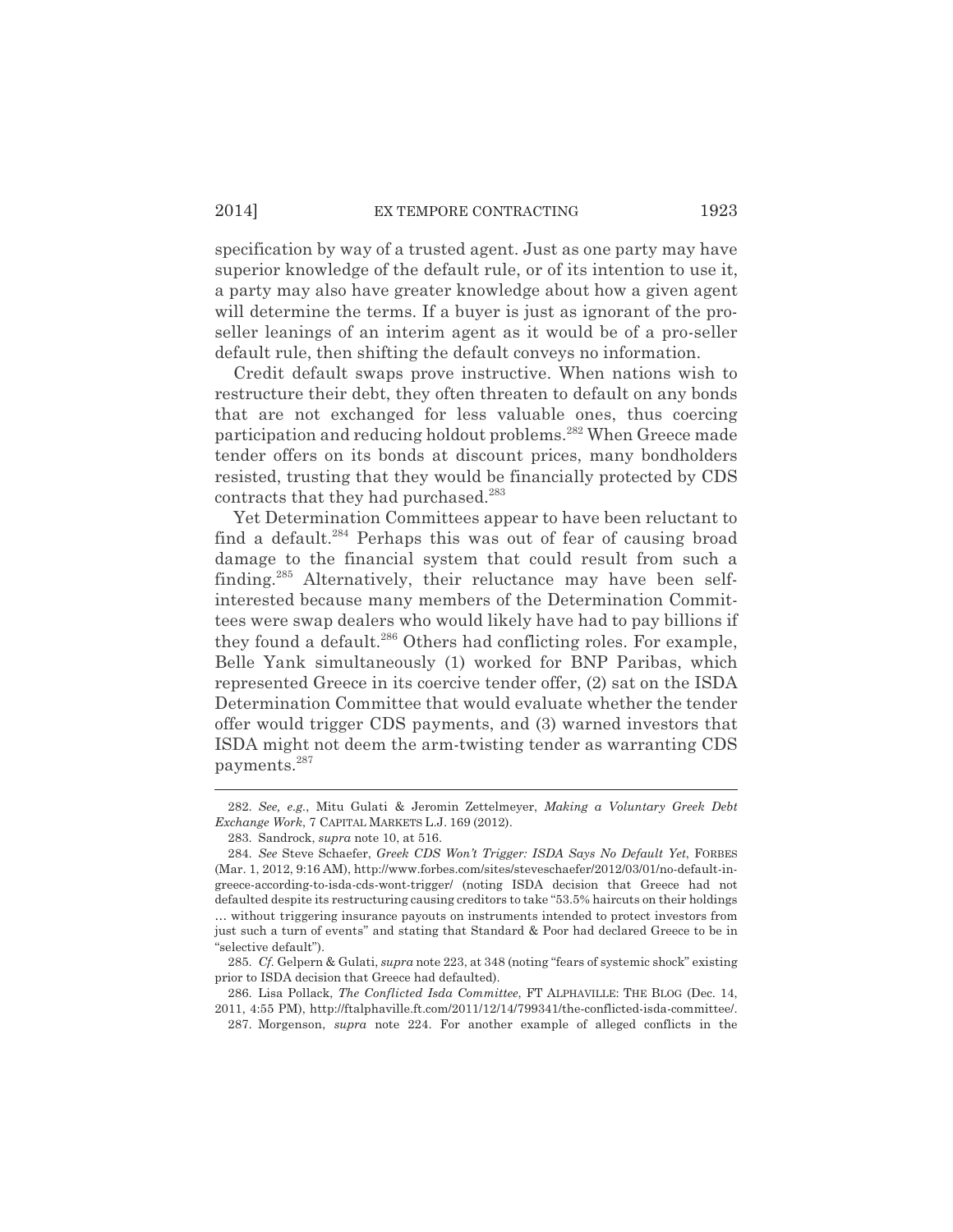specification by way of a trusted agent. Just as one party may have superior knowledge of the default rule, or of its intention to use it, a party may also have greater knowledge about how a given agent will determine the terms. If a buyer is just as ignorant of the pro-seller leanings of an interim agent as it would be of a pro-seller default rule, then shifting the default conveys no information.

Credit default swaps prove instructive. When nations wish to restructure their debt, they often threaten to default on any bonds that are not exchanged for less valuable ones, thus coercing participation and reducing holdout problems.[282] When Greece made tender offers on its bonds at discount prices, many bondholders resisted, trusting that they would be financially protected by CDS contracts that they had purchased.[283]

Yet Determination Committees appear to have been reluctant to find a default.[284] Perhaps this was out of fear of causing broad damage to the financial system that could result from such a finding.[285] Alternatively, their reluctance may have been self-interested because many members of the Determination Committees were swap dealers who would likely have had to pay billions if they found a default.[286] Others had conflicting roles. For example, Belle Yank simultaneously (1) worked for BNP Paribas, which represented Greece in its coercive tender offer, (2) sat on the ISDA Determination Committee that would evaluate whether the tender offer would trigger CDS payments, and (3) warned investors that ISDA might not deem the arm-twisting tender as warranting CDS payments.[287]

---

282. *See, e.g.*, Mitu Gulati & Jeromin Zettelmeyer, *Making a Voluntary Greek Debt Exchange Work*, 7 CAPITAL MARKETS L.J. 169 (2012).

283. Sandrock, *supra* note 10, at 516.

284. *See* Steve Schaefer, *Greek CDS Won't Trigger: ISDA Says No Default Yet*, FORBES (Mar. 1, 2012, 9:16 AM), http://www.forbes.com/sites/steveschaefer/2012/03/01/no-default-in-greece-according-to-isda-cds-wont-trigger/ (noting ISDA decision that Greece had not defaulted despite its restructuring causing creditors to take "53.5% haircuts on their holdings … without triggering insurance payouts on instruments intended to protect investors from just such a turn of events" and stating that Standard & Poor had declared Greece to be in "selective default").

285. *Cf.* Gelpern & Gulati, *supra* note 223, at 348 (noting "fears of systemic shock" existing prior to ISDA decision that Greece had defaulted).

286. Lisa Pollack, *The Conflicted Isda Committee*, FT ALPHAVILLE: THE BLOG (Dec. 14, 2011, 4:55 PM), http://ftalphaville.ft.com/2011/12/14/799341/the-conflicted-isda-committee/.

287. Morgenson, *supra* note 224. For another example of alleged conflicts in the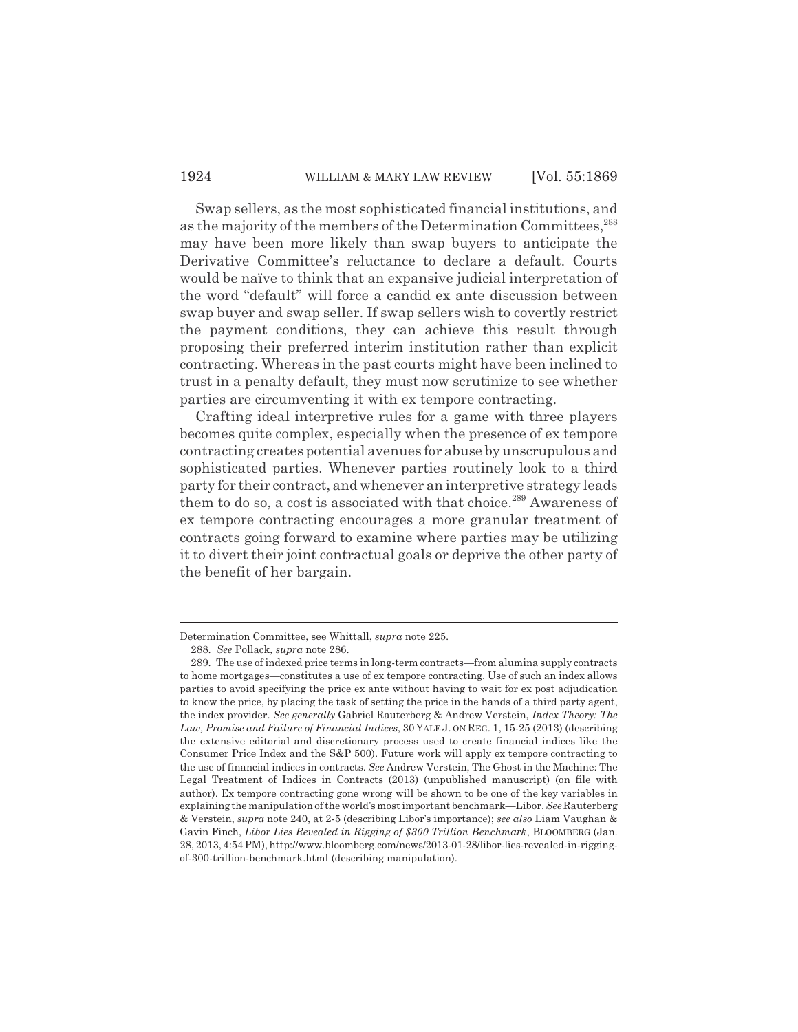Swap sellers, as the most sophisticated financial institutions, and as the majority of the members of the Determination Committees,[288] may have been more likely than swap buyers to anticipate the Derivative Committee's reluctance to declare a default. Courts would be naïve to think that an expansive judicial interpretation of the word "default" will force a candid ex ante discussion between swap buyer and swap seller. If swap sellers wish to covertly restrict the payment conditions, they can achieve this result through proposing their preferred interim institution rather than explicit contracting. Whereas in the past courts might have been inclined to trust in a penalty default, they must now scrutinize to see whether parties are circumventing it with ex tempore contracting.

Crafting ideal interpretive rules for a game with three players becomes quite complex, especially when the presence of ex tempore contracting creates potential avenues for abuse by unscrupulous and sophisticated parties. Whenever parties routinely look to a third party for their contract, and whenever an interpretive strategy leads them to do so, a cost is associated with that choice.[289] Awareness of ex tempore contracting encourages a more granular treatment of contracts going forward to examine where parties may be utilizing it to divert their joint contractual goals or deprive the other party of the benefit of her bargain.

---

Determination Committee, see Whittall, *supra* note 225.

288. *See* Pollack, *supra* note 286.

289. The use of indexed price terms in long-term contracts—from alumina supply contracts to home mortgages—constitutes a use of ex tempore contracting. Use of such an index allows parties to avoid specifying the price ex ante without having to wait for ex post adjudication to know the price, by placing the task of setting the price in the hands of a third party agent, the index provider. *See generally* Gabriel Rauterberg & Andrew Verstein, *Index Theory: The Law, Promise and Failure of Financial Indices*, 30 YALE J. ON REG. 1, 15-25 (2013) (describing the extensive editorial and discretionary process used to create financial indices like the Consumer Price Index and the S&P 500). Future work will apply ex tempore contracting to the use of financial indices in contracts. *See* Andrew Verstein, The Ghost in the Machine: The Legal Treatment of Indices in Contracts (2013) (unpublished manuscript) (on file with author). Ex tempore contracting gone wrong will be shown to be one of the key variables in explaining the manipulation of the world's most important benchmark—Libor. *See* Rauterberg & Verstein, *supra* note 240, at 2-5 (describing Libor's importance); *see also* Liam Vaughan & Gavin Finch, *Libor Lies Revealed in Rigging of $300 Trillion Benchmark*, BLOOMBERG (Jan. 28, 2013, 4:54 PM), http://www.bloomberg.com/news/2013-01-28/libor-lies-revealed-in-rigging-of-300-trillion-benchmark.html (describing manipulation).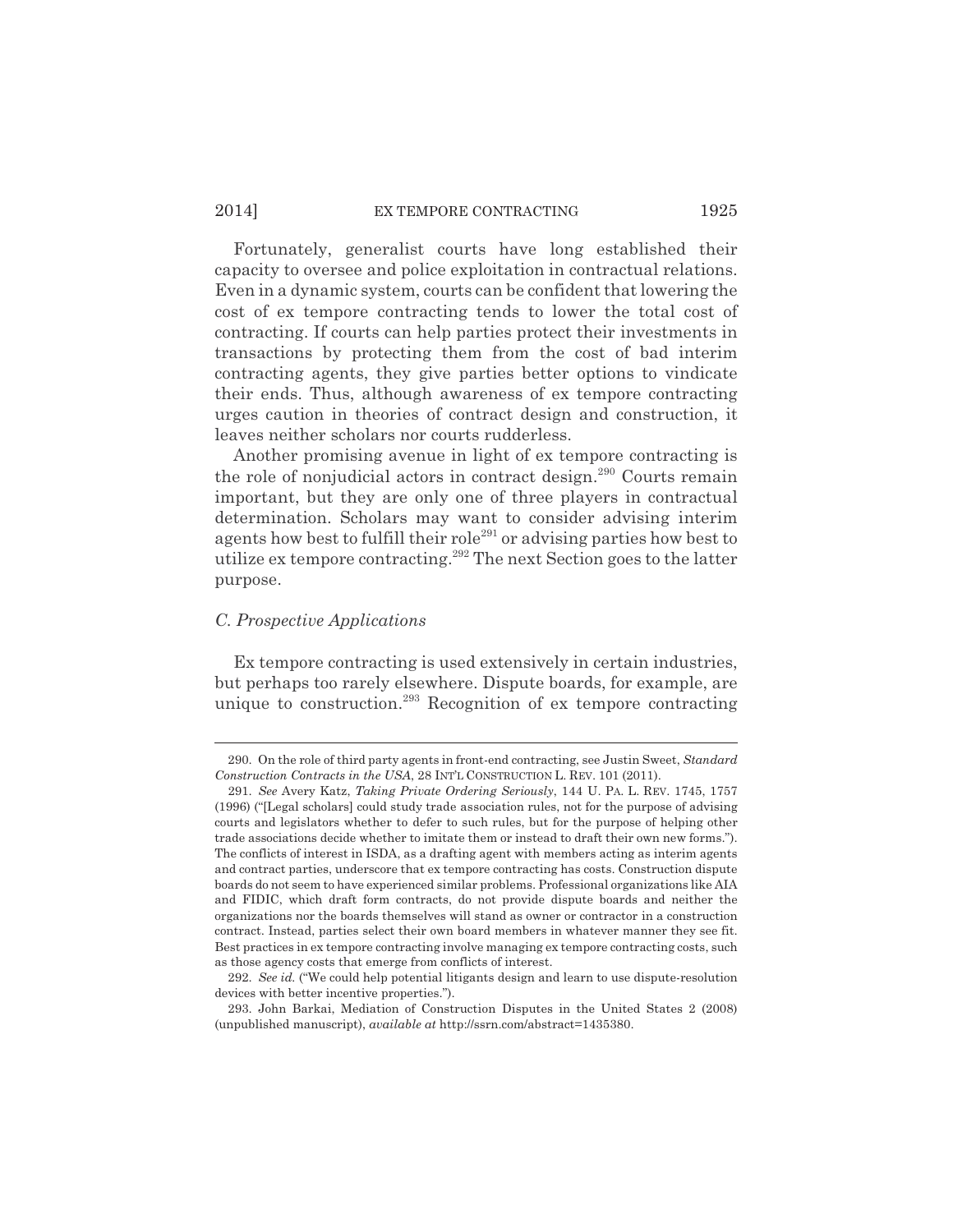Fortunately, generalist courts have long established their capacity to oversee and police exploitation in contractual relations. Even in a dynamic system, courts can be confident that lowering the cost of ex tempore contracting tends to lower the total cost of contracting. If courts can help parties protect their investments in transactions by protecting them from the cost of bad interim contracting agents, they give parties better options to vindicate their ends. Thus, although awareness of ex tempore contracting urges caution in theories of contract design and construction, it leaves neither scholars nor courts rudderless.

Another promising avenue in light of ex tempore contracting is the role of nonjudicial actors in contract design.[290] Courts remain important, but they are only one of three players in contractual determination. Scholars may want to consider advising interim agents how best to fulfill their role[291] or advising parties how best to utilize ex tempore contracting.[292] The next Section goes to the latter purpose.

### *C. Prospective Applications*

Ex tempore contracting is used extensively in certain industries, but perhaps too rarely elsewhere. Dispute boards, for example, are unique to construction.[293] Recognition of ex tempore contracting

---

290. On the role of third party agents in front-end contracting, see Justin Sweet, *Standard Construction Contracts in the USA*, 28 INT'L CONSTRUCTION L. REV. 101 (2011).

291. *See* Avery Katz, *Taking Private Ordering Seriously*, 144 U. PA. L. REV. 1745, 1757 (1996) ("[Legal scholars] could study trade association rules, not for the purpose of advising courts and legislators whether to defer to such rules, but for the purpose of helping other trade associations decide whether to imitate them or instead to draft their own new forms."). The conflicts of interest in ISDA, as a drafting agent with members acting as interim agents and contract parties, underscore that ex tempore contracting has costs. Construction dispute boards do not seem to have experienced similar problems. Professional organizations like AIA and FIDIC, which draft form contracts, do not provide dispute boards and neither the organizations nor the boards themselves will stand as owner or contractor in a construction contract. Instead, parties select their own board members in whatever manner they see fit. Best practices in ex tempore contracting involve managing ex tempore contracting costs, such as those agency costs that emerge from conflicts of interest.

292. *See id.* ("We could help potential litigants design and learn to use dispute-resolution devices with better incentive properties.").

293. John Barkai, Mediation of Construction Disputes in the United States 2 (2008) (unpublished manuscript), *available at* http://ssrn.com/abstract=1435380.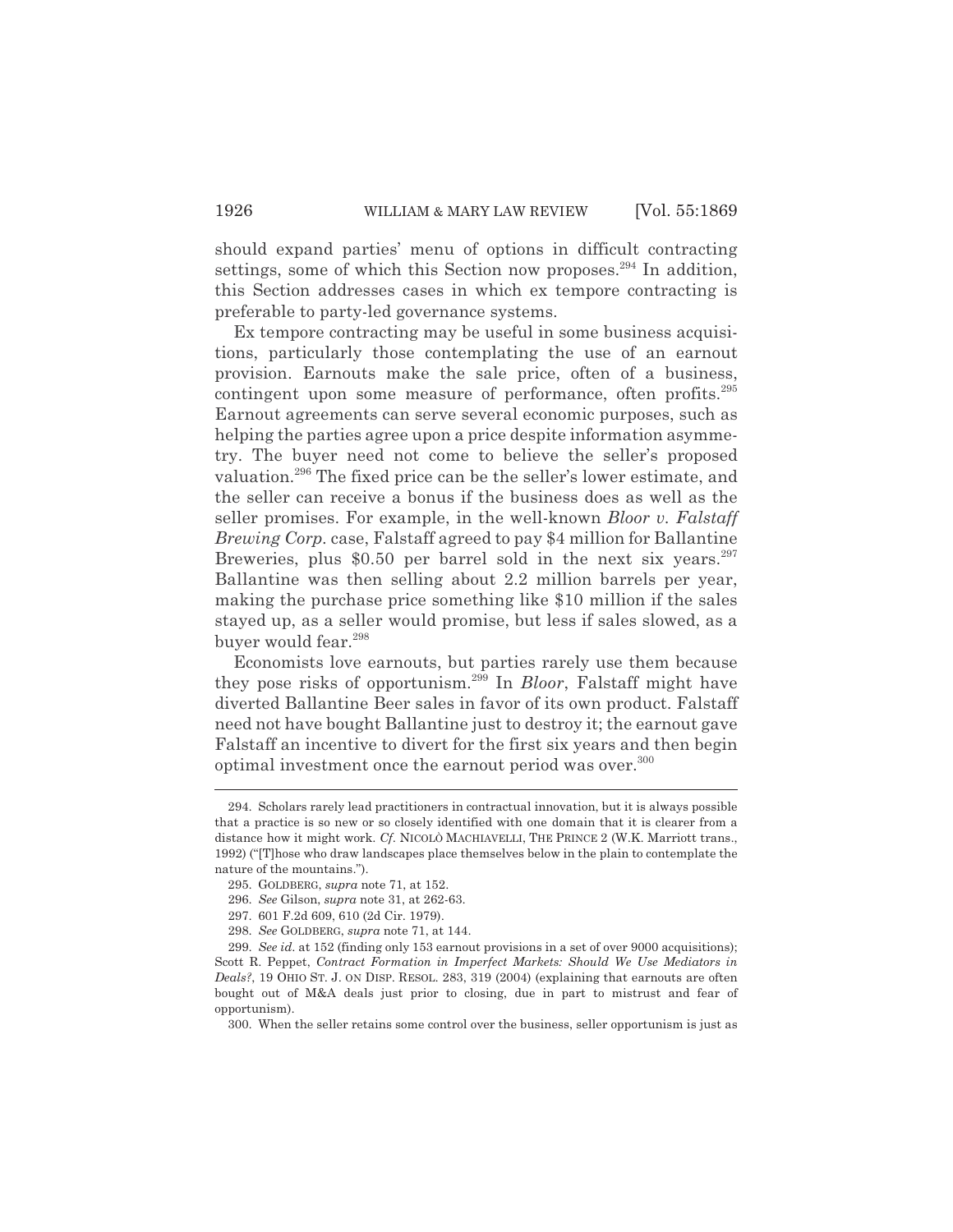should expand parties' menu of options in difficult contracting settings, some of which this Section now proposes.[294] In addition, this Section addresses cases in which ex tempore contracting is preferable to party-led governance systems.

Ex tempore contracting may be useful in some business acquisitions, particularly those contemplating the use of an earnout provision. Earnouts make the sale price, often of a business, contingent upon some measure of performance, often profits.[295] Earnout agreements can serve several economic purposes, such as helping the parties agree upon a price despite information asymmetry. The buyer need not come to believe the seller's proposed valuation.[296] The fixed price can be the seller's lower estimate, and the seller can receive a bonus if the business does as well as the seller promises. For example, in the well-known *Bloor v. Falstaff Brewing Corp.* case, Falstaff agreed to pay $4 million for Ballantine Breweries, plus $0.50 per barrel sold in the next six years.[297] Ballantine was then selling about 2.2 million barrels per year, making the purchase price something like $10 million if the sales stayed up, as a seller would promise, but less if sales slowed, as a buyer would fear.[298]

Economists love earnouts, but parties rarely use them because they pose risks of opportunism.[299] In *Bloor*, Falstaff might have diverted Ballantine Beer sales in favor of its own product. Falstaff need not have bought Ballantine just to destroy it; the earnout gave Falstaff an incentive to divert for the first six years and then begin optimal investment once the earnout period was over.[300]

---

294. Scholars rarely lead practitioners in contractual innovation, but it is always possible that a practice is so new or so closely identified with one domain that it is clearer from a distance how it might work. *Cf.* NICOLÒ MACHIAVELLI, THE PRINCE 2 (W.K. Marriott trans., 1992) ("[T]hose who draw landscapes place themselves below in the plain to contemplate the nature of the mountains.").

295. GOLDBERG, *supra* note 71, at 152.

296. *See* Gilson, *supra* note 31, at 262-63.

297. 601 F.2d 609, 610 (2d Cir. 1979).

298. *See* GOLDBERG, *supra* note 71, at 144.

299. *See id.* at 152 (finding only 153 earnout provisions in a set of over 9000 acquisitions); Scott R. Peppet, *Contract Formation in Imperfect Markets: Should We Use Mediators in Deals?*, 19 OHIO ST. J. ON DISP. RESOL. 283, 319 (2004) (explaining that earnouts are often bought out of M&A deals just prior to closing, due in part to mistrust and fear of opportunism).

300. When the seller retains some control over the business, seller opportunism is just as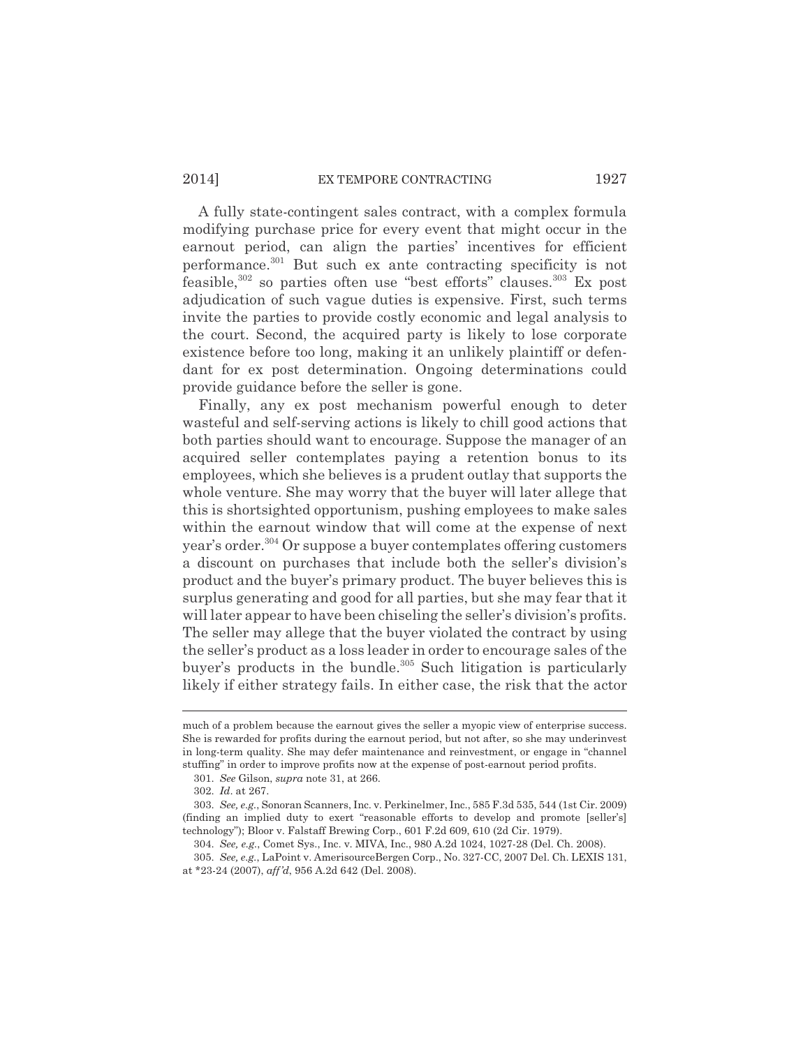A fully state-contingent sales contract, with a complex formula modifying purchase price for every event that might occur in the earnout period, can align the parties' incentives for efficient performance.[301] But such ex ante contracting specificity is not feasible,[302] so parties often use "best efforts" clauses.[303] Ex post adjudication of such vague duties is expensive. First, such terms invite the parties to provide costly economic and legal analysis to the court. Second, the acquired party is likely to lose corporate existence before too long, making it an unlikely plaintiff or defendant for ex post determination. Ongoing determinations could provide guidance before the seller is gone.

Finally, any ex post mechanism powerful enough to deter wasteful and self-serving actions is likely to chill good actions that both parties should want to encourage. Suppose the manager of an acquired seller contemplates paying a retention bonus to its employees, which she believes is a prudent outlay that supports the whole venture. She may worry that the buyer will later allege that this is shortsighted opportunism, pushing employees to make sales within the earnout window that will come at the expense of next year's order.[304] Or suppose a buyer contemplates offering customers a discount on purchases that include both the seller's division's product and the buyer's primary product. The buyer believes this is surplus generating and good for all parties, but she may fear that it will later appear to have been chiseling the seller's division's profits. The seller may allege that the buyer violated the contract by using the seller's product as a loss leader in order to encourage sales of the buyer's products in the bundle.[305] Such litigation is particularly likely if either strategy fails. In either case, the risk that the actor

---

much of a problem because the earnout gives the seller a myopic view of enterprise success. She is rewarded for profits during the earnout period, but not after, so she may underinvest in long-term quality. She may defer maintenance and reinvestment, or engage in "channel stuffing" in order to improve profits now at the expense of post-earnout period profits.

301. *See* Gilson, *supra* note 31, at 266.

302. *Id*. at 267.

303. *See, e.g.*, Sonoran Scanners, Inc. v. Perkinelmer, Inc., 585 F.3d 535, 544 (1st Cir. 2009) (finding an implied duty to exert "reasonable efforts to develop and promote [seller's] technology"); Bloor v. Falstaff Brewing Corp., 601 F.2d 609, 610 (2d Cir. 1979).

304. *See, e.g.*, Comet Sys., Inc. v. MIVA, Inc., 980 A.2d 1024, 1027-28 (Del. Ch. 2008).

305. *See, e.g.*, LaPoint v. AmerisourceBergen Corp., No. 327-CC, 2007 Del. Ch. LEXIS 131, at *23-24 (2007), *aff'd*, 956 A.2d 642 (Del. 2008).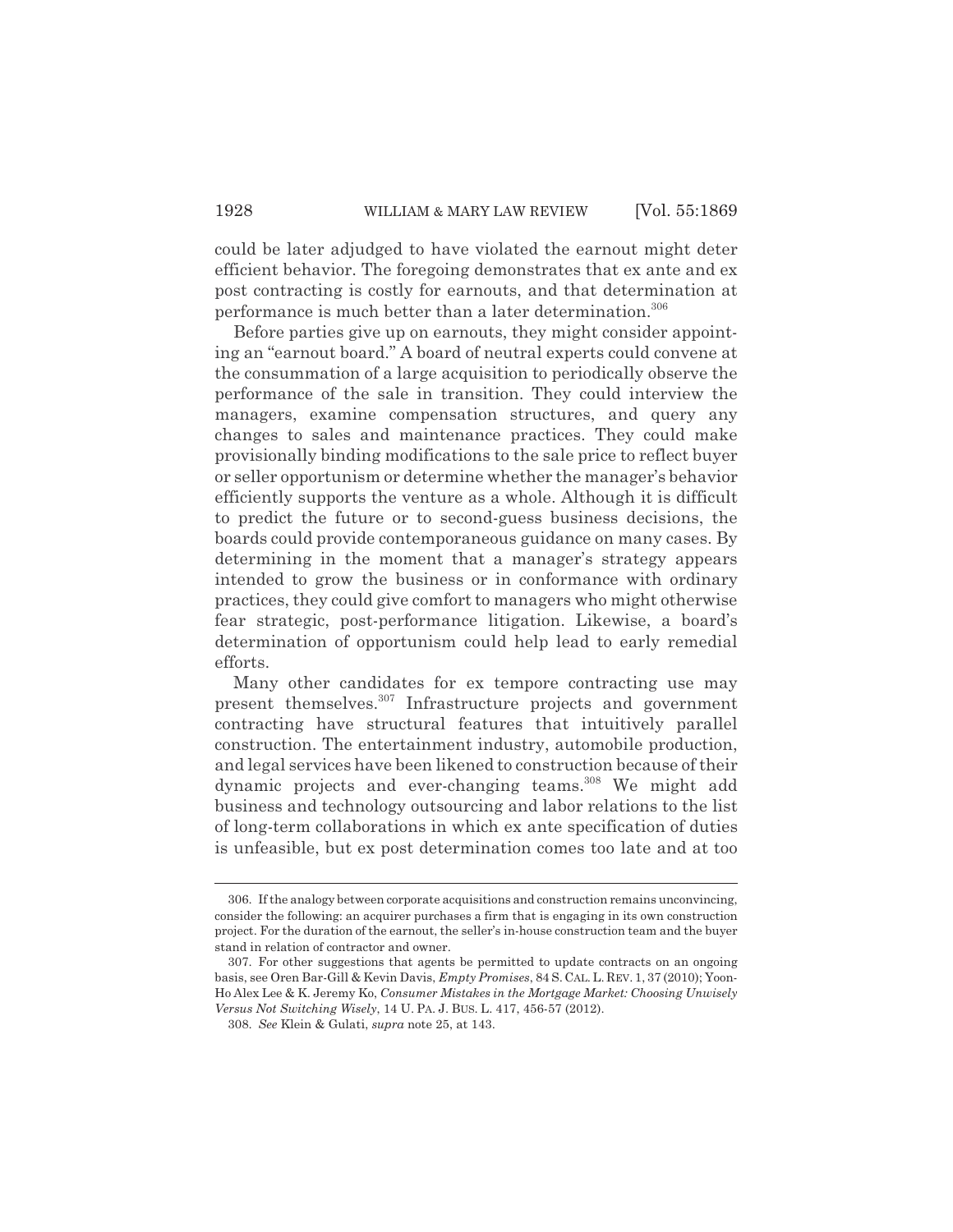could be later adjudged to have violated the earnout might deter efficient behavior. The foregoing demonstrates that ex ante and ex post contracting is costly for earnouts, and that determination at performance is much better than a later determination.[306]

Before parties give up on earnouts, they might consider appointing an "earnout board." A board of neutral experts could convene at the consummation of a large acquisition to periodically observe the performance of the sale in transition. They could interview the managers, examine compensation structures, and query any changes to sales and maintenance practices. They could make provisionally binding modifications to the sale price to reflect buyer or seller opportunism or determine whether the manager's behavior efficiently supports the venture as a whole. Although it is difficult to predict the future or to second-guess business decisions, the boards could provide contemporaneous guidance on many cases. By determining in the moment that a manager's strategy appears intended to grow the business or in conformance with ordinary practices, they could give comfort to managers who might otherwise fear strategic, post-performance litigation. Likewise, a board's determination of opportunism could help lead to early remedial efforts.

Many other candidates for ex tempore contracting use may present themselves.[307] Infrastructure projects and government contracting have structural features that intuitively parallel construction. The entertainment industry, automobile production, and legal services have been likened to construction because of their dynamic projects and ever-changing teams.[308] We might add business and technology outsourcing and labor relations to the list of long-term collaborations in which ex ante specification of duties is unfeasible, but ex post determination comes too late and at too

---

306. If the analogy between corporate acquisitions and construction remains unconvincing, consider the following: an acquirer purchases a firm that is engaging in its own construction project. For the duration of the earnout, the seller's in-house construction team and the buyer stand in relation of contractor and owner.

307. For other suggestions that agents be permitted to update contracts on an ongoing basis, see Oren Bar-Gill & Kevin Davis, *Empty Promises*, 84 S. CAL. L. REV. 1, 37 (2010); Yoon-Ho Alex Lee & K. Jeremy Ko, *Consumer Mistakes in the Mortgage Market: Choosing Unwisely Versus Not Switching Wisely*, 14 U. PA. J. BUS. L. 417, 456-57 (2012).

308. *See* Klein & Gulati, *supra* note 25, at 143.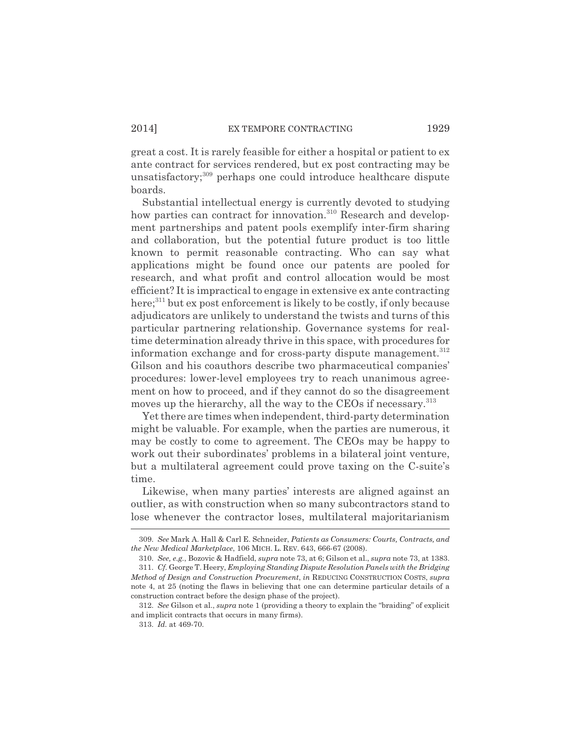great a cost. It is rarely feasible for either a hospital or patient to ex ante contract for services rendered, but ex post contracting may be unsatisfactory;[309] perhaps one could introduce healthcare dispute boards.

Substantial intellectual energy is currently devoted to studying how parties can contract for innovation.[310] Research and development partnerships and patent pools exemplify inter-firm sharing and collaboration, but the potential future product is too little known to permit reasonable contracting. Who can say what applications might be found once our patents are pooled for research, and what profit and control allocation would be most efficient? It is impractical to engage in extensive ex ante contracting here;[311] but ex post enforcement is likely to be costly, if only because adjudicators are unlikely to understand the twists and turns of this particular partnering relationship. Governance systems for real-time determination already thrive in this space, with procedures for information exchange and for cross-party dispute management.[312] Gilson and his coauthors describe two pharmaceutical companies' procedures: lower-level employees try to reach unanimous agreement on how to proceed, and if they cannot do so the disagreement moves up the hierarchy, all the way to the CEOs if necessary.[313]

Yet there are times when independent, third-party determination might be valuable. For example, when the parties are numerous, it may be costly to come to agreement. The CEOs may be happy to work out their subordinates' problems in a bilateral joint venture, but a multilateral agreement could prove taxing on the C-suite's time.

Likewise, when many parties' interests are aligned against an outlier, as with construction when so many subcontractors stand to lose whenever the contractor loses, multilateral majoritarianism

---

309. *See* Mark A. Hall & Carl E. Schneider, *Patients as Consumers: Courts, Contracts, and the New Medical Marketplace*, 106 MICH. L. REV. 643, 666-67 (2008).

310. *See, e.g.*, Bozovic & Hadfield, *supra* note 73, at 6; Gilson et al., *supra* note 73, at 1383.

311. *Cf.* George T. Heery, *Employing Standing Dispute Resolution Panels with the Bridging Method of Design and Construction Procurement*, *in* REDUCING CONSTRUCTION COSTS, *supra* note 4, at 25 (noting the flaws in believing that one can determine particular details of a construction contract before the design phase of the project).

312. *See* Gilson et al., *supra* note 1 (providing a theory to explain the "braiding" of explicit and implicit contracts that occurs in many firms).

313. *Id.* at 469-70.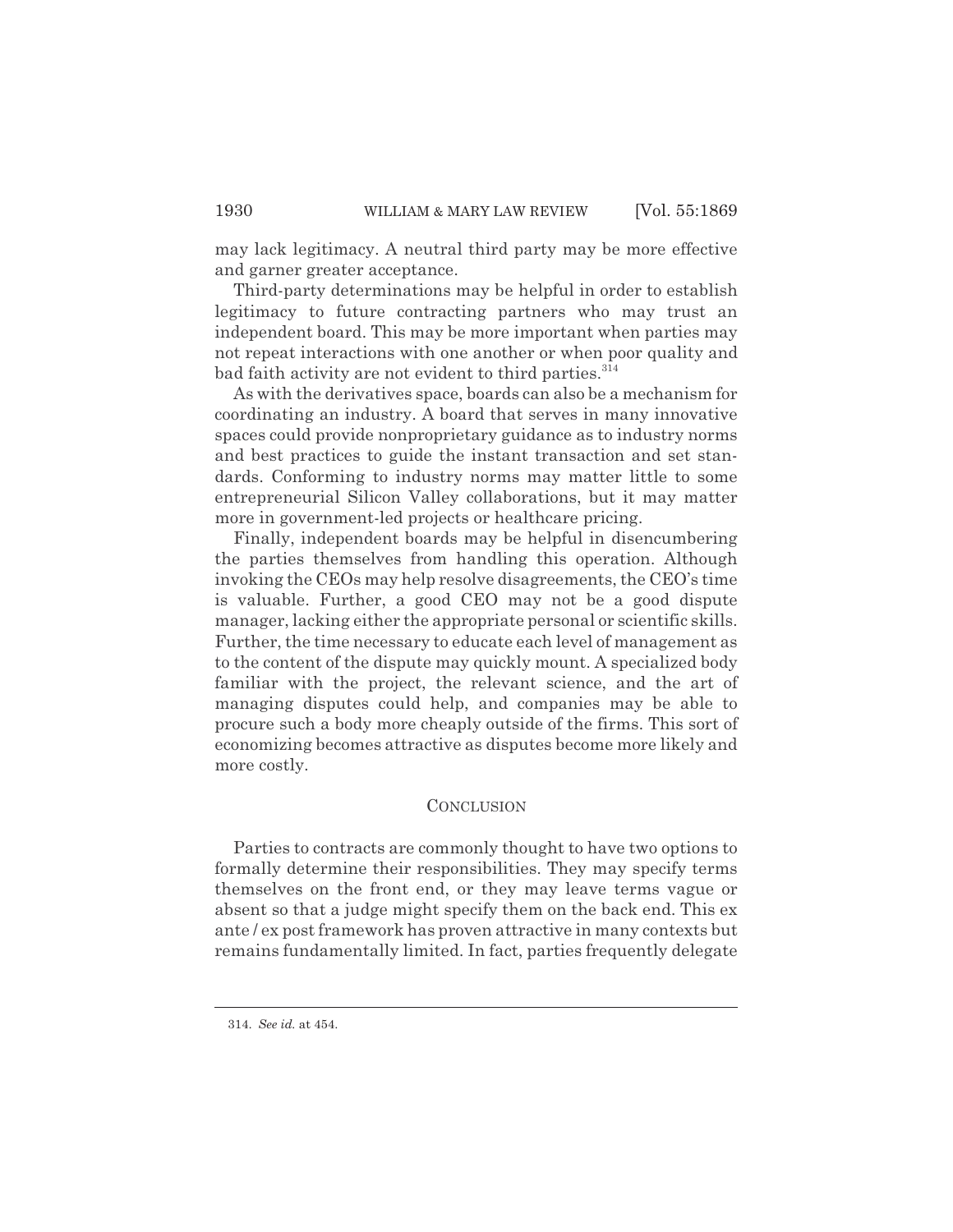may lack legitimacy. A neutral third party may be more effective and garner greater acceptance.

Third-party determinations may be helpful in order to establish legitimacy to future contracting partners who may trust an independent board. This may be more important when parties may not repeat interactions with one another or when poor quality and bad faith activity are not evident to third parties.[314]

As with the derivatives space, boards can also be a mechanism for coordinating an industry. A board that serves in many innovative spaces could provide nonproprietary guidance as to industry norms and best practices to guide the instant transaction and set standards. Conforming to industry norms may matter little to some entrepreneurial Silicon Valley collaborations, but it may matter more in government-led projects or healthcare pricing.

Finally, independent boards may be helpful in disencumbering the parties themselves from handling this operation. Although invoking the CEOs may help resolve disagreements, the CEO's time is valuable. Further, a good CEO may not be a good dispute manager, lacking either the appropriate personal or scientific skills. Further, the time necessary to educate each level of management as to the content of the dispute may quickly mount. A specialized body familiar with the project, the relevant science, and the art of managing disputes could help, and companies may be able to procure such a body more cheaply outside of the firms. This sort of economizing becomes attractive as disputes become more likely and more costly.

## CONCLUSION

Parties to contracts are commonly thought to have two options to formally determine their responsibilities. They may specify terms themselves on the front end, or they may leave terms vague or absent so that a judge might specify them on the back end. This ex ante / ex post framework has proven attractive in many contexts but remains fundamentally limited. In fact, parties frequently delegate

---

314. *See id.* at 454.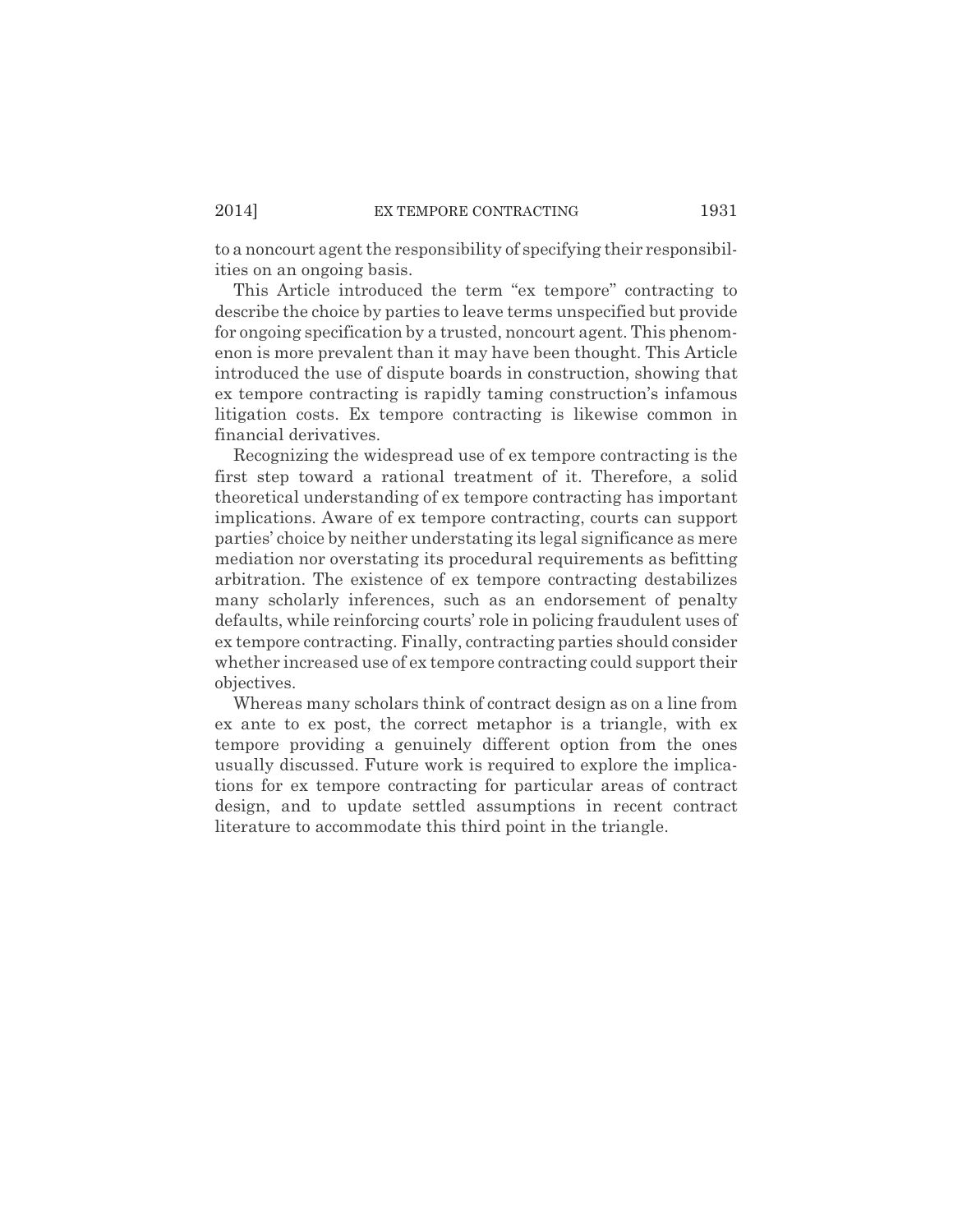to a noncourt agent the responsibility of specifying their responsibilities on an ongoing basis.

This Article introduced the term "ex tempore" contracting to describe the choice by parties to leave terms unspecified but provide for ongoing specification by a trusted, noncourt agent. This phenomenon is more prevalent than it may have been thought. This Article introduced the use of dispute boards in construction, showing that ex tempore contracting is rapidly taming construction's infamous litigation costs. Ex tempore contracting is likewise common in financial derivatives.

Recognizing the widespread use of ex tempore contracting is the first step toward a rational treatment of it. Therefore, a solid theoretical understanding of ex tempore contracting has important implications. Aware of ex tempore contracting, courts can support parties' choice by neither understating its legal significance as mere mediation nor overstating its procedural requirements as befitting arbitration. The existence of ex tempore contracting destabilizes many scholarly inferences, such as an endorsement of penalty defaults, while reinforcing courts' role in policing fraudulent uses of ex tempore contracting. Finally, contracting parties should consider whether increased use of ex tempore contracting could support their objectives.

Whereas many scholars think of contract design as on a line from ex ante to ex post, the correct metaphor is a triangle, with ex tempore providing a genuinely different option from the ones usually discussed. Future work is required to explore the implications for ex tempore contracting for particular areas of contract design, and to update settled assumptions in recent contract literature to accommodate this third point in the triangle.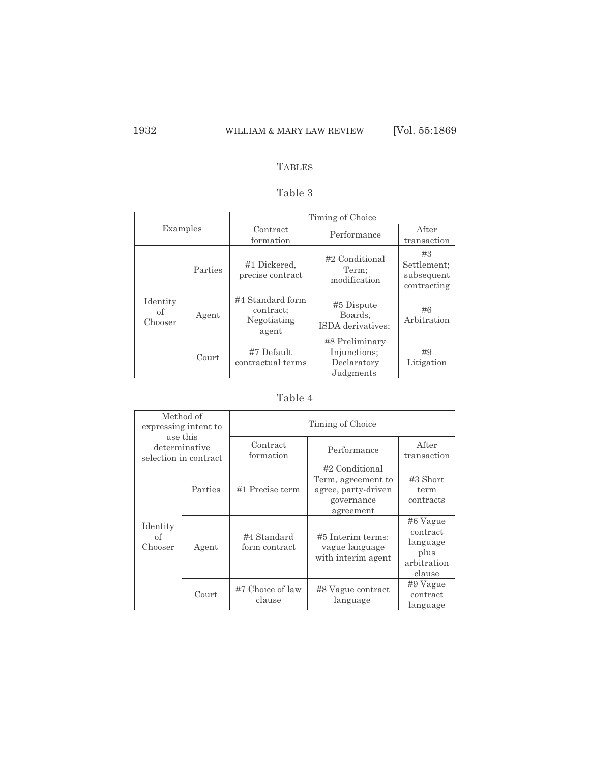## TABLES

### Table 3

| Examples | | Timing of Choice | | |
|---|---|---|---|---|
| | | Contract formation | Performance | After transaction |
| Identity of Chooser | Parties | #1 Dickered, precise contract | #2 Conditional Term; modification | #3 Settlement; subsequent contracting |
| | Agent | #4 Standard form contract; Negotiating agent | #5 Dispute Boards, ISDA derivatives; | #6 Arbitration |
| | Court | #7 Default contractual terms | #8 Preliminary Injunctions; Declaratory Judgments | #9 Litigation |

### Table 4

| Method of expressing intent to use this determinative selection in contract | | Timing of Choice | | |
|---|---|---|---|---|
| | | Contract formation | Performance | After transaction |
| Identity of Chooser | Parties | #1 Precise term | #2 Conditional Term, agreement to agree, party-driven governance agreement | #3 Short term contracts |
| | Agent | #4 Standard form contract | #5 Interim terms: vague language with interim agent | #6 Vague contract language plus arbitration clause |
| | Court | #7 Choice of law clause | #8 Vague contract language | #9 Vague contract language |